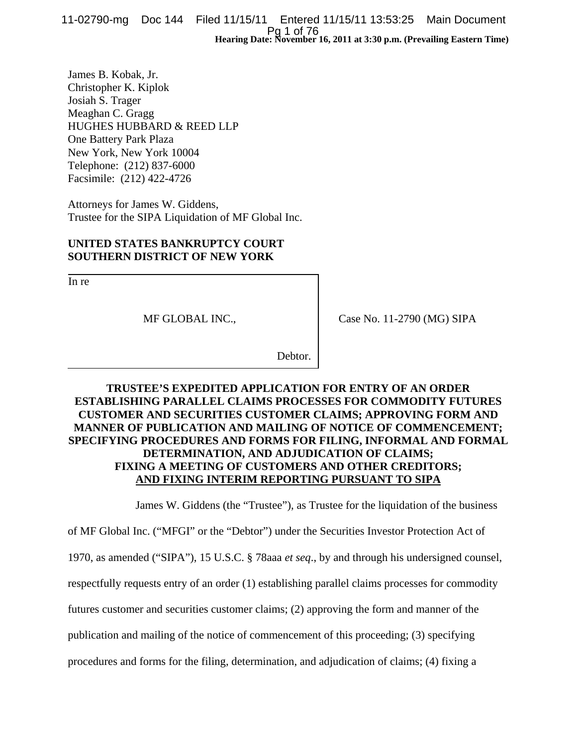**Hearing Date: November 16, 2011 at 3:30 p.m. (Prevailing Eastern Time)**

James B. Kobak, Jr.
Christopher K. Kiplok
Josiah S. Trager
Meaghan C. Gragg
HUGHES HUBBARD & REED LLP
One Battery Park Plaza
New York, New York 10004
Telephone: (212) 837-6000
Facsimile: (212) 422-4726

Attorneys for James W. Giddens,
Trustee for the SIPA Liquidation of MF Global Inc.

**UNITED STATES BANKRUPTCY COURT**
**SOUTHERN DISTRICT OF NEW YORK**

| | |
|---|---|
| In re<br><br>MF GLOBAL INC.,<br><br>Debtor. | Case No. 11-2790 (MG) SIPA |

**TRUSTEE'S EXPEDITED APPLICATION FOR ENTRY OF AN ORDER ESTABLISHING PARALLEL CLAIMS PROCESSES FOR COMMODITY FUTURES CUSTOMER AND SECURITIES CUSTOMER CLAIMS; APPROVING FORM AND MANNER OF PUBLICATION AND MAILING OF NOTICE OF COMMENCEMENT; SPECIFYING PROCEDURES AND FORMS FOR FILING, INFORMAL AND FORMAL DETERMINATION, AND ADJUDICATION OF CLAIMS; FIXING A MEETING OF CUSTOMERS AND OTHER CREDITORS; AND FIXING INTERIM REPORTING PURSUANT TO SIPA**

James W. Giddens (the "Trustee"), as Trustee for the liquidation of the business of MF Global Inc. ("MFGI" or the "Debtor") under the Securities Investor Protection Act of 1970, as amended ("SIPA"), 15 U.S.C. § 78aaa *et seq*., by and through his undersigned counsel, respectfully requests entry of an order (1) establishing parallel claims processes for commodity futures customer and securities customer claims; (2) approving the form and manner of the publication and mailing of the notice of commencement of this proceeding; (3) specifying procedures and forms for the filing, determination, and adjudication of claims; (4) fixing a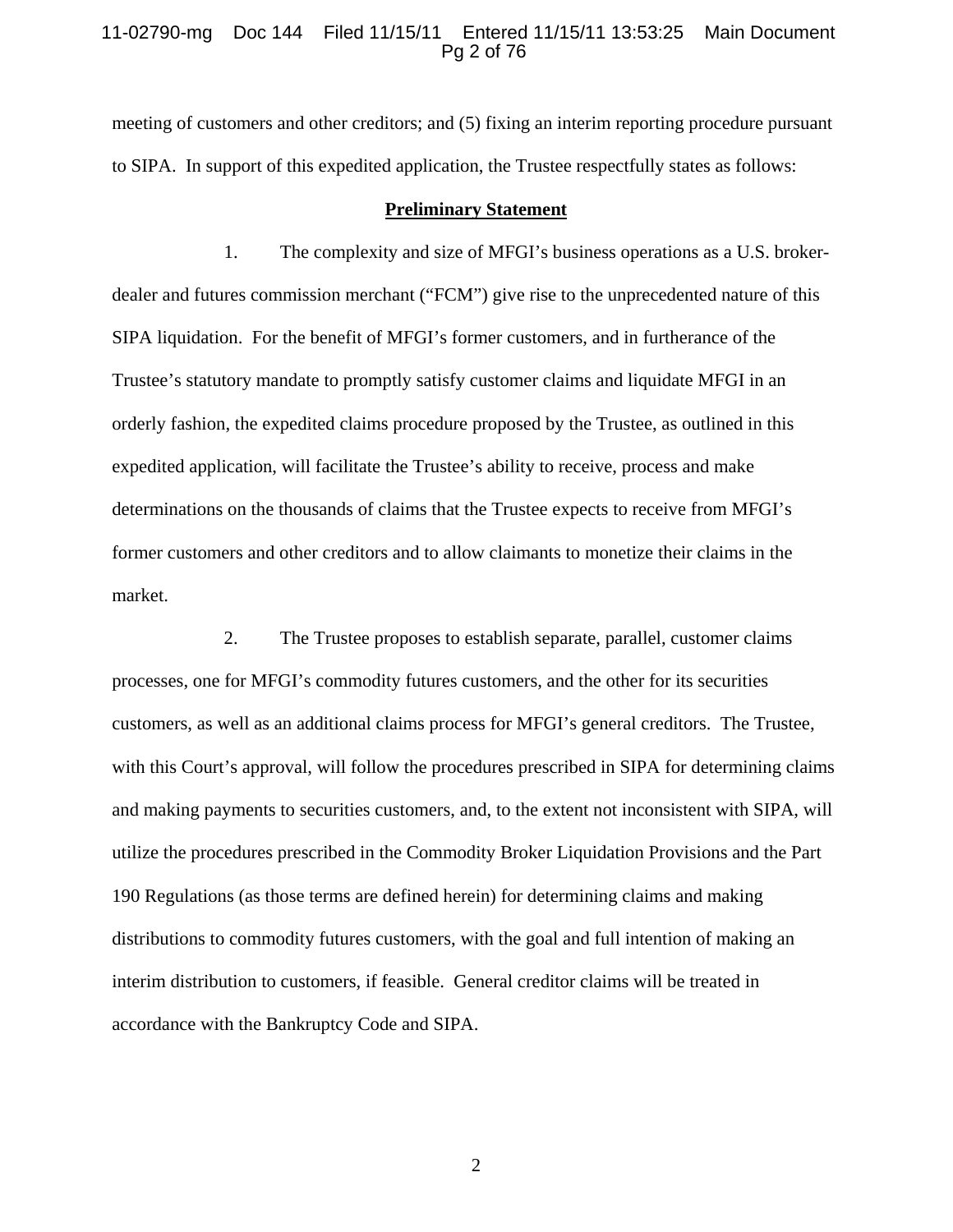meeting of customers and other creditors; and (5) fixing an interim reporting procedure pursuant to SIPA. In support of this expedited application, the Trustee respectfully states as follows:

## Preliminary Statement

1. The complexity and size of MFGI's business operations as a U.S. broker-dealer and futures commission merchant ("FCM") give rise to the unprecedented nature of this SIPA liquidation. For the benefit of MFGI's former customers, and in furtherance of the Trustee's statutory mandate to promptly satisfy customer claims and liquidate MFGI in an orderly fashion, the expedited claims procedure proposed by the Trustee, as outlined in this expedited application, will facilitate the Trustee's ability to receive, process and make determinations on the thousands of claims that the Trustee expects to receive from MFGI's former customers and other creditors and to allow claimants to monetize their claims in the market.

2. The Trustee proposes to establish separate, parallel, customer claims processes, one for MFGI's commodity futures customers, and the other for its securities customers, as well as an additional claims process for MFGI's general creditors. The Trustee, with this Court's approval, will follow the procedures prescribed in SIPA for determining claims and making payments to securities customers, and, to the extent not inconsistent with SIPA, will utilize the procedures prescribed in the Commodity Broker Liquidation Provisions and the Part 190 Regulations (as those terms are defined herein) for determining claims and making distributions to commodity futures customers, with the goal and full intention of making an interim distribution to customers, if feasible. General creditor claims will be treated in accordance with the Bankruptcy Code and SIPA.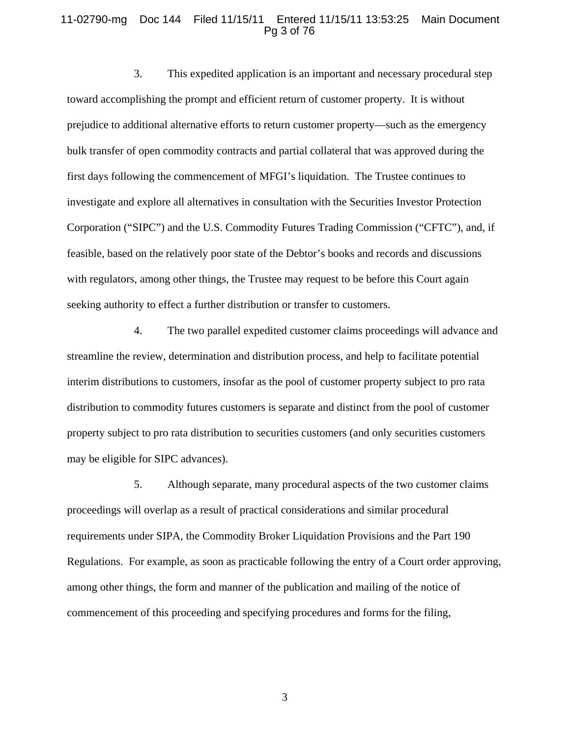3. This expedited application is an important and necessary procedural step toward accomplishing the prompt and efficient return of customer property. It is without prejudice to additional alternative efforts to return customer property—such as the emergency bulk transfer of open commodity contracts and partial collateral that was approved during the first days following the commencement of MFGI's liquidation. The Trustee continues to investigate and explore all alternatives in consultation with the Securities Investor Protection Corporation ("SIPC") and the U.S. Commodity Futures Trading Commission ("CFTC"), and, if feasible, based on the relatively poor state of the Debtor's books and records and discussions with regulators, among other things, the Trustee may request to be before this Court again seeking authority to effect a further distribution or transfer to customers.

4. The two parallel expedited customer claims proceedings will advance and streamline the review, determination and distribution process, and help to facilitate potential interim distributions to customers, insofar as the pool of customer property subject to pro rata distribution to commodity futures customers is separate and distinct from the pool of customer property subject to pro rata distribution to securities customers (and only securities customers may be eligible for SIPC advances).

5. Although separate, many procedural aspects of the two customer claims proceedings will overlap as a result of practical considerations and similar procedural requirements under SIPA, the Commodity Broker Liquidation Provisions and the Part 190 Regulations. For example, as soon as practicable following the entry of a Court order approving, among other things, the form and manner of the publication and mailing of the notice of commencement of this proceeding and specifying procedures and forms for the filing,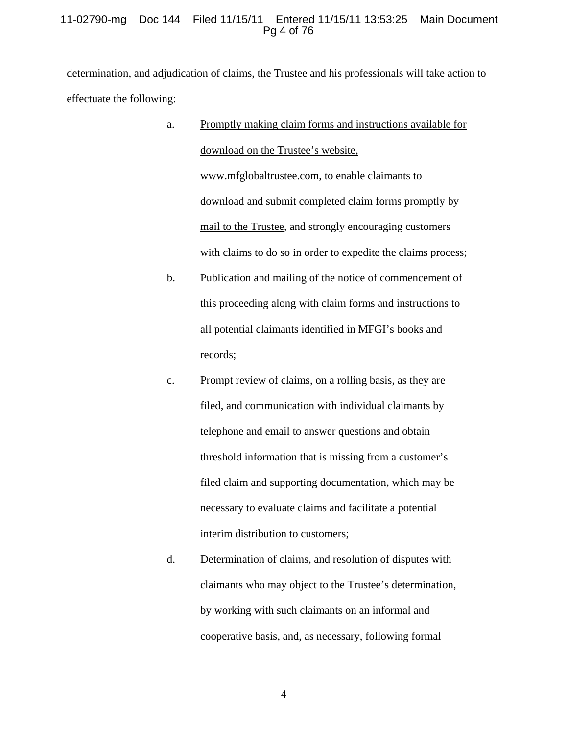determination, and adjudication of claims, the Trustee and his professionals will take action to effectuate the following:

a. <u>Promptly making claim forms and instructions available for download on the Trustee's website, www.mfglobaltrustee.com, to enable claimants to download and submit completed claim forms promptly by mail to the Trustee</u>, and strongly encouraging customers with claims to do so in order to expedite the claims process;

b. Publication and mailing of the notice of commencement of this proceeding along with claim forms and instructions to all potential claimants identified in MFGI's books and records;

c. Prompt review of claims, on a rolling basis, as they are filed, and communication with individual claimants by telephone and email to answer questions and obtain threshold information that is missing from a customer's filed claim and supporting documentation, which may be necessary to evaluate claims and facilitate a potential interim distribution to customers;

d. Determination of claims, and resolution of disputes with claimants who may object to the Trustee's determination, by working with such claimants on an informal and cooperative basis, and, as necessary, following formal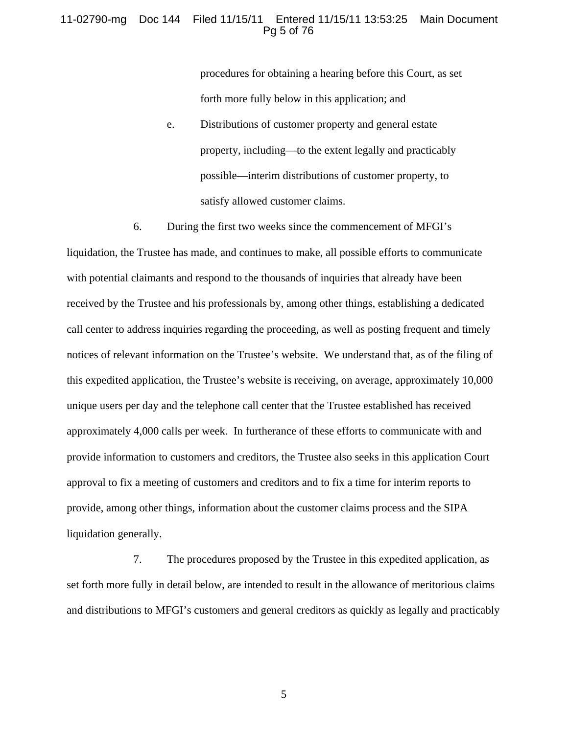procedures for obtaining a hearing before this Court, as set forth more fully below in this application; and

e. Distributions of customer property and general estate property, including—to the extent legally and practicably possible—interim distributions of customer property, to satisfy allowed customer claims.

6. During the first two weeks since the commencement of MFGI's liquidation, the Trustee has made, and continues to make, all possible efforts to communicate with potential claimants and respond to the thousands of inquiries that already have been received by the Trustee and his professionals by, among other things, establishing a dedicated call center to address inquiries regarding the proceeding, as well as posting frequent and timely notices of relevant information on the Trustee's website. We understand that, as of the filing of this expedited application, the Trustee's website is receiving, on average, approximately 10,000 unique users per day and the telephone call center that the Trustee established has received approximately 4,000 calls per week. In furtherance of these efforts to communicate with and provide information to customers and creditors, the Trustee also seeks in this application Court approval to fix a meeting of customers and creditors and to fix a time for interim reports to provide, among other things, information about the customer claims process and the SIPA liquidation generally.

7. The procedures proposed by the Trustee in this expedited application, as set forth more fully in detail below, are intended to result in the allowance of meritorious claims and distributions to MFGI's customers and general creditors as quickly as legally and practicably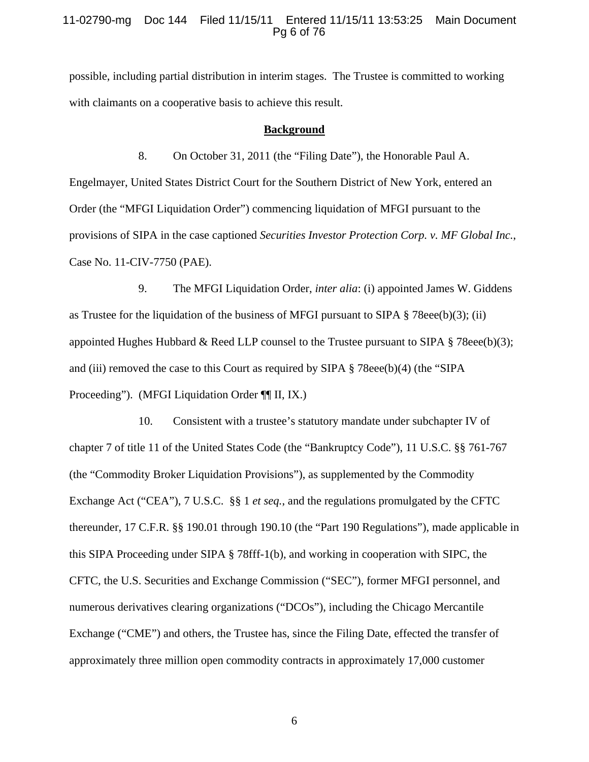possible, including partial distribution in interim stages. The Trustee is committed to working with claimants on a cooperative basis to achieve this result.

## **Background**

8. On October 31, 2011 (the "Filing Date"), the Honorable Paul A. Engelmayer, United States District Court for the Southern District of New York, entered an Order (the "MFGI Liquidation Order") commencing liquidation of MFGI pursuant to the provisions of SIPA in the case captioned *Securities Investor Protection Corp. v. MF Global Inc.*, Case No. 11-CIV-7750 (PAE).

9. The MFGI Liquidation Order, *inter alia*: (i) appointed James W. Giddens as Trustee for the liquidation of the business of MFGI pursuant to SIPA § 78eee(b)(3); (ii) appointed Hughes Hubbard & Reed LLP counsel to the Trustee pursuant to SIPA § 78eee(b)(3); and (iii) removed the case to this Court as required by SIPA § 78eee(b)(4) (the "SIPA Proceeding"). (MFGI Liquidation Order ¶¶ II, IX.)

10. Consistent with a trustee's statutory mandate under subchapter IV of chapter 7 of title 11 of the United States Code (the "Bankruptcy Code"), 11 U.S.C. §§ 761-767 (the "Commodity Broker Liquidation Provisions"), as supplemented by the Commodity Exchange Act ("CEA"), 7 U.S.C. §§ 1 *et seq.*, and the regulations promulgated by the CFTC thereunder, 17 C.F.R. §§ 190.01 through 190.10 (the "Part 190 Regulations"), made applicable in this SIPA Proceeding under SIPA § 78fff-1(b), and working in cooperation with SIPC, the CFTC, the U.S. Securities and Exchange Commission ("SEC"), former MFGI personnel, and numerous derivatives clearing organizations ("DCOs"), including the Chicago Mercantile Exchange ("CME") and others, the Trustee has, since the Filing Date, effected the transfer of approximately three million open commodity contracts in approximately 17,000 customer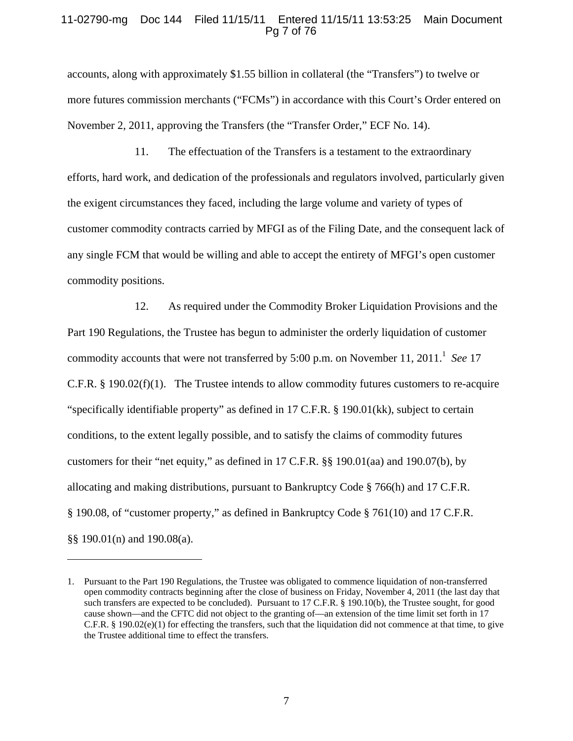accounts, along with approximately $1.55 billion in collateral (the "Transfers") to twelve or more futures commission merchants ("FCMs") in accordance with this Court's Order entered on November 2, 2011, approving the Transfers (the "Transfer Order," ECF No. 14).

11. The effectuation of the Transfers is a testament to the extraordinary efforts, hard work, and dedication of the professionals and regulators involved, particularly given the exigent circumstances they faced, including the large volume and variety of types of customer commodity contracts carried by MFGI as of the Filing Date, and the consequent lack of any single FCM that would be willing and able to accept the entirety of MFGI's open customer commodity positions.

12. As required under the Commodity Broker Liquidation Provisions and the Part 190 Regulations, the Trustee has begun to administer the orderly liquidation of customer commodity accounts that were not transferred by 5:00 p.m. on November 11, 2011.[1] *See* 17 C.F.R. § 190.02(f)(1). The Trustee intends to allow commodity futures customers to re-acquire "specifically identifiable property" as defined in 17 C.F.R. § 190.01(kk), subject to certain conditions, to the extent legally possible, and to satisfy the claims of commodity futures customers for their "net equity," as defined in 17 C.F.R. §§ 190.01(aa) and 190.07(b), by allocating and making distributions, pursuant to Bankruptcy Code § 766(h) and 17 C.F.R. § 190.08, of "customer property," as defined in Bankruptcy Code § 761(10) and 17 C.F.R. §§ 190.01(n) and 190.08(a).

---

1. Pursuant to the Part 190 Regulations, the Trustee was obligated to commence liquidation of non-transferred open commodity contracts beginning after the close of business on Friday, November 4, 2011 (the last day that such transfers are expected to be concluded). Pursuant to 17 C.F.R. § 190.10(b), the Trustee sought, for good cause shown—and the CFTC did not object to the granting of—an extension of the time limit set forth in 17 C.F.R. § 190.02(e)(1) for effecting the transfers, such that the liquidation did not commence at that time, to give the Trustee additional time to effect the transfers.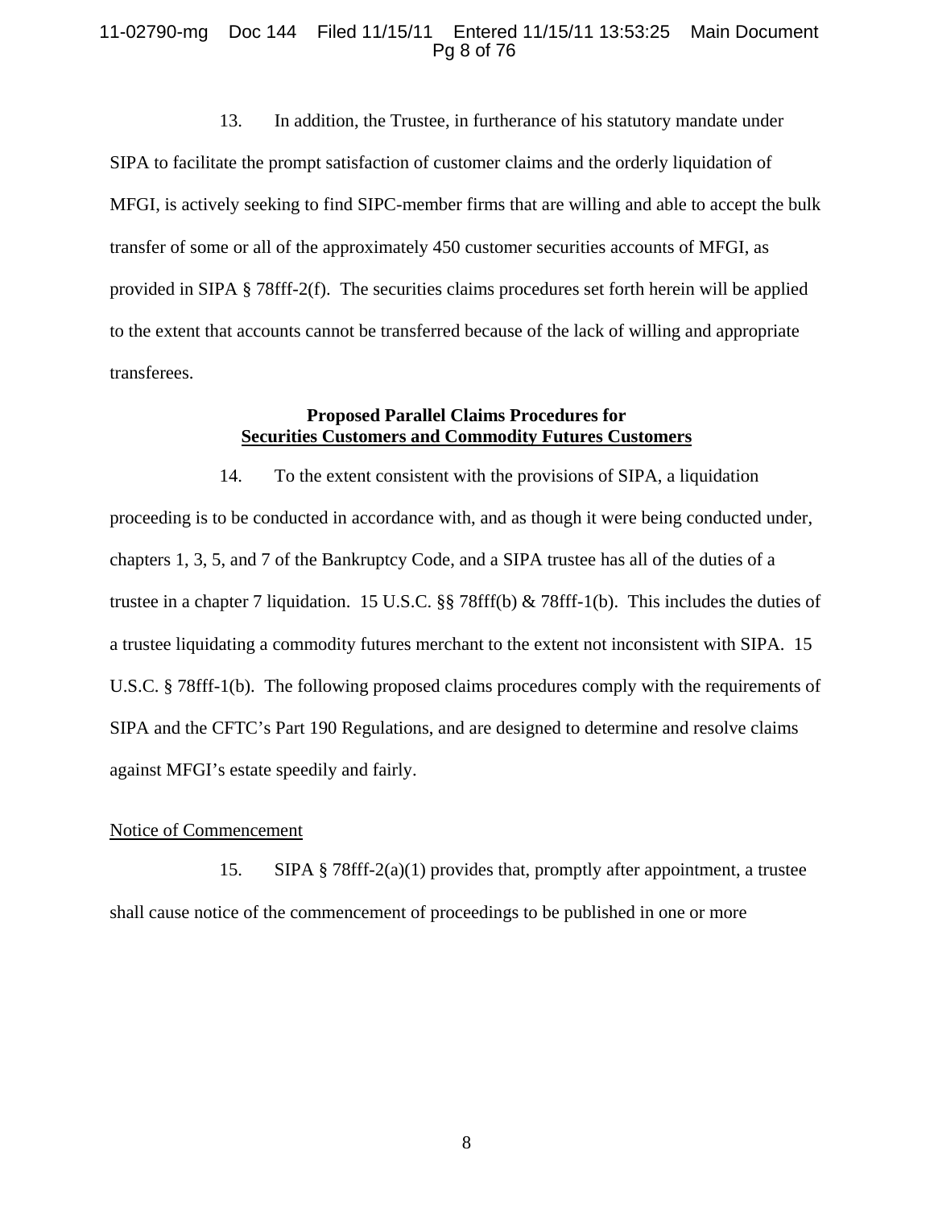13. In addition, the Trustee, in furtherance of his statutory mandate under SIPA to facilitate the prompt satisfaction of customer claims and the orderly liquidation of MFGI, is actively seeking to find SIPC-member firms that are willing and able to accept the bulk transfer of some or all of the approximately 450 customer securities accounts of MFGI, as provided in SIPA § 78fff-2(f). The securities claims procedures set forth herein will be applied to the extent that accounts cannot be transferred because of the lack of willing and appropriate transferees.

**Proposed Parallel Claims Procedures for**
**Securities Customers and Commodity Futures Customers**

14. To the extent consistent with the provisions of SIPA, a liquidation proceeding is to be conducted in accordance with, and as though it were being conducted under, chapters 1, 3, 5, and 7 of the Bankruptcy Code, and a SIPA trustee has all of the duties of a trustee in a chapter 7 liquidation. 15 U.S.C. §§ 78fff(b) & 78fff-1(b). This includes the duties of a trustee liquidating a commodity futures merchant to the extent not inconsistent with SIPA. 15 U.S.C. § 78fff-1(b). The following proposed claims procedures comply with the requirements of SIPA and the CFTC's Part 190 Regulations, and are designed to determine and resolve claims against MFGI's estate speedily and fairly.

Notice of Commencement

15. SIPA § 78fff-2(a)(1) provides that, promptly after appointment, a trustee shall cause notice of the commencement of proceedings to be published in one or more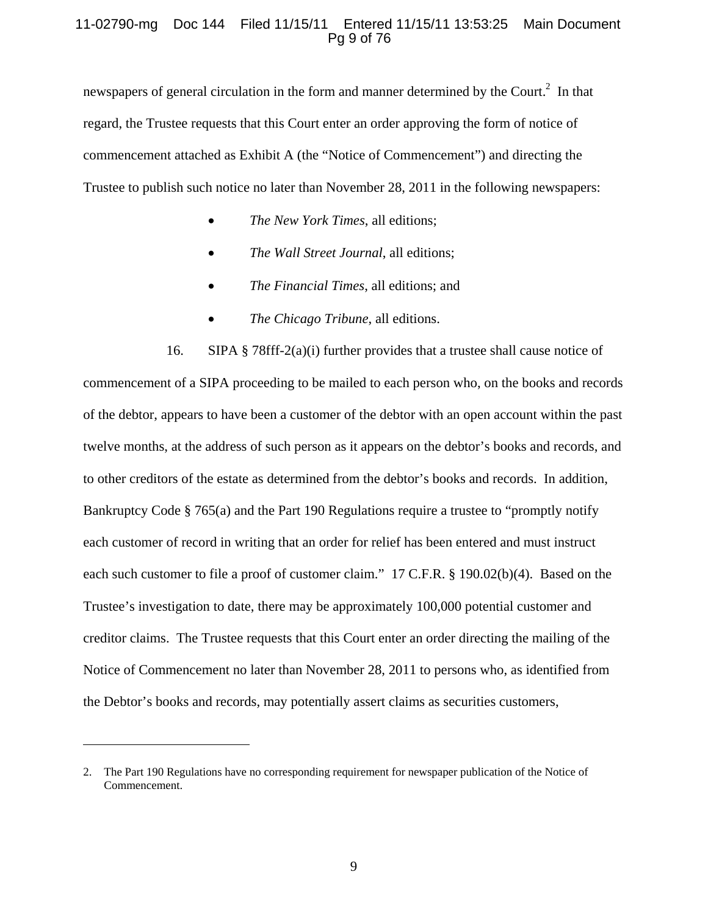newspapers of general circulation in the form and manner determined by the Court.[2] In that regard, the Trustee requests that this Court enter an order approving the form of notice of commencement attached as Exhibit A (the "Notice of Commencement") and directing the Trustee to publish such notice no later than November 28, 2011 in the following newspapers:

- *The New York Times*, all editions;
- *The Wall Street Journal*, all editions;
- *The Financial Times*, all editions; and
- *The Chicago Tribune*, all editions.

16. SIPA § 78fff-2(a)(i) further provides that a trustee shall cause notice of commencement of a SIPA proceeding to be mailed to each person who, on the books and records of the debtor, appears to have been a customer of the debtor with an open account within the past twelve months, at the address of such person as it appears on the debtor's books and records, and to other creditors of the estate as determined from the debtor's books and records. In addition, Bankruptcy Code § 765(a) and the Part 190 Regulations require a trustee to "promptly notify each customer of record in writing that an order for relief has been entered and must instruct each such customer to file a proof of customer claim." 17 C.F.R. § 190.02(b)(4). Based on the Trustee's investigation to date, there may be approximately 100,000 potential customer and creditor claims. The Trustee requests that this Court enter an order directing the mailing of the Notice of Commencement no later than November 28, 2011 to persons who, as identified from the Debtor's books and records, may potentially assert claims as securities customers,

---

2. The Part 190 Regulations have no corresponding requirement for newspaper publication of the Notice of Commencement.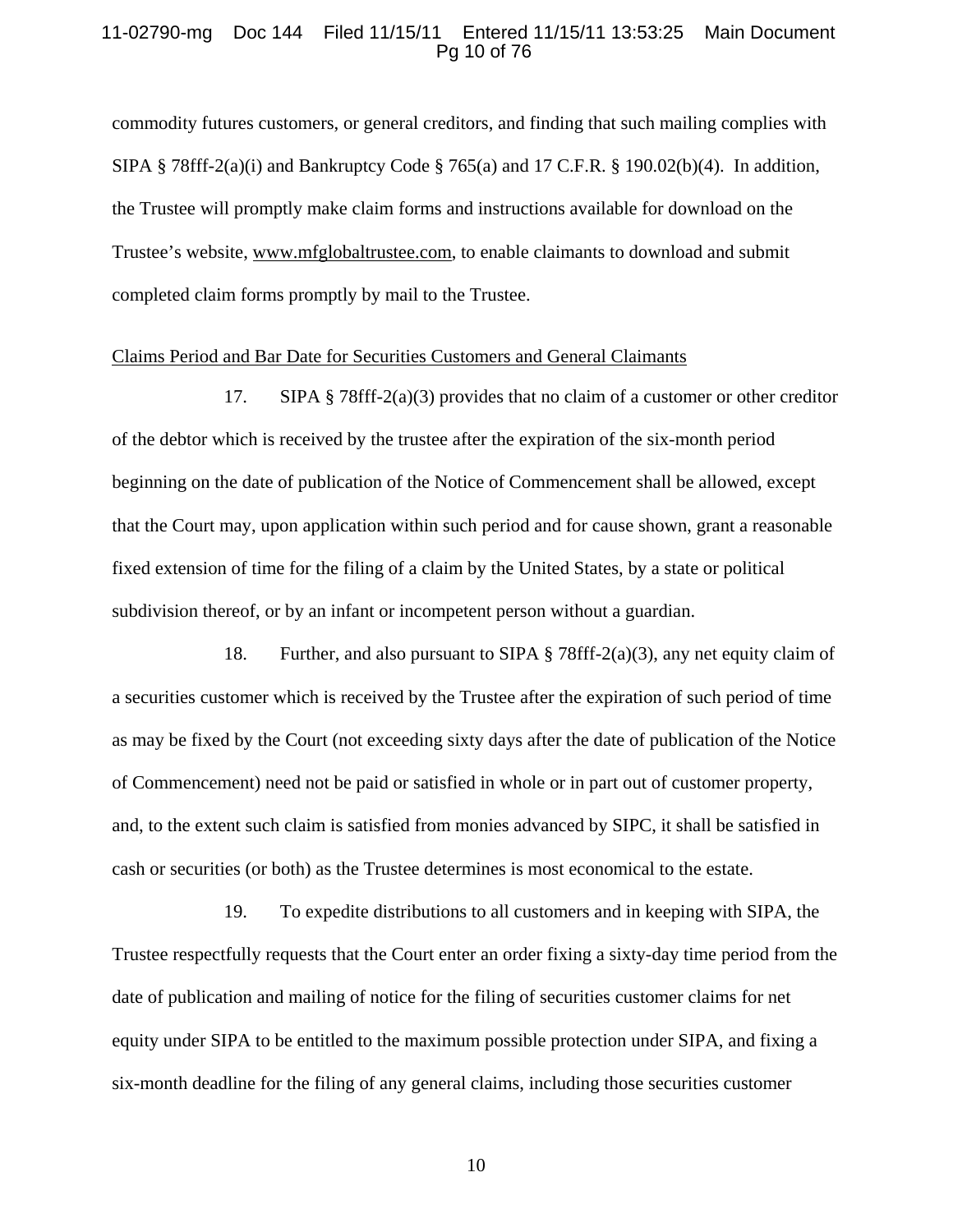commodity futures customers, or general creditors, and finding that such mailing complies with SIPA § 78fff-2(a)(i) and Bankruptcy Code § 765(a) and 17 C.F.R. § 190.02(b)(4). In addition, the Trustee will promptly make claim forms and instructions available for download on the Trustee's website, www.mfglobaltrustee.com, to enable claimants to download and submit completed claim forms promptly by mail to the Trustee.

Claims Period and Bar Date for Securities Customers and General Claimants

17. SIPA § 78fff-2(a)(3) provides that no claim of a customer or other creditor of the debtor which is received by the trustee after the expiration of the six-month period beginning on the date of publication of the Notice of Commencement shall be allowed, except that the Court may, upon application within such period and for cause shown, grant a reasonable fixed extension of time for the filing of a claim by the United States, by a state or political subdivision thereof, or by an infant or incompetent person without a guardian.

18. Further, and also pursuant to SIPA § 78fff-2(a)(3), any net equity claim of a securities customer which is received by the Trustee after the expiration of such period of time as may be fixed by the Court (not exceeding sixty days after the date of publication of the Notice of Commencement) need not be paid or satisfied in whole or in part out of customer property, and, to the extent such claim is satisfied from monies advanced by SIPC, it shall be satisfied in cash or securities (or both) as the Trustee determines is most economical to the estate.

19. To expedite distributions to all customers and in keeping with SIPA, the Trustee respectfully requests that the Court enter an order fixing a sixty-day time period from the date of publication and mailing of notice for the filing of securities customer claims for net equity under SIPA to be entitled to the maximum possible protection under SIPA, and fixing a six-month deadline for the filing of any general claims, including those securities customer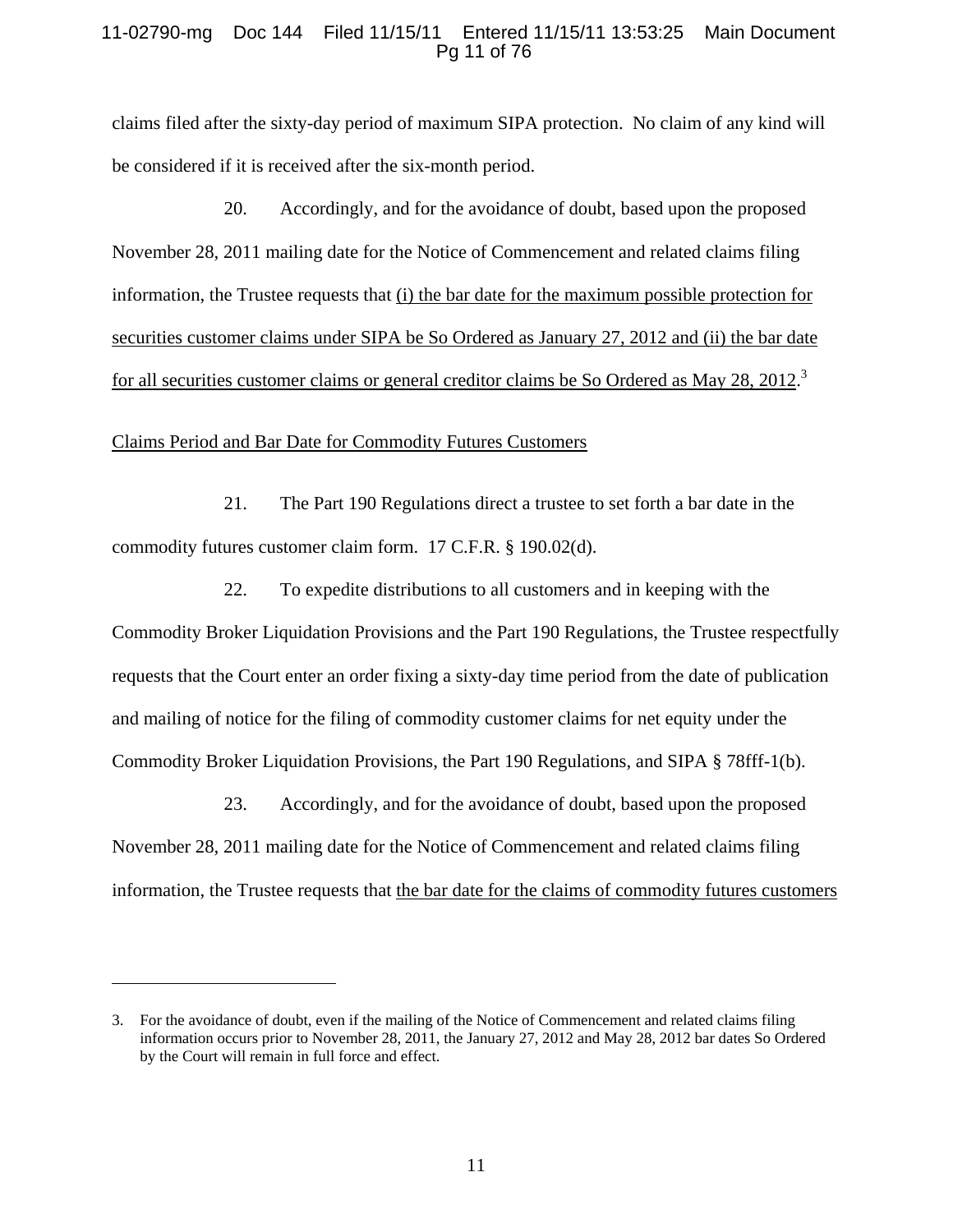claims filed after the sixty-day period of maximum SIPA protection. No claim of any kind will be considered if it is received after the six-month period.

20. Accordingly, and for the avoidance of doubt, based upon the proposed November 28, 2011 mailing date for the Notice of Commencement and related claims filing information, the Trustee requests that (i) the bar date for the maximum possible protection for securities customer claims under SIPA be So Ordered as January 27, 2012 and (ii) the bar date for all securities customer claims or general creditor claims be So Ordered as May 28, 2012.[3]

Claims Period and Bar Date for Commodity Futures Customers

21. The Part 190 Regulations direct a trustee to set forth a bar date in the commodity futures customer claim form. 17 C.F.R. § 190.02(d).

22. To expedite distributions to all customers and in keeping with the Commodity Broker Liquidation Provisions and the Part 190 Regulations, the Trustee respectfully requests that the Court enter an order fixing a sixty-day time period from the date of publication and mailing of notice for the filing of commodity customer claims for net equity under the Commodity Broker Liquidation Provisions, the Part 190 Regulations, and SIPA § 78fff-1(b).

23. Accordingly, and for the avoidance of doubt, based upon the proposed November 28, 2011 mailing date for the Notice of Commencement and related claims filing information, the Trustee requests that the bar date for the claims of commodity futures customers

---

3. For the avoidance of doubt, even if the mailing of the Notice of Commencement and related claims filing information occurs prior to November 28, 2011, the January 27, 2012 and May 28, 2012 bar dates So Ordered by the Court will remain in full force and effect.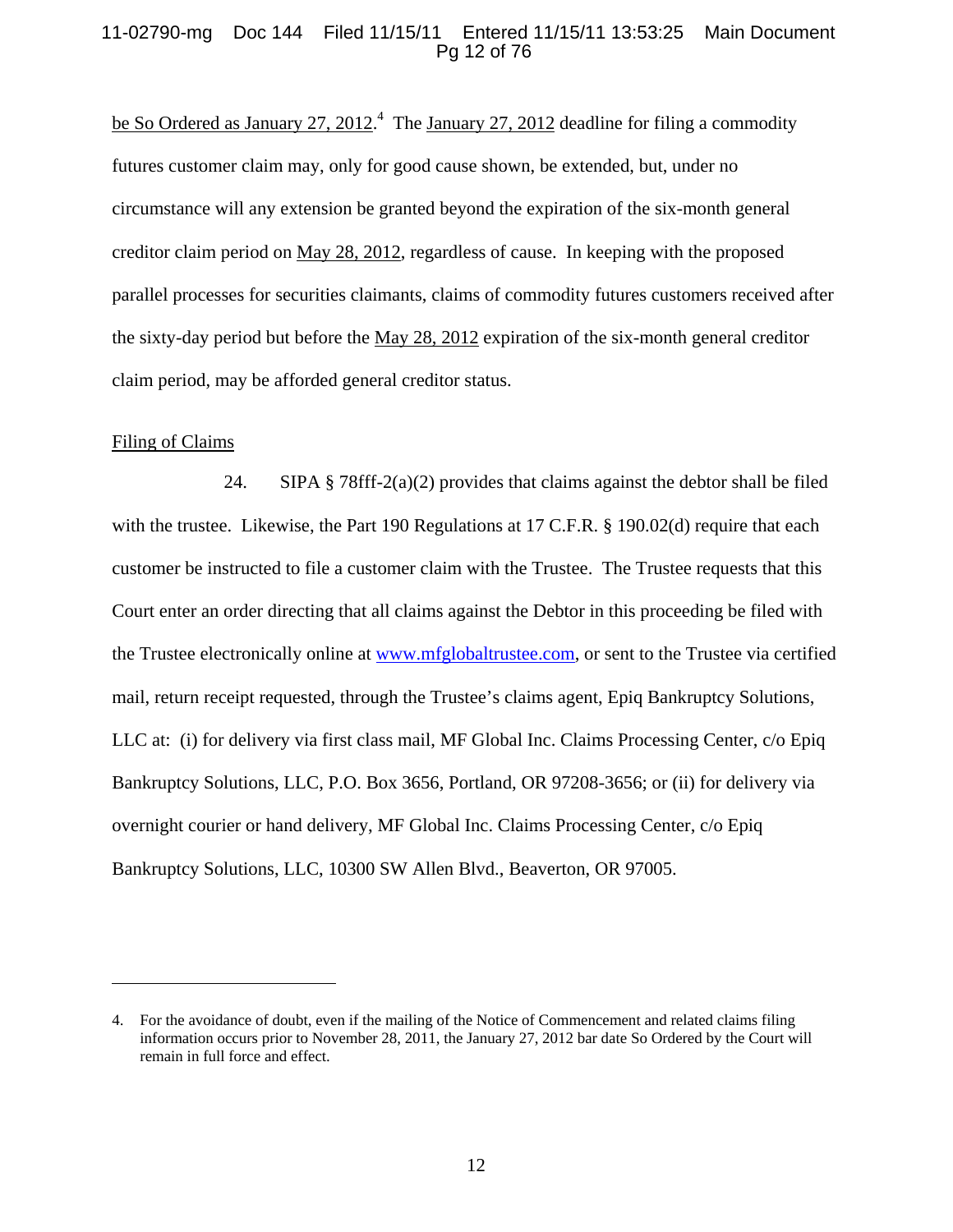be So Ordered as January 27, 2012.[4] The January 27, 2012 deadline for filing a commodity futures customer claim may, only for good cause shown, be extended, but, under no circumstance will any extension be granted beyond the expiration of the six-month general creditor claim period on May 28, 2012, regardless of cause. In keeping with the proposed parallel processes for securities claimants, claims of commodity futures customers received after the sixty-day period but before the May 28, 2012 expiration of the six-month general creditor claim period, may be afforded general creditor status.

Filing of Claims

24. SIPA § 78fff-2(a)(2) provides that claims against the debtor shall be filed with the trustee. Likewise, the Part 190 Regulations at 17 C.F.R. § 190.02(d) require that each customer be instructed to file a customer claim with the Trustee. The Trustee requests that this Court enter an order directing that all claims against the Debtor in this proceeding be filed with the Trustee electronically online at www.mfglobaltrustee.com, or sent to the Trustee via certified mail, return receipt requested, through the Trustee's claims agent, Epiq Bankruptcy Solutions, LLC at: (i) for delivery via first class mail, MF Global Inc. Claims Processing Center, c/o Epiq Bankruptcy Solutions, LLC, P.O. Box 3656, Portland, OR 97208-3656; or (ii) for delivery via overnight courier or hand delivery, MF Global Inc. Claims Processing Center, c/o Epiq Bankruptcy Solutions, LLC, 10300 SW Allen Blvd., Beaverton, OR 97005.

---

4. For the avoidance of doubt, even if the mailing of the Notice of Commencement and related claims filing information occurs prior to November 28, 2011, the January 27, 2012 bar date So Ordered by the Court will remain in full force and effect.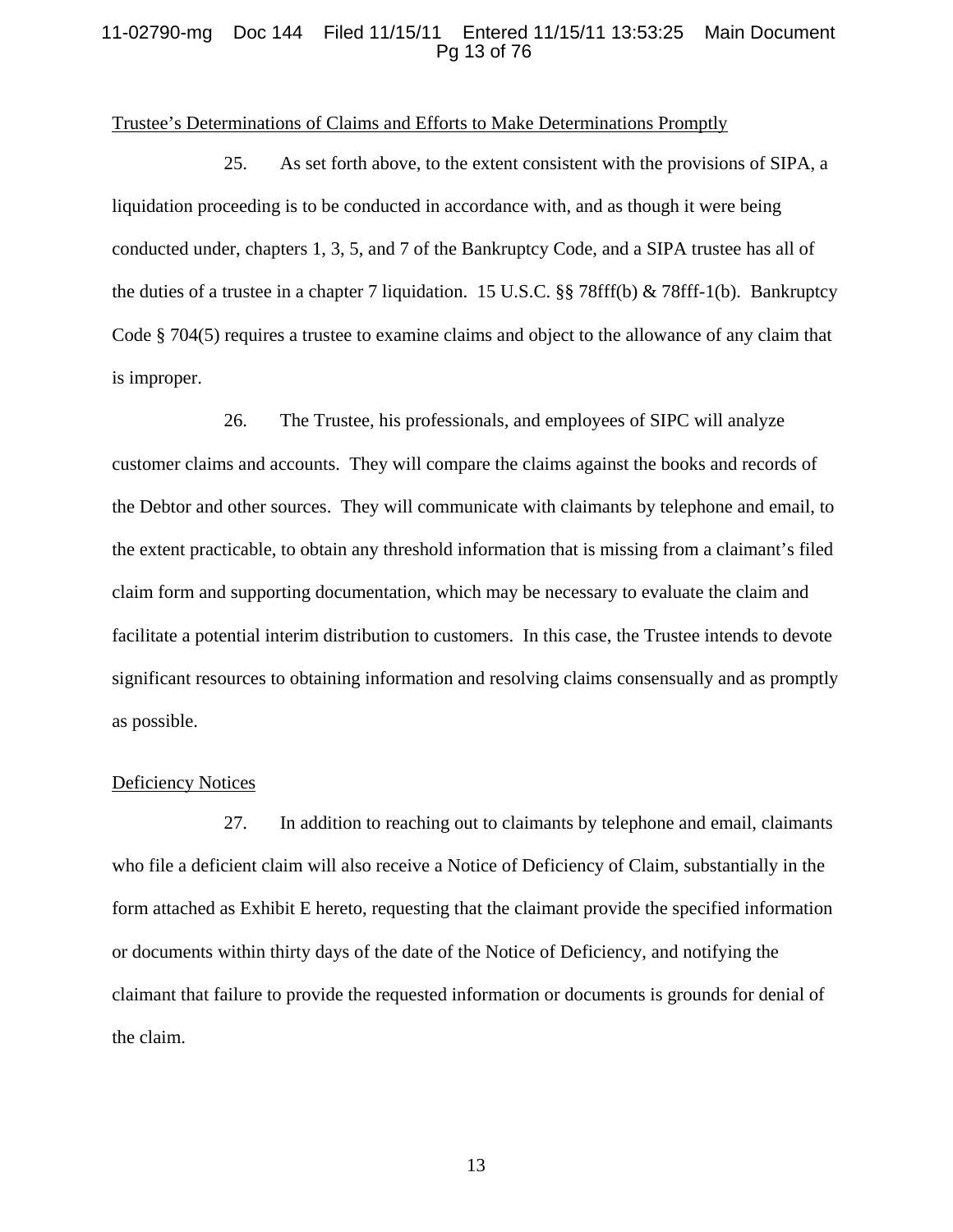<u>Trustee's Determinations of Claims and Efforts to Make Determinations Promptly</u>

25. As set forth above, to the extent consistent with the provisions of SIPA, a liquidation proceeding is to be conducted in accordance with, and as though it were being conducted under, chapters 1, 3, 5, and 7 of the Bankruptcy Code, and a SIPA trustee has all of the duties of a trustee in a chapter 7 liquidation. 15 U.S.C. §§ 78fff(b) & 78fff-1(b). Bankruptcy Code § 704(5) requires a trustee to examine claims and object to the allowance of any claim that is improper.

26. The Trustee, his professionals, and employees of SIPC will analyze customer claims and accounts. They will compare the claims against the books and records of the Debtor and other sources. They will communicate with claimants by telephone and email, to the extent practicable, to obtain any threshold information that is missing from a claimant's filed claim form and supporting documentation, which may be necessary to evaluate the claim and facilitate a potential interim distribution to customers. In this case, the Trustee intends to devote significant resources to obtaining information and resolving claims consensually and as promptly as possible.

<u>Deficiency Notices</u>

27. In addition to reaching out to claimants by telephone and email, claimants who file a deficient claim will also receive a Notice of Deficiency of Claim, substantially in the form attached as Exhibit E hereto, requesting that the claimant provide the specified information or documents within thirty days of the date of the Notice of Deficiency, and notifying the claimant that failure to provide the requested information or documents is grounds for denial of the claim.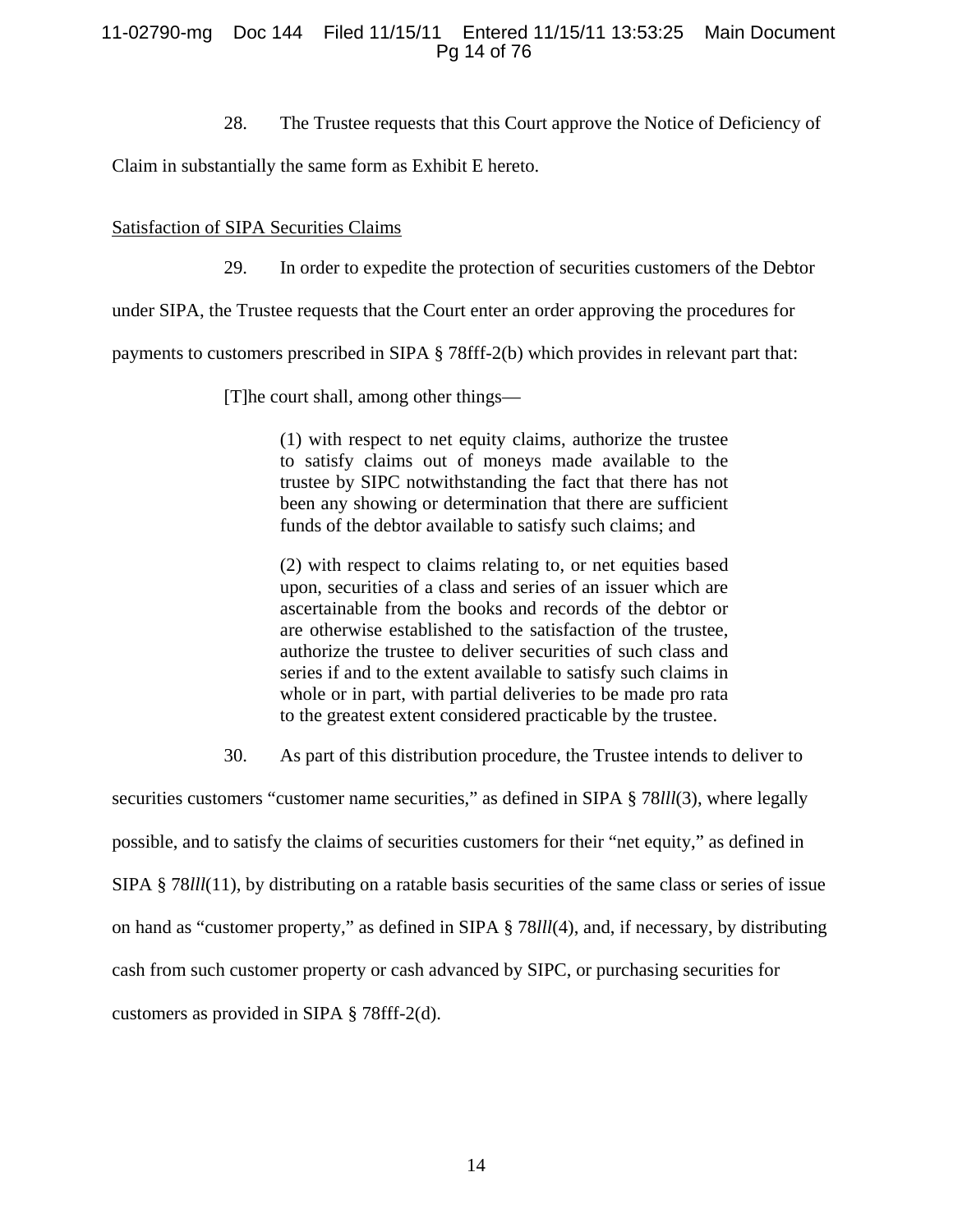28. The Trustee requests that this Court approve the Notice of Deficiency of Claim in substantially the same form as Exhibit E hereto.

<u>Satisfaction of SIPA Securities Claims</u>

29. In order to expedite the protection of securities customers of the Debtor under SIPA, the Trustee requests that the Court enter an order approving the procedures for payments to customers prescribed in SIPA § 78fff-2(b) which provides in relevant part that:

> [T]he court shall, among other things—
>
> > (1) with respect to net equity claims, authorize the trustee to satisfy claims out of moneys made available to the trustee by SIPC notwithstanding the fact that there has not been any showing or determination that there are sufficient funds of the debtor available to satisfy such claims; and
> >
> > (2) with respect to claims relating to, or net equities based upon, securities of a class and series of an issuer which are ascertainable from the books and records of the debtor or are otherwise established to the satisfaction of the trustee, authorize the trustee to deliver securities of such class and series if and to the extent available to satisfy such claims in whole or in part, with partial deliveries to be made pro rata to the greatest extent considered practicable by the trustee.

30. As part of this distribution procedure, the Trustee intends to deliver to securities customers "customer name securities," as defined in SIPA § 78*lll*(3), where legally possible, and to satisfy the claims of securities customers for their "net equity," as defined in SIPA § 78*lll*(11), by distributing on a ratable basis securities of the same class or series of issue on hand as "customer property," as defined in SIPA § 78*lll*(4), and, if necessary, by distributing cash from such customer property or cash advanced by SIPC, or purchasing securities for customers as provided in SIPA § 78fff-2(d).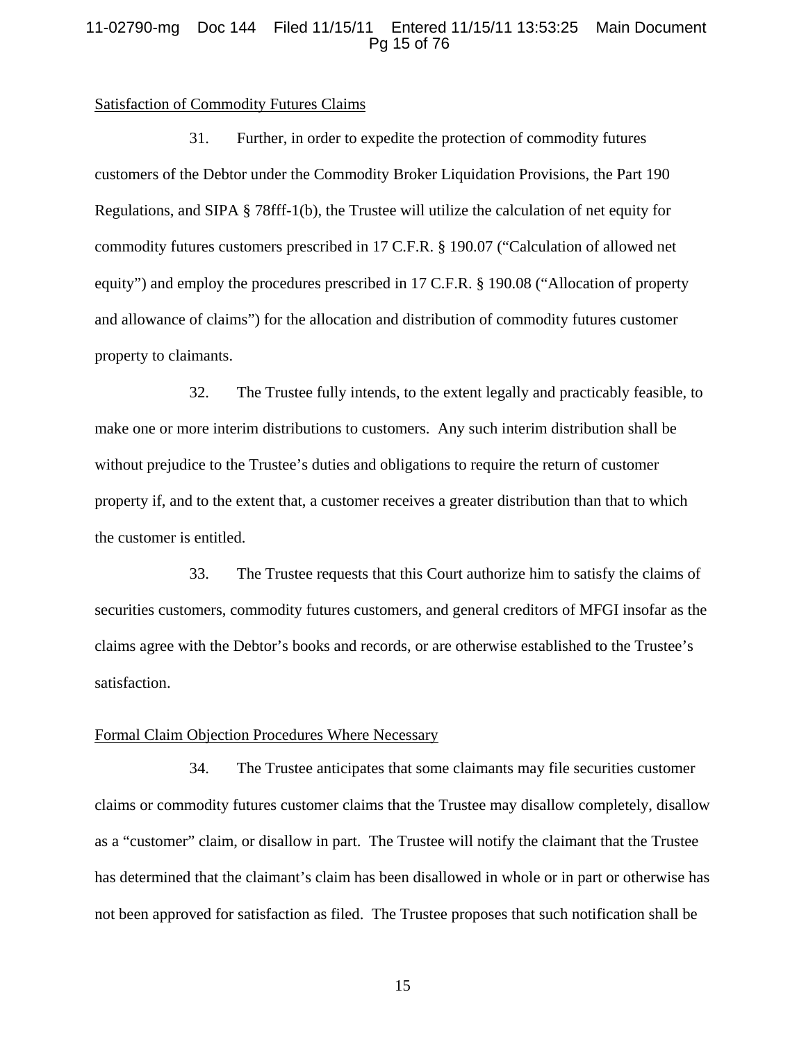<u>Satisfaction of Commodity Futures Claims</u>

31. Further, in order to expedite the protection of commodity futures customers of the Debtor under the Commodity Broker Liquidation Provisions, the Part 190 Regulations, and SIPA § 78fff-1(b), the Trustee will utilize the calculation of net equity for commodity futures customers prescribed in 17 C.F.R. § 190.07 ("Calculation of allowed net equity") and employ the procedures prescribed in 17 C.F.R. § 190.08 ("Allocation of property and allowance of claims") for the allocation and distribution of commodity futures customer property to claimants.

32. The Trustee fully intends, to the extent legally and practicably feasible, to make one or more interim distributions to customers. Any such interim distribution shall be without prejudice to the Trustee's duties and obligations to require the return of customer property if, and to the extent that, a customer receives a greater distribution than that to which the customer is entitled.

33. The Trustee requests that this Court authorize him to satisfy the claims of securities customers, commodity futures customers, and general creditors of MFGI insofar as the claims agree with the Debtor's books and records, or are otherwise established to the Trustee's satisfaction.

<u>Formal Claim Objection Procedures Where Necessary</u>

34. The Trustee anticipates that some claimants may file securities customer claims or commodity futures customer claims that the Trustee may disallow completely, disallow as a "customer" claim, or disallow in part. The Trustee will notify the claimant that the Trustee has determined that the claimant's claim has been disallowed in whole or in part or otherwise has not been approved for satisfaction as filed. The Trustee proposes that such notification shall be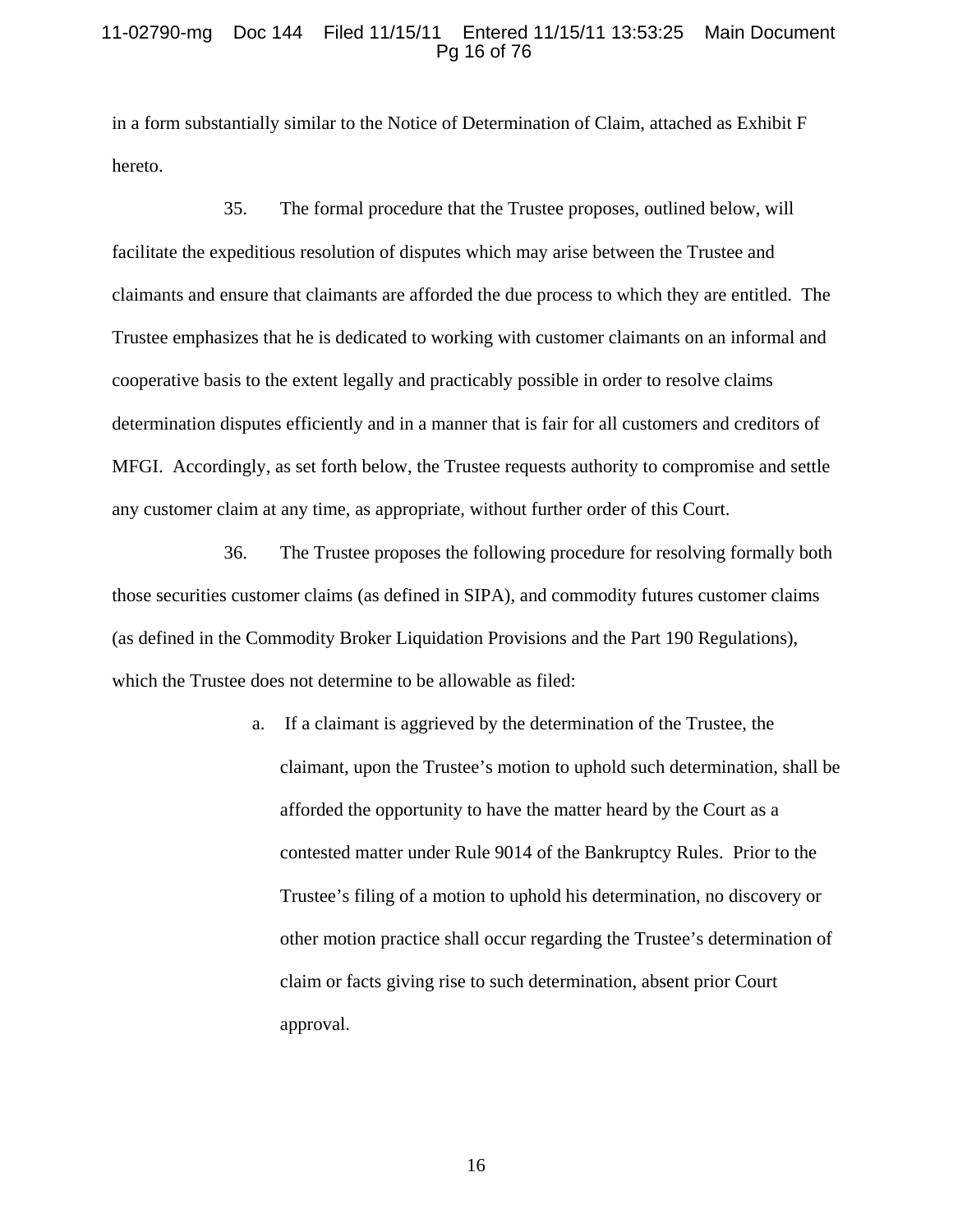in a form substantially similar to the Notice of Determination of Claim, attached as Exhibit F hereto.

35. The formal procedure that the Trustee proposes, outlined below, will facilitate the expeditious resolution of disputes which may arise between the Trustee and claimants and ensure that claimants are afforded the due process to which they are entitled. The Trustee emphasizes that he is dedicated to working with customer claimants on an informal and cooperative basis to the extent legally and practicably possible in order to resolve claims determination disputes efficiently and in a manner that is fair for all customers and creditors of MFGI. Accordingly, as set forth below, the Trustee requests authority to compromise and settle any customer claim at any time, as appropriate, without further order of this Court.

36. The Trustee proposes the following procedure for resolving formally both those securities customer claims (as defined in SIPA), and commodity futures customer claims (as defined in the Commodity Broker Liquidation Provisions and the Part 190 Regulations), which the Trustee does not determine to be allowable as filed:

a. If a claimant is aggrieved by the determination of the Trustee, the claimant, upon the Trustee's motion to uphold such determination, shall be afforded the opportunity to have the matter heard by the Court as a contested matter under Rule 9014 of the Bankruptcy Rules. Prior to the Trustee's filing of a motion to uphold his determination, no discovery or other motion practice shall occur regarding the Trustee's determination of claim or facts giving rise to such determination, absent prior Court approval.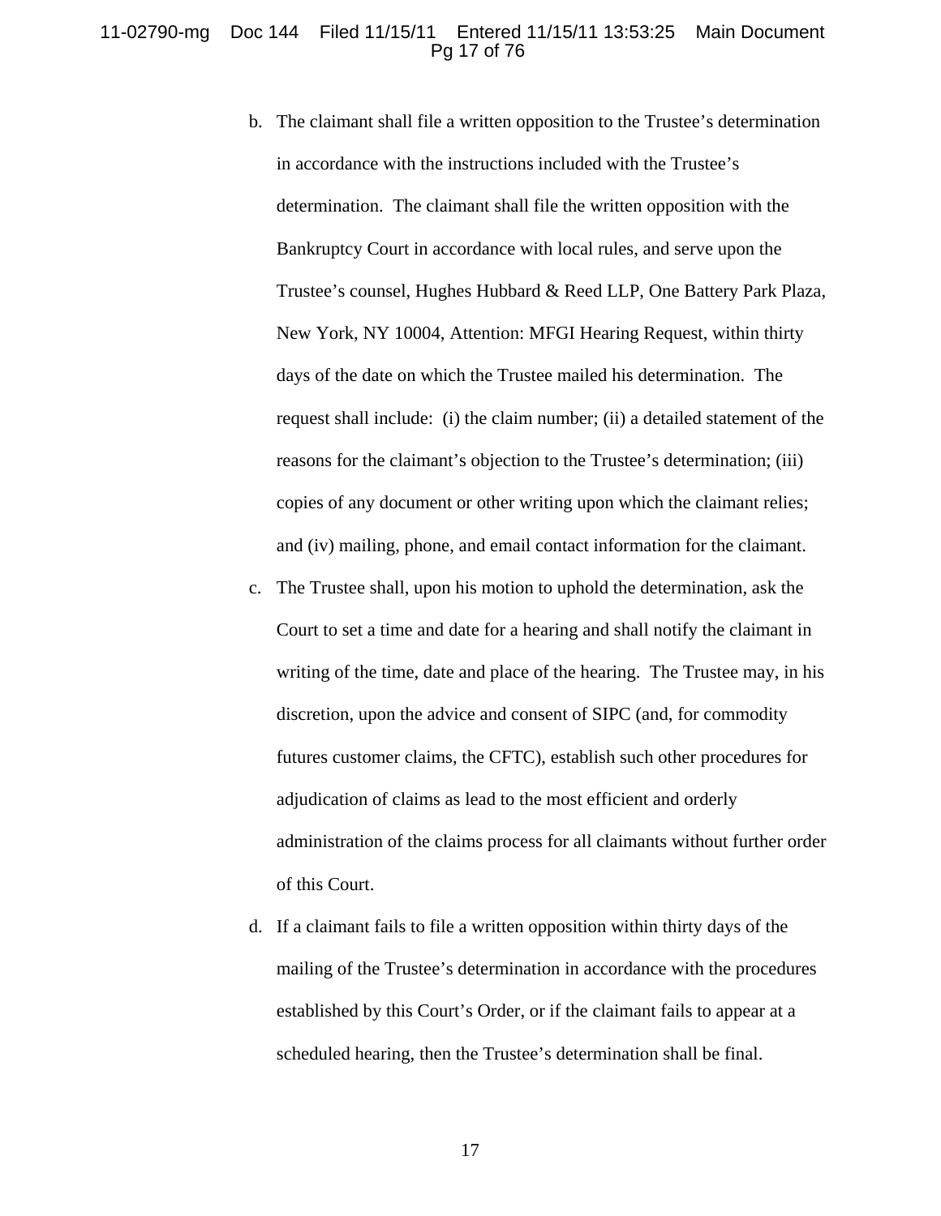b. The claimant shall file a written opposition to the Trustee's determination in accordance with the instructions included with the Trustee's determination. The claimant shall file the written opposition with the Bankruptcy Court in accordance with local rules, and serve upon the Trustee's counsel, Hughes Hubbard & Reed LLP, One Battery Park Plaza, New York, NY 10004, Attention: MFGI Hearing Request, within thirty days of the date on which the Trustee mailed his determination. The request shall include: (i) the claim number; (ii) a detailed statement of the reasons for the claimant's objection to the Trustee's determination; (iii) copies of any document or other writing upon which the claimant relies; and (iv) mailing, phone, and email contact information for the claimant.

c. The Trustee shall, upon his motion to uphold the determination, ask the Court to set a time and date for a hearing and shall notify the claimant in writing of the time, date and place of the hearing. The Trustee may, in his discretion, upon the advice and consent of SIPC (and, for commodity futures customer claims, the CFTC), establish such other procedures for adjudication of claims as lead to the most efficient and orderly administration of the claims process for all claimants without further order of this Court.

d. If a claimant fails to file a written opposition within thirty days of the mailing of the Trustee's determination in accordance with the procedures established by this Court's Order, or if the claimant fails to appear at a scheduled hearing, then the Trustee's determination shall be final.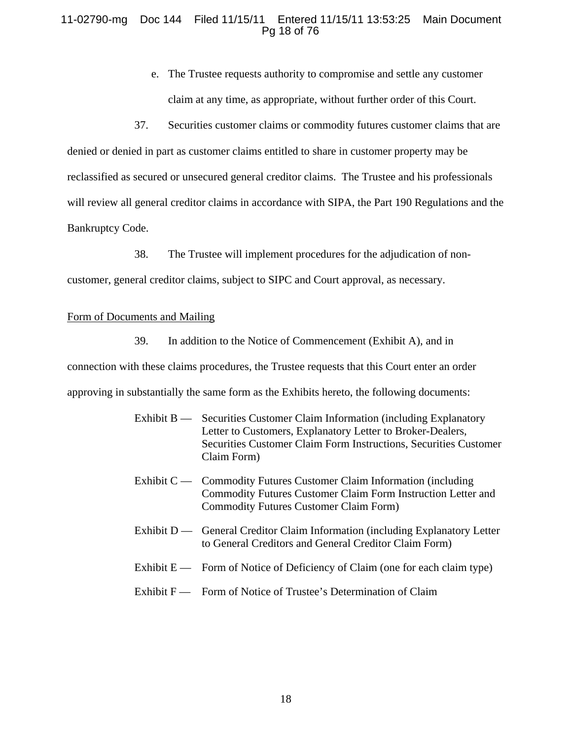e. The Trustee requests authority to compromise and settle any customer claim at any time, as appropriate, without further order of this Court.

37. Securities customer claims or commodity futures customer claims that are denied or denied in part as customer claims entitled to share in customer property may be reclassified as secured or unsecured general creditor claims. The Trustee and his professionals will review all general creditor claims in accordance with SIPA, the Part 190 Regulations and the Bankruptcy Code.

38. The Trustee will implement procedures for the adjudication of non-customer, general creditor claims, subject to SIPC and Court approval, as necessary.

Form of Documents and Mailing

39. In addition to the Notice of Commencement (Exhibit A), and in connection with these claims procedures, the Trustee requests that this Court enter an order approving in substantially the same form as the Exhibits hereto, the following documents:

Exhibit B — Securities Customer Claim Information (including Explanatory Letter to Customers, Explanatory Letter to Broker-Dealers, Securities Customer Claim Form Instructions, Securities Customer Claim Form)

Exhibit C — Commodity Futures Customer Claim Information (including Commodity Futures Customer Claim Form Instruction Letter and Commodity Futures Customer Claim Form)

Exhibit D — General Creditor Claim Information (including Explanatory Letter to General Creditors and General Creditor Claim Form)

Exhibit E — Form of Notice of Deficiency of Claim (one for each claim type)

Exhibit F — Form of Notice of Trustee's Determination of Claim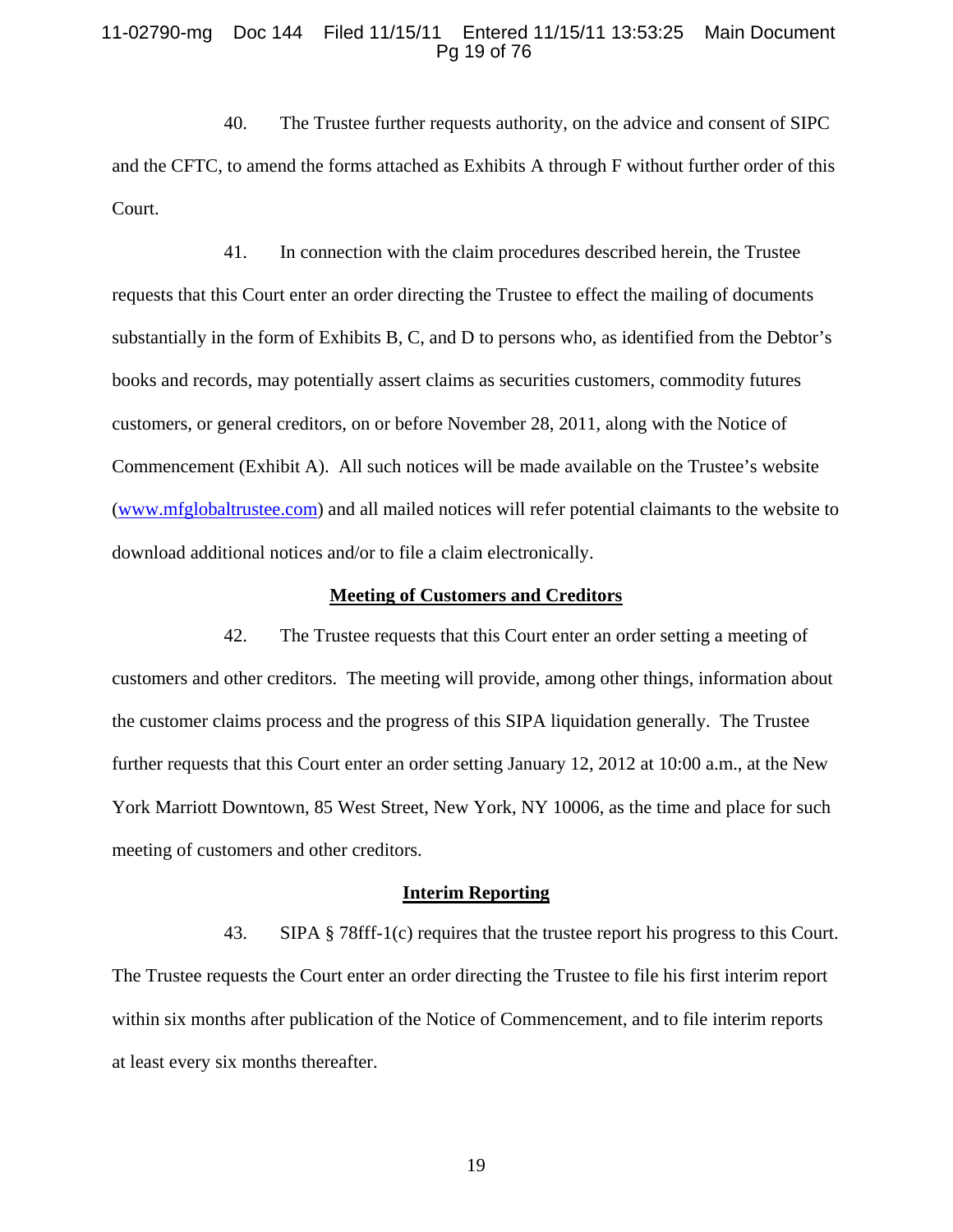40. The Trustee further requests authority, on the advice and consent of SIPC and the CFTC, to amend the forms attached as Exhibits A through F without further order of this Court.

41. In connection with the claim procedures described herein, the Trustee requests that this Court enter an order directing the Trustee to effect the mailing of documents substantially in the form of Exhibits B, C, and D to persons who, as identified from the Debtor's books and records, may potentially assert claims as securities customers, commodity futures customers, or general creditors, on or before November 28, 2011, along with the Notice of Commencement (Exhibit A). All such notices will be made available on the Trustee's website (www.mfglobaltrustee.com) and all mailed notices will refer potential claimants to the website to download additional notices and/or to file a claim electronically.

## Meeting of Customers and Creditors

42. The Trustee requests that this Court enter an order setting a meeting of customers and other creditors. The meeting will provide, among other things, information about the customer claims process and the progress of this SIPA liquidation generally. The Trustee further requests that this Court enter an order setting January 12, 2012 at 10:00 a.m., at the New York Marriott Downtown, 85 West Street, New York, NY 10006, as the time and place for such meeting of customers and other creditors.

## Interim Reporting

43. SIPA § 78fff-1(c) requires that the trustee report his progress to this Court. The Trustee requests the Court enter an order directing the Trustee to file his first interim report within six months after publication of the Notice of Commencement, and to file interim reports at least every six months thereafter.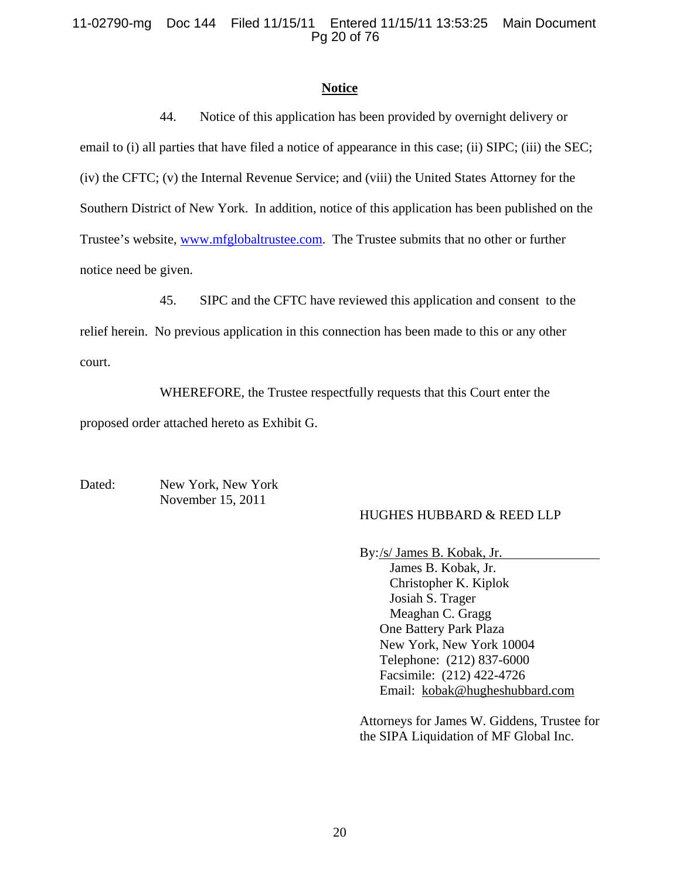## Notice

44. Notice of this application has been provided by overnight delivery or email to (i) all parties that have filed a notice of appearance in this case; (ii) SIPC; (iii) the SEC; (iv) the CFTC; (v) the Internal Revenue Service; and (viii) the United States Attorney for the Southern District of New York. In addition, notice of this application has been published on the Trustee's website, www.mfglobaltrustee.com. The Trustee submits that no other or further notice need be given.

45. SIPC and the CFTC have reviewed this application and consent to the relief herein. No previous application in this connection has been made to this or any other court.

WHEREFORE, the Trustee respectfully requests that this Court enter the proposed order attached hereto as Exhibit G.

Dated: New York, New York
November 15, 2011

HUGHES HUBBARD & REED LLP

By: /s/ James B. Kobak, Jr.
James B. Kobak, Jr.
Christopher K. Kiplok
Josiah S. Trager
Meaghan C. Gragg
One Battery Park Plaza
New York, New York 10004
Telephone: (212) 837-6000
Facsimile: (212) 422-4726
Email: kobak@hugheshubbard.com

Attorneys for James W. Giddens, Trustee for the SIPA Liquidation of MF Global Inc.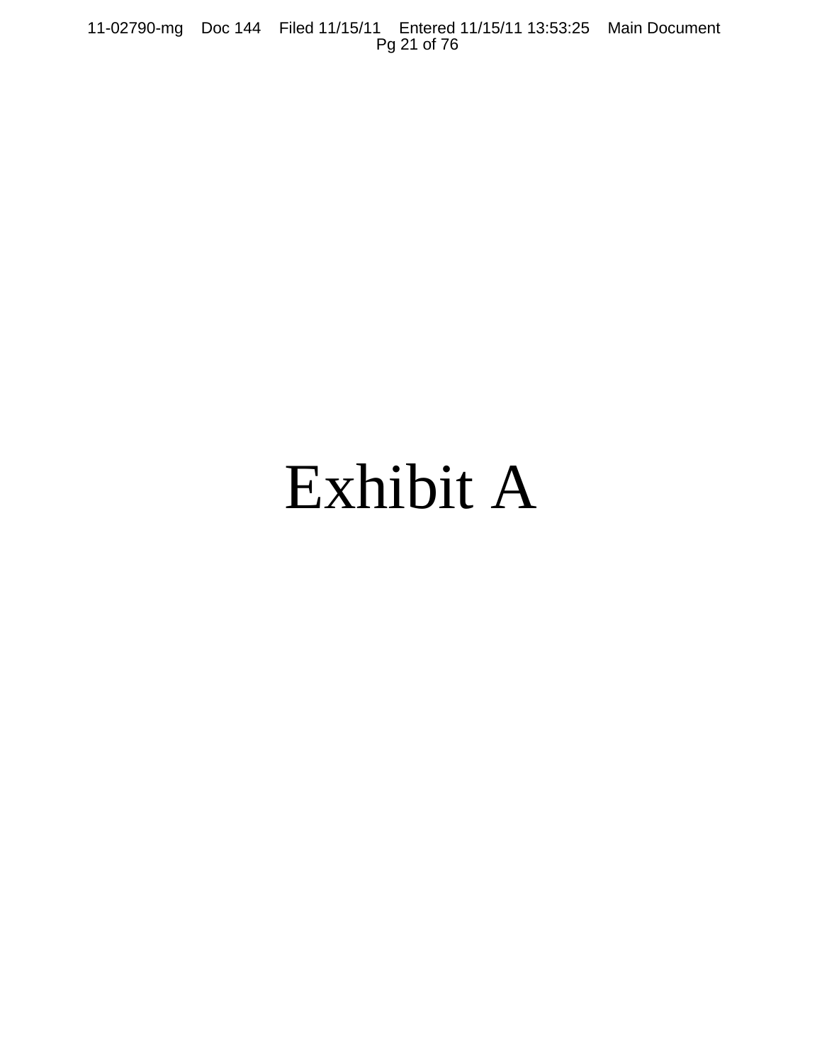# Exhibit A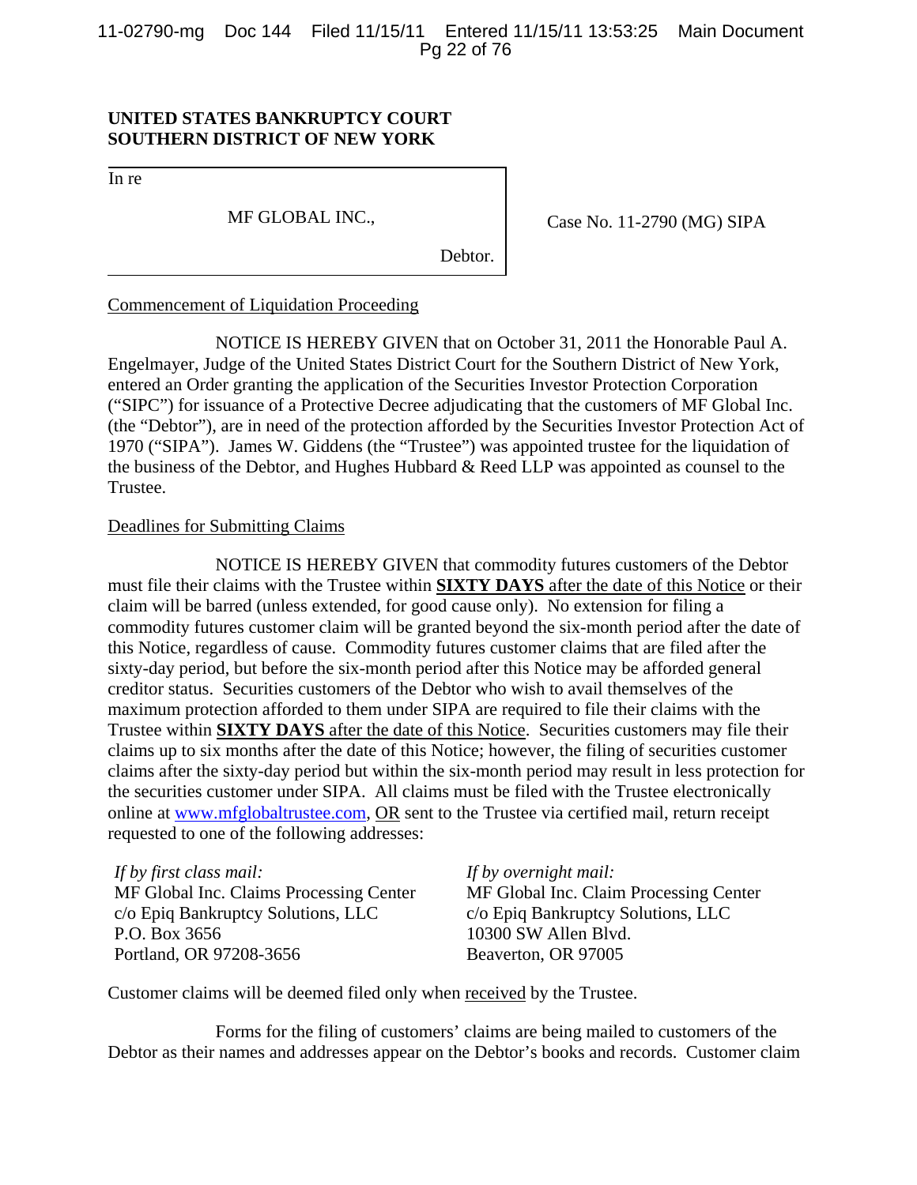**UNITED STATES BANKRUPTCY COURT**
**SOUTHERN DISTRICT OF NEW YORK**

| | |
|---|---|
| In re<br><br>MF GLOBAL INC.,<br><br>Debtor. | Case No. 11-2790 (MG) SIPA |

Commencement of Liquidation Proceeding

NOTICE IS HEREBY GIVEN that on October 31, 2011 the Honorable Paul A. Engelmayer, Judge of the United States District Court for the Southern District of New York, entered an Order granting the application of the Securities Investor Protection Corporation ("SIPC") for issuance of a Protective Decree adjudicating that the customers of MF Global Inc. (the "Debtor"), are in need of the protection afforded by the Securities Investor Protection Act of 1970 ("SIPA"). James W. Giddens (the "Trustee") was appointed trustee for the liquidation of the business of the Debtor, and Hughes Hubbard & Reed LLP was appointed as counsel to the Trustee.

Deadlines for Submitting Claims

NOTICE IS HEREBY GIVEN that commodity futures customers of the Debtor must file their claims with the Trustee within **SIXTY DAYS** after the date of this Notice or their claim will be barred (unless extended, for good cause only). No extension for filing a commodity futures customer claim will be granted beyond the six-month period after the date of this Notice, regardless of cause. Commodity futures customer claims that are filed after the sixty-day period, but before the six-month period after this Notice may be afforded general creditor status. Securities customers of the Debtor who wish to avail themselves of the maximum protection afforded to them under SIPA are required to file their claims with the Trustee within **SIXTY DAYS** after the date of this Notice. Securities customers may file their claims up to six months after the date of this Notice; however, the filing of securities customer claims after the sixty-day period but within the six-month period may result in less protection for the securities customer under SIPA. All claims must be filed with the Trustee electronically online at www.mfglobaltrustee.com, OR sent to the Trustee via certified mail, return receipt requested to one of the following addresses:

*If by first class mail:*
MF Global Inc. Claims Processing Center
c/o Epiq Bankruptcy Solutions, LLC
P.O. Box 3656
Portland, OR 97208-3656

*If by overnight mail:*
MF Global Inc. Claim Processing Center
c/o Epiq Bankruptcy Solutions, LLC
10300 SW Allen Blvd.
Beaverton, OR 97005

Customer claims will be deemed filed only when received by the Trustee.

Forms for the filing of customers' claims are being mailed to customers of the Debtor as their names and addresses appear on the Debtor's books and records. Customer claim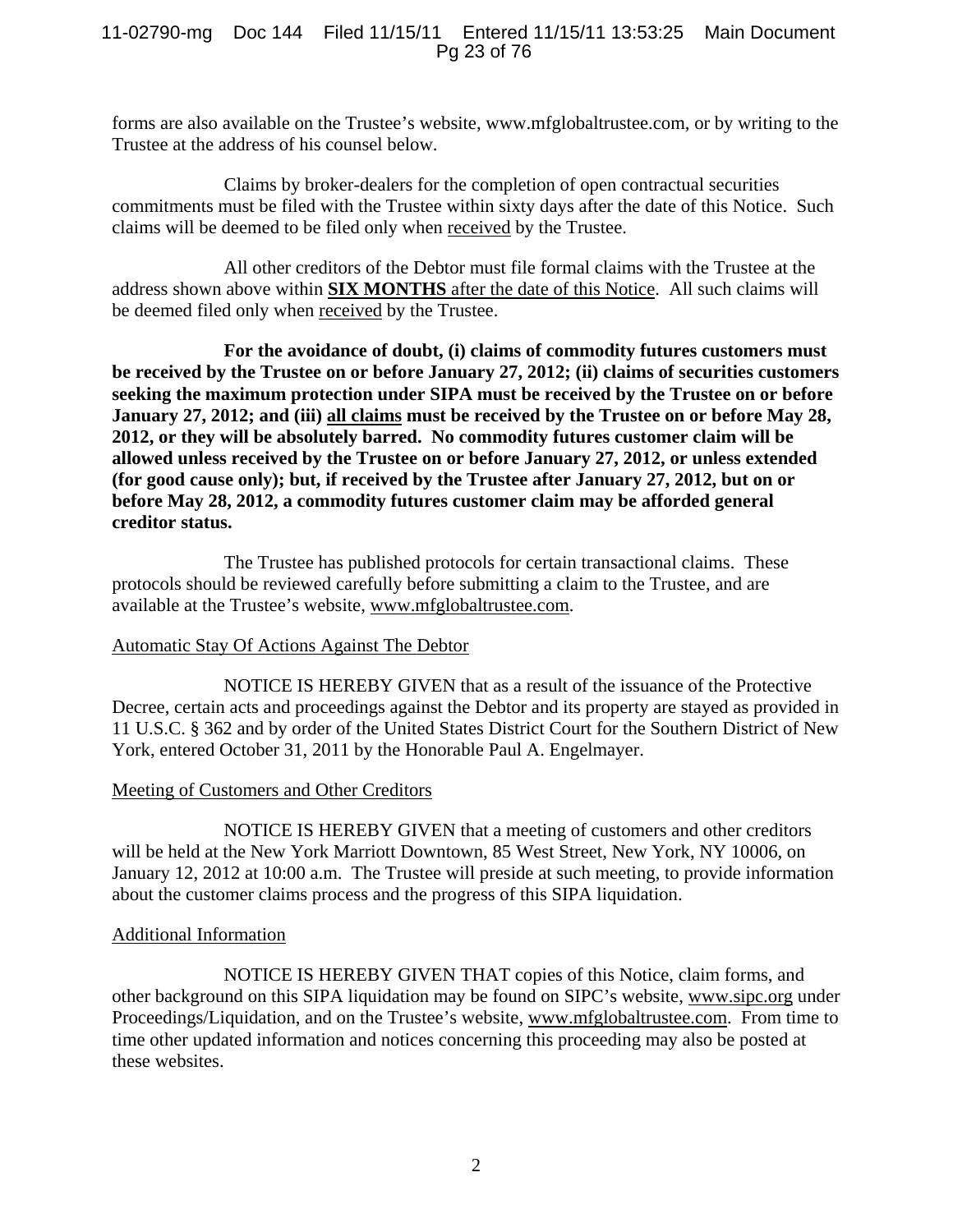forms are also available on the Trustee's website, www.mfglobaltrustee.com, or by writing to the Trustee at the address of his counsel below.

Claims by broker-dealers for the completion of open contractual securities commitments must be filed with the Trustee within sixty days after the date of this Notice. Such claims will be deemed to be filed only when received by the Trustee.

All other creditors of the Debtor must file formal claims with the Trustee at the address shown above within **SIX MONTHS** after the date of this Notice. All such claims will be deemed filed only when received by the Trustee.

**For the avoidance of doubt, (i) claims of commodity futures customers must be received by the Trustee on or before January 27, 2012; (ii) claims of securities customers seeking the maximum protection under SIPA must be received by the Trustee on or before January 27, 2012; and (iii) all claims must be received by the Trustee on or before May 28, 2012, or they will be absolutely barred. No commodity futures customer claim will be allowed unless received by the Trustee on or before January 27, 2012, or unless extended (for good cause only); but, if received by the Trustee after January 27, 2012, but on or before May 28, 2012, a commodity futures customer claim may be afforded general creditor status.**

The Trustee has published protocols for certain transactional claims. These protocols should be reviewed carefully before submitting a claim to the Trustee, and are available at the Trustee's website, www.mfglobaltrustee.com.

Automatic Stay Of Actions Against The Debtor

NOTICE IS HEREBY GIVEN that as a result of the issuance of the Protective Decree, certain acts and proceedings against the Debtor and its property are stayed as provided in 11 U.S.C. § 362 and by order of the United States District Court for the Southern District of New York, entered October 31, 2011 by the Honorable Paul A. Engelmayer.

Meeting of Customers and Other Creditors

NOTICE IS HEREBY GIVEN that a meeting of customers and other creditors will be held at the New York Marriott Downtown, 85 West Street, New York, NY 10006, on January 12, 2012 at 10:00 a.m. The Trustee will preside at such meeting, to provide information about the customer claims process and the progress of this SIPA liquidation.

Additional Information

NOTICE IS HEREBY GIVEN THAT copies of this Notice, claim forms, and other background on this SIPA liquidation may be found on SIPC's website, www.sipc.org under Proceedings/Liquidation, and on the Trustee's website, www.mfglobaltrustee.com. From time to time other updated information and notices concerning this proceeding may also be posted at these websites.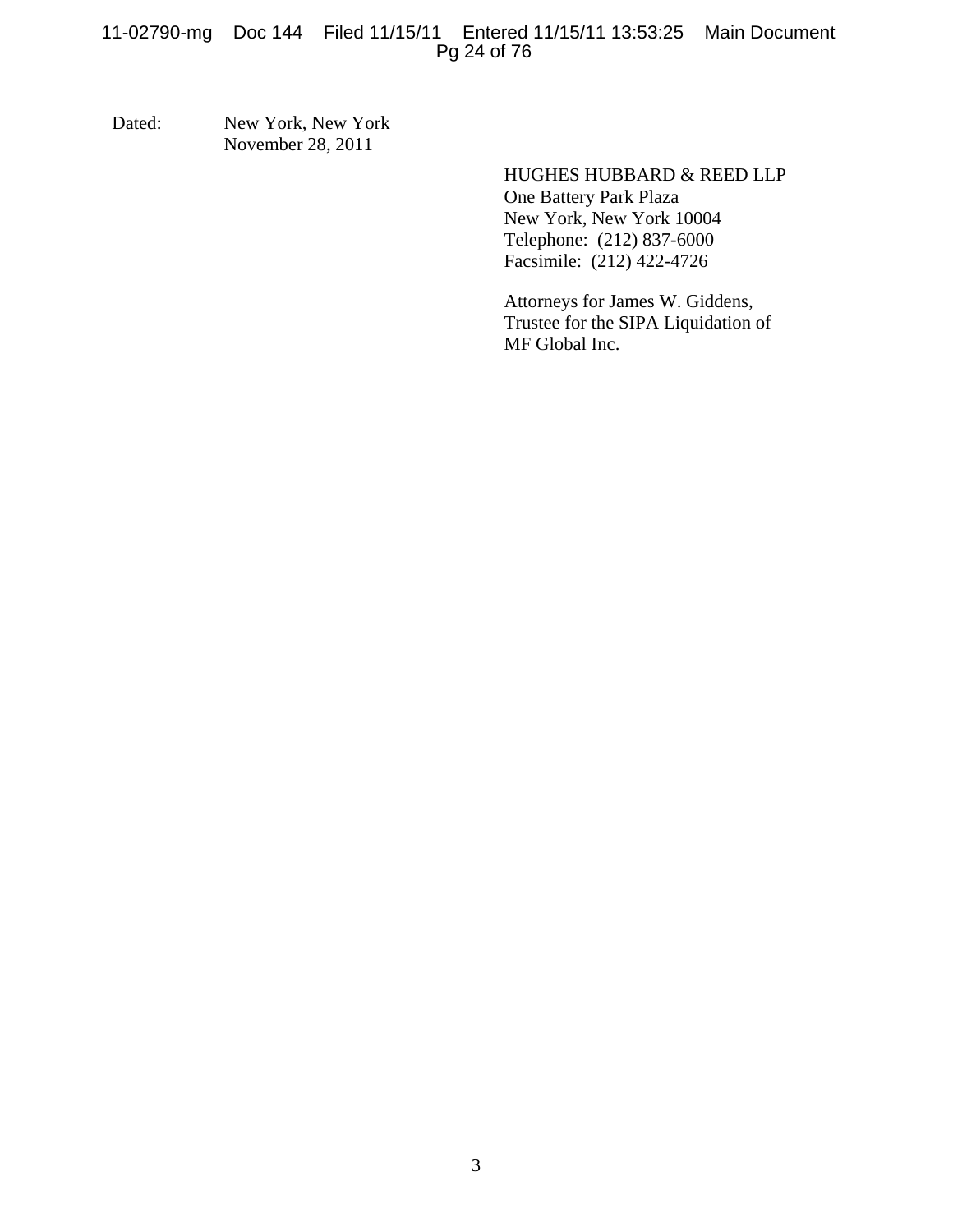Dated: New York, New York
November 28, 2011

HUGHES HUBBARD & REED LLP
One Battery Park Plaza
New York, New York 10004
Telephone: (212) 837-6000
Facsimile: (212) 422-4726

Attorneys for James W. Giddens,
Trustee for the SIPA Liquidation of
MF Global Inc.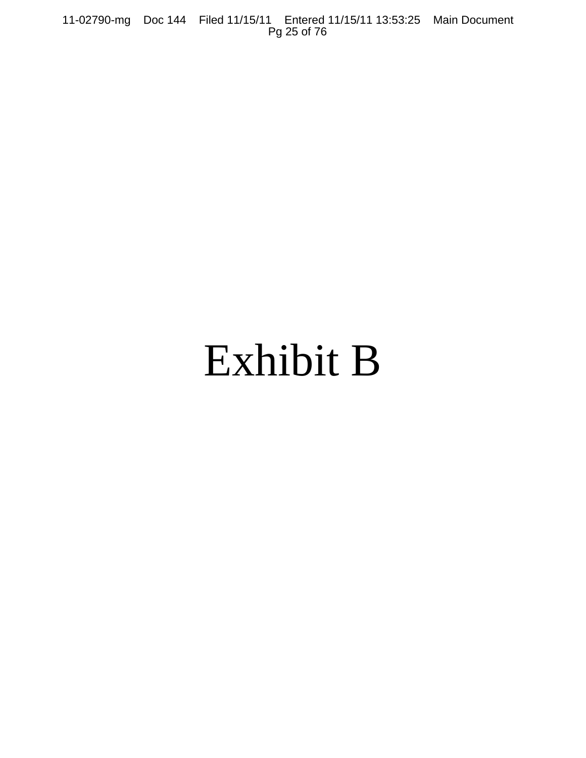# Exhibit B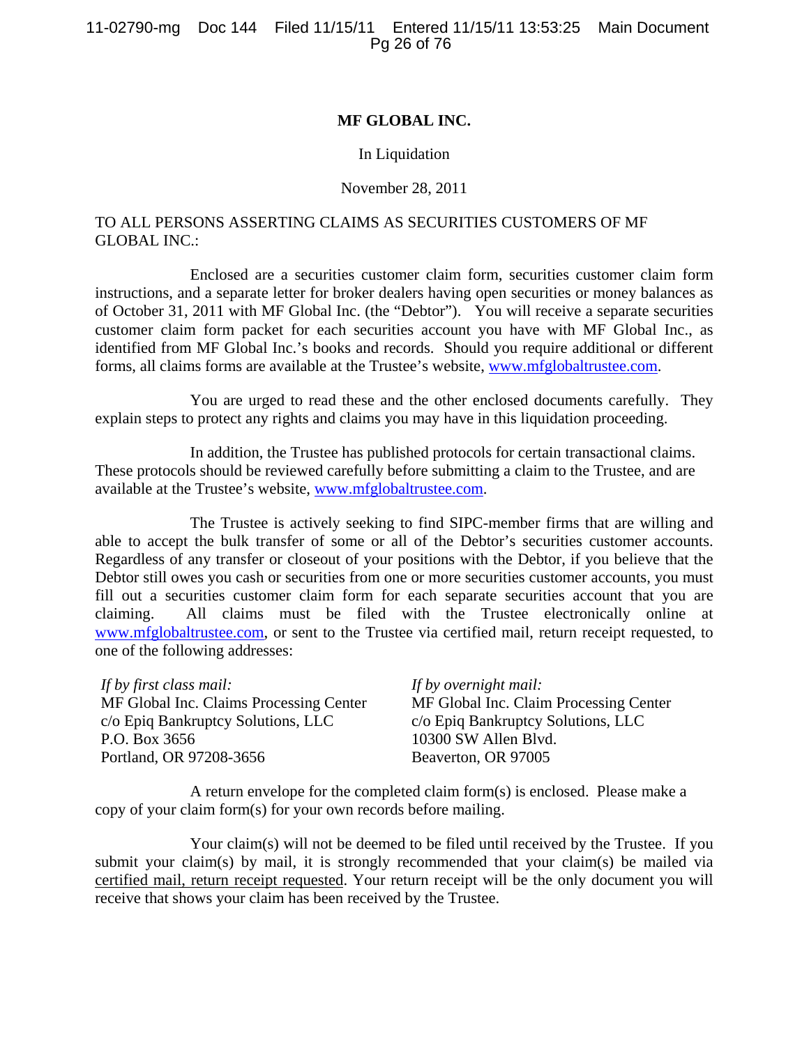**MF GLOBAL INC.**

In Liquidation

November 28, 2011

TO ALL PERSONS ASSERTING CLAIMS AS SECURITIES CUSTOMERS OF MF GLOBAL INC.:

Enclosed are a securities customer claim form, securities customer claim form instructions, and a separate letter for broker dealers having open securities or money balances as of October 31, 2011 with MF Global Inc. (the "Debtor"). You will receive a separate securities customer claim form packet for each securities account you have with MF Global Inc., as identified from MF Global Inc.'s books and records. Should you require additional or different forms, all claims forms are available at the Trustee's website, www.mfglobaltrustee.com.

You are urged to read these and the other enclosed documents carefully. They explain steps to protect any rights and claims you may have in this liquidation proceeding.

In addition, the Trustee has published protocols for certain transactional claims. These protocols should be reviewed carefully before submitting a claim to the Trustee, and are available at the Trustee's website, www.mfglobaltrustee.com.

The Trustee is actively seeking to find SIPC-member firms that are willing and able to accept the bulk transfer of some or all of the Debtor's securities customer accounts. Regardless of any transfer or closeout of your positions with the Debtor, if you believe that the Debtor still owes you cash or securities from one or more securities customer accounts, you must fill out a securities customer claim form for each separate securities account that you are claiming. All claims must be filed with the Trustee electronically online at www.mfglobaltrustee.com, or sent to the Trustee via certified mail, return receipt requested, to one of the following addresses:

*If by first class mail:*
MF Global Inc. Claims Processing Center
c/o Epiq Bankruptcy Solutions, LLC
P.O. Box 3656
Portland, OR 97208-3656

*If by overnight mail:*
MF Global Inc. Claim Processing Center
c/o Epiq Bankruptcy Solutions, LLC
10300 SW Allen Blvd.
Beaverton, OR 97005

A return envelope for the completed claim form(s) is enclosed. Please make a copy of your claim form(s) for your own records before mailing.

Your claim(s) will not be deemed to be filed until received by the Trustee. If you submit your claim(s) by mail, it is strongly recommended that your claim(s) be mailed via certified mail, return receipt requested. Your return receipt will be the only document you will receive that shows your claim has been received by the Trustee.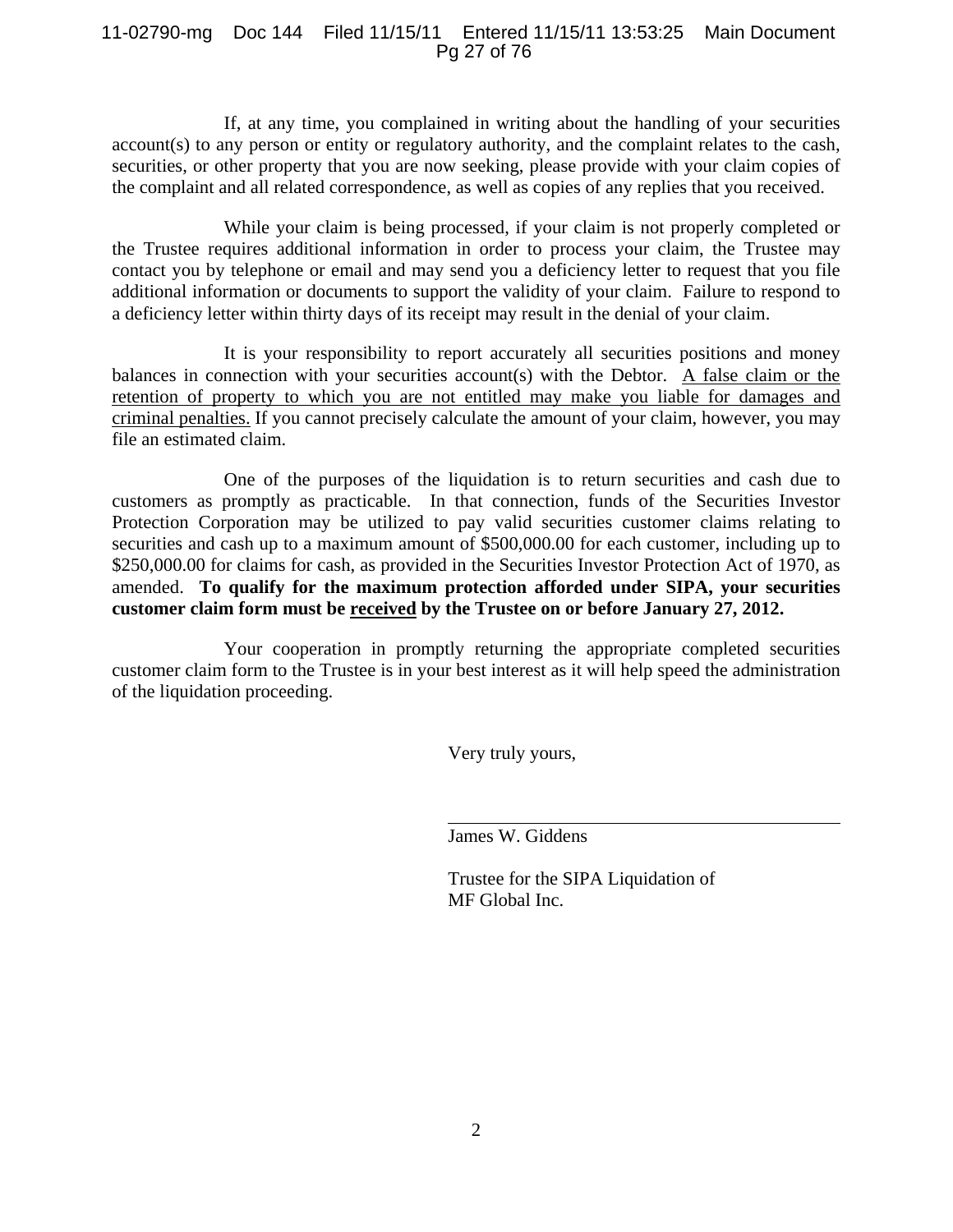If, at any time, you complained in writing about the handling of your securities account(s) to any person or entity or regulatory authority, and the complaint relates to the cash, securities, or other property that you are now seeking, please provide with your claim copies of the complaint and all related correspondence, as well as copies of any replies that you received.

While your claim is being processed, if your claim is not properly completed or the Trustee requires additional information in order to process your claim, the Trustee may contact you by telephone or email and may send you a deficiency letter to request that you file additional information or documents to support the validity of your claim. Failure to respond to a deficiency letter within thirty days of its receipt may result in the denial of your claim.

It is your responsibility to report accurately all securities positions and money balances in connection with your securities account(s) with the Debtor. <u>A false claim or the retention of property to which you are not entitled may make you liable for damages and criminal penalties.</u> If you cannot precisely calculate the amount of your claim, however, you may file an estimated claim.

One of the purposes of the liquidation is to return securities and cash due to customers as promptly as practicable. In that connection, funds of the Securities Investor Protection Corporation may be utilized to pay valid securities customer claims relating to securities and cash up to a maximum amount of $500,000.00 for each customer, including up to $250,000.00 for claims for cash, as provided in the Securities Investor Protection Act of 1970, as amended. **To qualify for the maximum protection afforded under SIPA, your securities customer claim form must be <u>received</u> by the Trustee on or before January 27, 2012.**

Your cooperation in promptly returning the appropriate completed securities customer claim form to the Trustee is in your best interest as it will help speed the administration of the liquidation proceeding.

Very truly yours,

James W. Giddens

Trustee for the SIPA Liquidation of
MF Global Inc.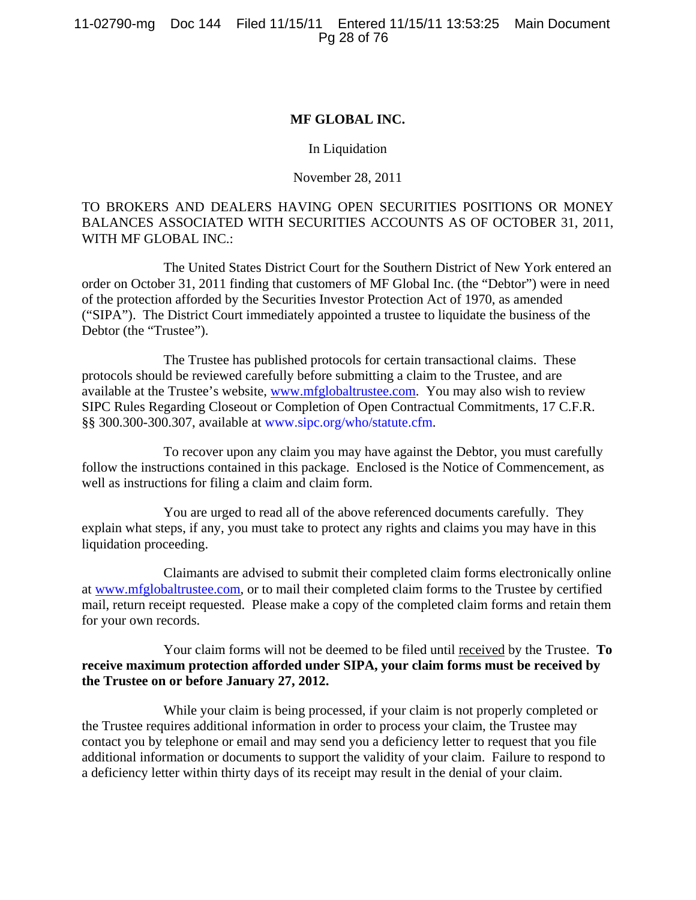**MF GLOBAL INC.**

In Liquidation

November 28, 2011

TO BROKERS AND DEALERS HAVING OPEN SECURITIES POSITIONS OR MONEY BALANCES ASSOCIATED WITH SECURITIES ACCOUNTS AS OF OCTOBER 31, 2011, WITH MF GLOBAL INC.:

The United States District Court for the Southern District of New York entered an order on October 31, 2011 finding that customers of MF Global Inc. (the "Debtor") were in need of the protection afforded by the Securities Investor Protection Act of 1970, as amended ("SIPA"). The District Court immediately appointed a trustee to liquidate the business of the Debtor (the "Trustee").

The Trustee has published protocols for certain transactional claims. These protocols should be reviewed carefully before submitting a claim to the Trustee, and are available at the Trustee's website, www.mfglobaltrustee.com. You may also wish to review SIPC Rules Regarding Closeout or Completion of Open Contractual Commitments, 17 C.F.R. §§ 300.300-300.307, available at www.sipc.org/who/statute.cfm.

To recover upon any claim you may have against the Debtor, you must carefully follow the instructions contained in this package. Enclosed is the Notice of Commencement, as well as instructions for filing a claim and claim form.

You are urged to read all of the above referenced documents carefully. They explain what steps, if any, you must take to protect any rights and claims you may have in this liquidation proceeding.

Claimants are advised to submit their completed claim forms electronically online at www.mfglobaltrustee.com, or to mail their completed claim forms to the Trustee by certified mail, return receipt requested. Please make a copy of the completed claim forms and retain them for your own records.

Your claim forms will not be deemed to be filed until received by the Trustee. **To receive maximum protection afforded under SIPA, your claim forms must be received by the Trustee on or before January 27, 2012.**

While your claim is being processed, if your claim is not properly completed or the Trustee requires additional information in order to process your claim, the Trustee may contact you by telephone or email and may send you a deficiency letter to request that you file additional information or documents to support the validity of your claim. Failure to respond to a deficiency letter within thirty days of its receipt may result in the denial of your claim.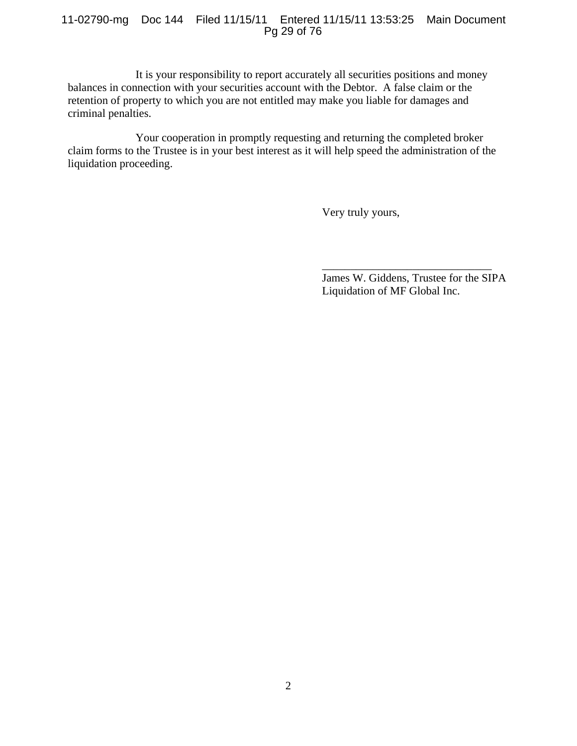It is your responsibility to report accurately all securities positions and money balances in connection with your securities account with the Debtor. A false claim or the retention of property to which you are not entitled may make you liable for damages and criminal penalties.

Your cooperation in promptly requesting and returning the completed broker claim forms to the Trustee is in your best interest as it will help speed the administration of the liquidation proceeding.

Very truly yours,

______________________________
James W. Giddens, Trustee for the SIPA Liquidation of MF Global Inc.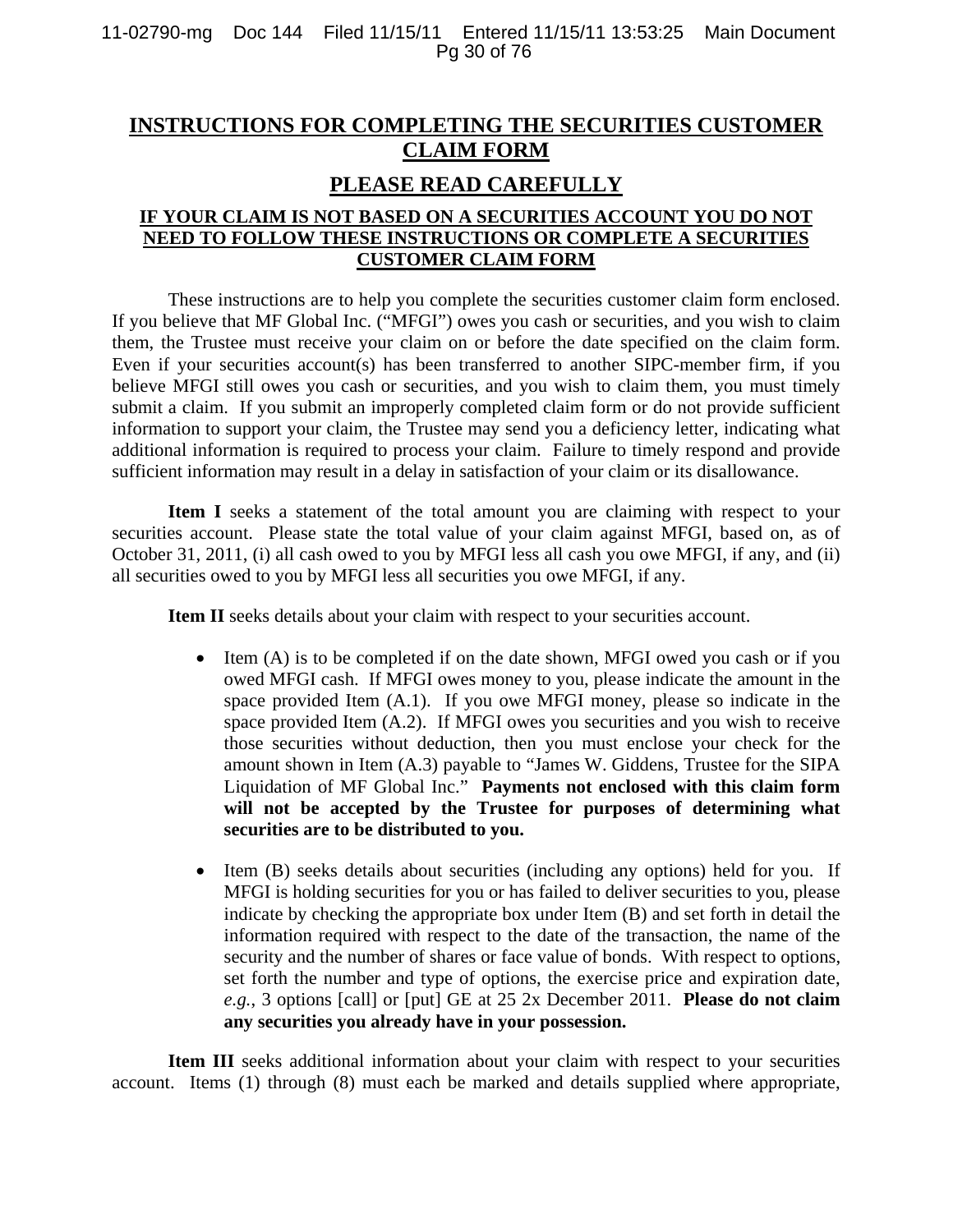# INSTRUCTIONS FOR COMPLETING THE SECURITIES CUSTOMER CLAIM FORM

## PLEASE READ CAREFULLY

### IF YOUR CLAIM IS NOT BASED ON A SECURITIES ACCOUNT YOU DO NOT NEED TO FOLLOW THESE INSTRUCTIONS OR COMPLETE A SECURITIES CUSTOMER CLAIM FORM

These instructions are to help you complete the securities customer claim form enclosed. If you believe that MF Global Inc. ("MFGI") owes you cash or securities, and you wish to claim them, the Trustee must receive your claim on or before the date specified on the claim form. Even if your securities account(s) has been transferred to another SIPC-member firm, if you believe MFGI still owes you cash or securities, and you wish to claim them, you must timely submit a claim. If you submit an improperly completed claim form or do not provide sufficient information to support your claim, the Trustee may send you a deficiency letter, indicating what additional information is required to process your claim. Failure to timely respond and provide sufficient information may result in a delay in satisfaction of your claim or its disallowance.

**Item I** seeks a statement of the total amount you are claiming with respect to your securities account. Please state the total value of your claim against MFGI, based on, as of October 31, 2011, (i) all cash owed to you by MFGI less all cash you owe MFGI, if any, and (ii) all securities owed to you by MFGI less all securities you owe MFGI, if any.

**Item II** seeks details about your claim with respect to your securities account.

- Item (A) is to be completed if on the date shown, MFGI owed you cash or if you owed MFGI cash. If MFGI owes money to you, please indicate the amount in the space provided Item (A.1). If you owe MFGI money, please so indicate in the space provided Item (A.2). If MFGI owes you securities and you wish to receive those securities without deduction, then you must enclose your check for the amount shown in Item (A.3) payable to "James W. Giddens, Trustee for the SIPA Liquidation of MF Global Inc." **Payments not enclosed with this claim form will not be accepted by the Trustee for purposes of determining what securities are to be distributed to you.**

- Item (B) seeks details about securities (including any options) held for you. If MFGI is holding securities for you or has failed to deliver securities to you, please indicate by checking the appropriate box under Item (B) and set forth in detail the information required with respect to the date of the transaction, the name of the security and the number of shares or face value of bonds. With respect to options, set forth the number and type of options, the exercise price and expiration date, *e.g.*, 3 options [call] or [put] GE at 25 2x December 2011. **Please do not claim any securities you already have in your possession.**

**Item III** seeks additional information about your claim with respect to your securities account. Items (1) through (8) must each be marked and details supplied where appropriate,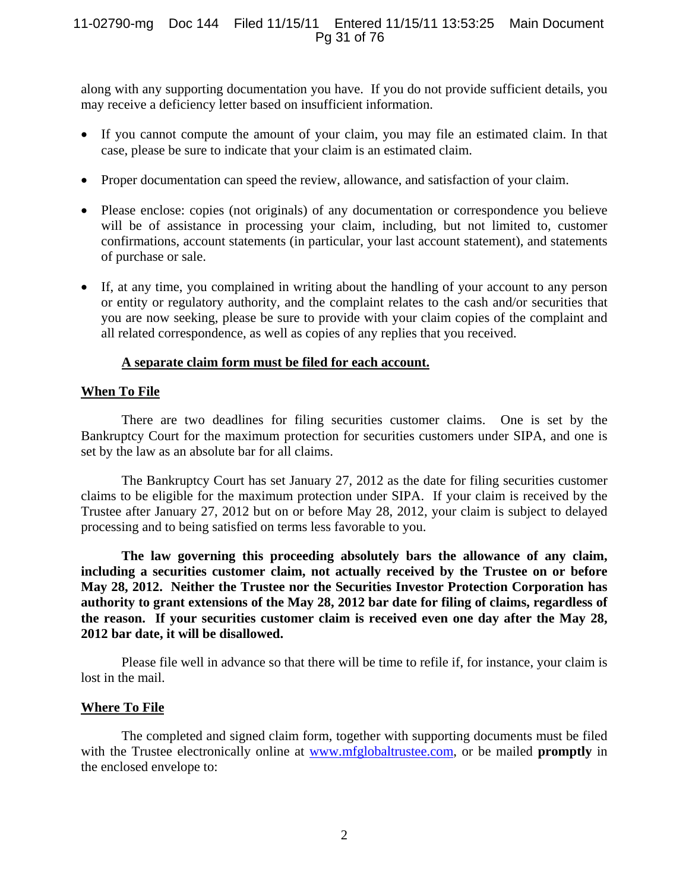along with any supporting documentation you have. If you do not provide sufficient details, you may receive a deficiency letter based on insufficient information.

- If you cannot compute the amount of your claim, you may file an estimated claim. In that case, please be sure to indicate that your claim is an estimated claim.
- Proper documentation can speed the review, allowance, and satisfaction of your claim.
- Please enclose: copies (not originals) of any documentation or correspondence you believe will be of assistance in processing your claim, including, but not limited to, customer confirmations, account statements (in particular, your last account statement), and statements of purchase or sale.
- If, at any time, you complained in writing about the handling of your account to any person or entity or regulatory authority, and the complaint relates to the cash and/or securities that you are now seeking, please be sure to provide with your claim copies of the complaint and all related correspondence, as well as copies of any replies that you received.

**A separate claim form must be filed for each account.**

## When To File

There are two deadlines for filing securities customer claims. One is set by the Bankruptcy Court for the maximum protection for securities customers under SIPA, and one is set by the law as an absolute bar for all claims.

The Bankruptcy Court has set January 27, 2012 as the date for filing securities customer claims to be eligible for the maximum protection under SIPA. If your claim is received by the Trustee after January 27, 2012 but on or before May 28, 2012, your claim is subject to delayed processing and to being satisfied on terms less favorable to you.

**The law governing this proceeding absolutely bars the allowance of any claim, including a securities customer claim, not actually received by the Trustee on or before May 28, 2012. Neither the Trustee nor the Securities Investor Protection Corporation has authority to grant extensions of the May 28, 2012 bar date for filing of claims, regardless of the reason. If your securities customer claim is received even one day after the May 28, 2012 bar date, it will be disallowed.**

Please file well in advance so that there will be time to refile if, for instance, your claim is lost in the mail.

## Where To File

The completed and signed claim form, together with supporting documents must be filed with the Trustee electronically online at www.mfglobaltrustee.com, or be mailed **promptly** in the enclosed envelope to: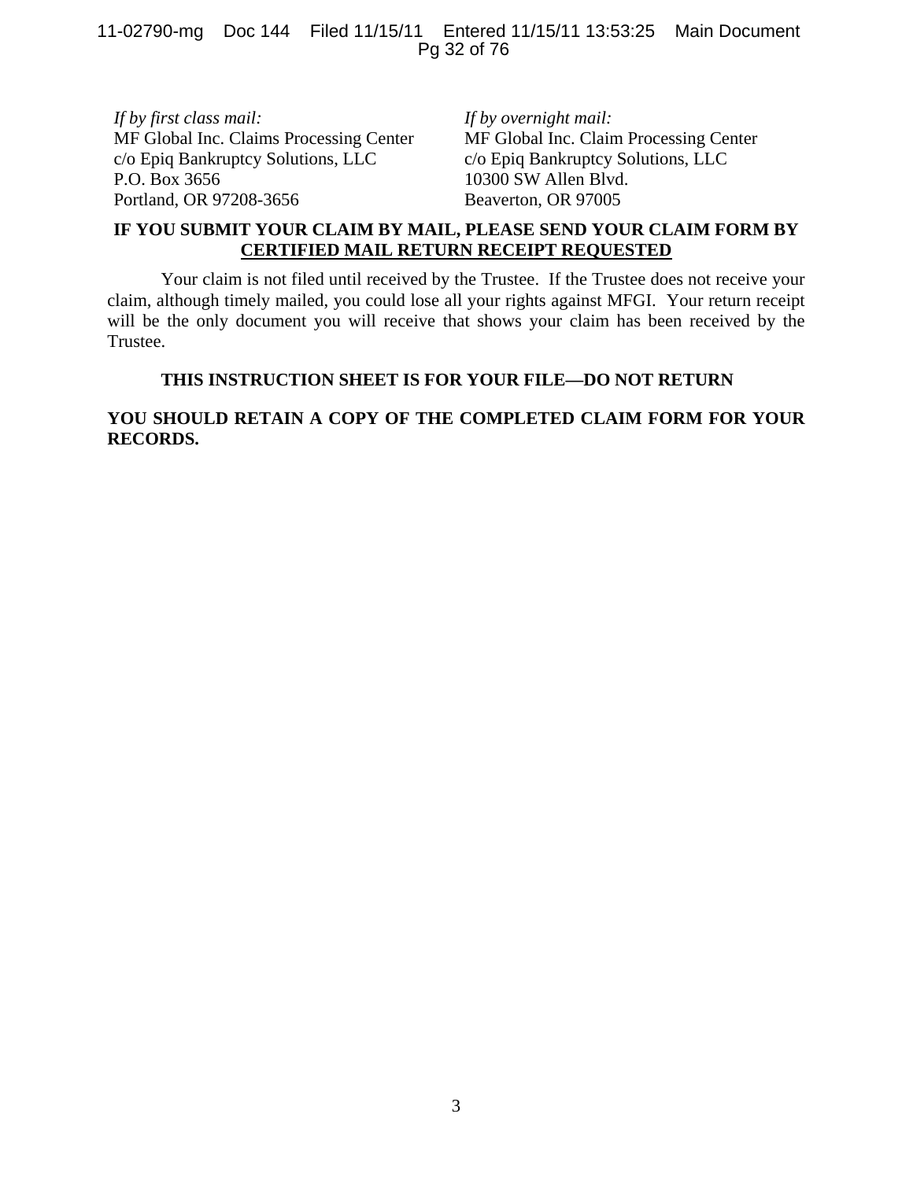*If by first class mail:*
MF Global Inc. Claims Processing Center
c/o Epiq Bankruptcy Solutions, LLC
P.O. Box 3656
Portland, OR 97208-3656

*If by overnight mail:*
MF Global Inc. Claim Processing Center
c/o Epiq Bankruptcy Solutions, LLC
10300 SW Allen Blvd.
Beaverton, OR 97005

**IF YOU SUBMIT YOUR CLAIM BY MAIL, PLEASE SEND YOUR CLAIM FORM BY CERTIFIED MAIL RETURN RECEIPT REQUESTED**

Your claim is not filed until received by the Trustee. If the Trustee does not receive your claim, although timely mailed, you could lose all your rights against MFGI. Your return receipt will be the only document you will receive that shows your claim has been received by the Trustee.

**THIS INSTRUCTION SHEET IS FOR YOUR FILE—DO NOT RETURN**

**YOU SHOULD RETAIN A COPY OF THE COMPLETED CLAIM FORM FOR YOUR RECORDS.**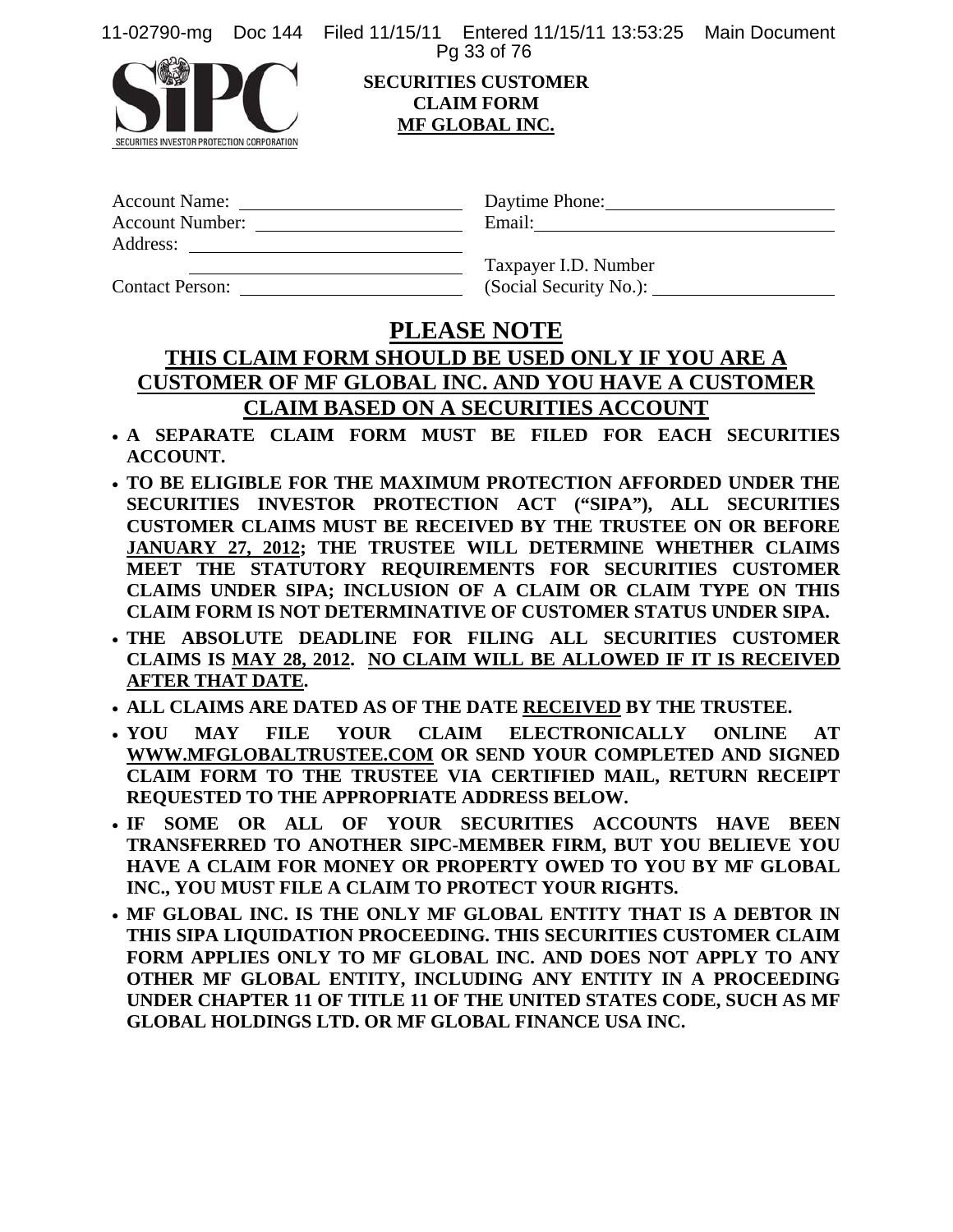SIPC

SECURITIES INVESTOR PROTECTION CORPORATION

**SECURITIES CUSTOMER**
**CLAIM FORM**
**MF GLOBAL INC.**

| | |
|---|---|
| Account Name: ______________________ | Daytime Phone: ______________________ |
| Account Number: ______________________ | Email: ______________________ |
| Address: ______________________ | |
| ______________________ | Taxpayer I.D. Number |
| Contact Person: ______________________ | (Social Security No.): ______________________ |

# PLEASE NOTE

## THIS CLAIM FORM SHOULD BE USED ONLY IF YOU ARE A CUSTOMER OF MF GLOBAL INC. AND YOU HAVE A CUSTOMER CLAIM BASED ON A SECURITIES ACCOUNT

- **A SEPARATE CLAIM FORM MUST BE FILED FOR EACH SECURITIES ACCOUNT.**
- **TO BE ELIGIBLE FOR THE MAXIMUM PROTECTION AFFORDED UNDER THE SECURITIES INVESTOR PROTECTION ACT ("SIPA"), ALL SECURITIES CUSTOMER CLAIMS MUST BE RECEIVED BY THE TRUSTEE ON OR BEFORE JANUARY 27, 2012; THE TRUSTEE WILL DETERMINE WHETHER CLAIMS MEET THE STATUTORY REQUIREMENTS FOR SECURITIES CUSTOMER CLAIMS UNDER SIPA; INCLUSION OF A CLAIM OR CLAIM TYPE ON THIS CLAIM FORM IS NOT DETERMINATIVE OF CUSTOMER STATUS UNDER SIPA.**
- **THE ABSOLUTE DEADLINE FOR FILING ALL SECURITIES CUSTOMER CLAIMS IS MAY 28, 2012. NO CLAIM WILL BE ALLOWED IF IT IS RECEIVED AFTER THAT DATE.**
- **ALL CLAIMS ARE DATED AS OF THE DATE RECEIVED BY THE TRUSTEE.**
- **YOU MAY FILE YOUR CLAIM ELECTRONICALLY ONLINE AT WWW.MFGLOBALTRUSTEE.COM OR SEND YOUR COMPLETED AND SIGNED CLAIM FORM TO THE TRUSTEE VIA CERTIFIED MAIL, RETURN RECEIPT REQUESTED TO THE APPROPRIATE ADDRESS BELOW.**
- **IF SOME OR ALL OF YOUR SECURITIES ACCOUNTS HAVE BEEN TRANSFERRED TO ANOTHER SIPC-MEMBER FIRM, BUT YOU BELIEVE YOU HAVE A CLAIM FOR MONEY OR PROPERTY OWED TO YOU BY MF GLOBAL INC., YOU MUST FILE A CLAIM TO PROTECT YOUR RIGHTS.**
- **MF GLOBAL INC. IS THE ONLY MF GLOBAL ENTITY THAT IS A DEBTOR IN THIS SIPA LIQUIDATION PROCEEDING. THIS SECURITIES CUSTOMER CLAIM FORM APPLIES ONLY TO MF GLOBAL INC. AND DOES NOT APPLY TO ANY OTHER MF GLOBAL ENTITY, INCLUDING ANY ENTITY IN A PROCEEDING UNDER CHAPTER 11 OF TITLE 11 OF THE UNITED STATES CODE, SUCH AS MF GLOBAL HOLDINGS LTD. OR MF GLOBAL FINANCE USA INC.**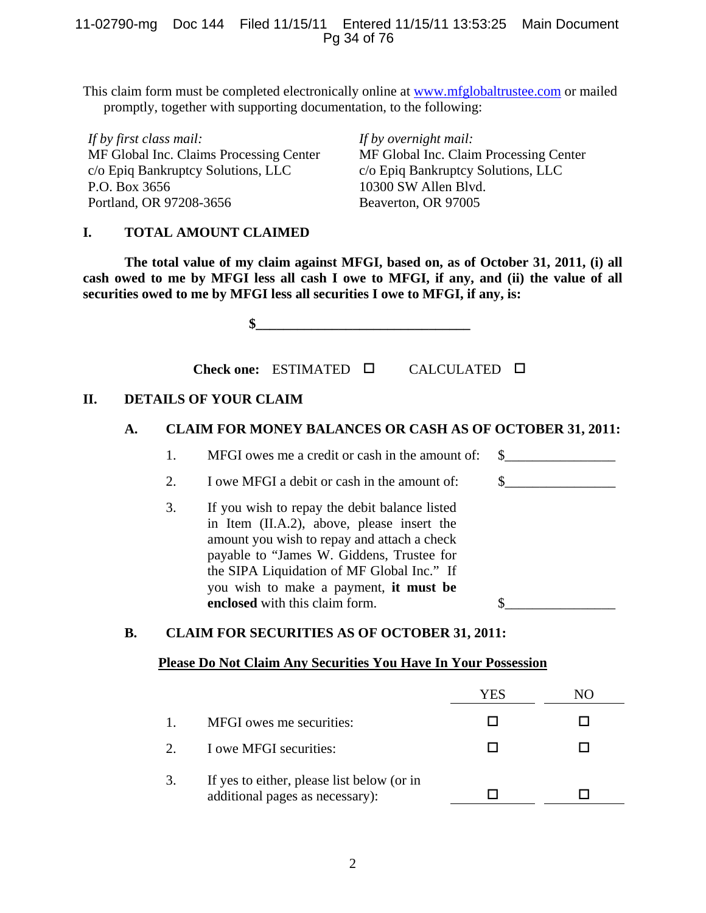This claim form must be completed electronically online at www.mfglobaltrustee.com or mailed promptly, together with supporting documentation, to the following:

*If by first class mail:*
MF Global Inc. Claims Processing Center
c/o Epiq Bankruptcy Solutions, LLC
P.O. Box 3656
Portland, OR 97208-3656

*If by overnight mail:*
MF Global Inc. Claim Processing Center
c/o Epiq Bankruptcy Solutions, LLC
10300 SW Allen Blvd.
Beaverton, OR 97005

## I. TOTAL AMOUNT CLAIMED

**The total value of my claim against MFGI, based on, as of October 31, 2011, (i) all cash owed to me by MFGI less all cash I owe to MFGI, if any, and (ii) the value of all securities owed to me by MFGI less all securities I owe to MFGI, if any, is:**

**$______________________________**

**Check one:** ESTIMATED ☐ CALCULATED ☐

## II. DETAILS OF YOUR CLAIM

### A. CLAIM FOR MONEY BALANCES OR CASH AS OF OCTOBER 31, 2011:

1. MFGI owes me a credit or cash in the amount of: $________________
2. I owe MFGI a debit or cash in the amount of: $________________
3. If you wish to repay the debit balance listed in Item (II.A.2), above, please insert the amount you wish to repay and attach a check payable to "James W. Giddens, Trustee for the SIPA Liquidation of MF Global Inc." If you wish to make a payment, **it must be enclosed** with this claim form. $________________

### B. CLAIM FOR SECURITIES AS OF OCTOBER 31, 2011:

**Please Do Not Claim Any Securities You Have In Your Possession**

| | | YES | NO |
|---|---|---|---|
| 1. | MFGI owes me securities: | ☐ | ☐ |
| 2. | I owe MFGI securities: | ☐ | ☐ |
| 3. | If yes to either, please list below (or in additional pages as necessary): | ☐ | ☐ |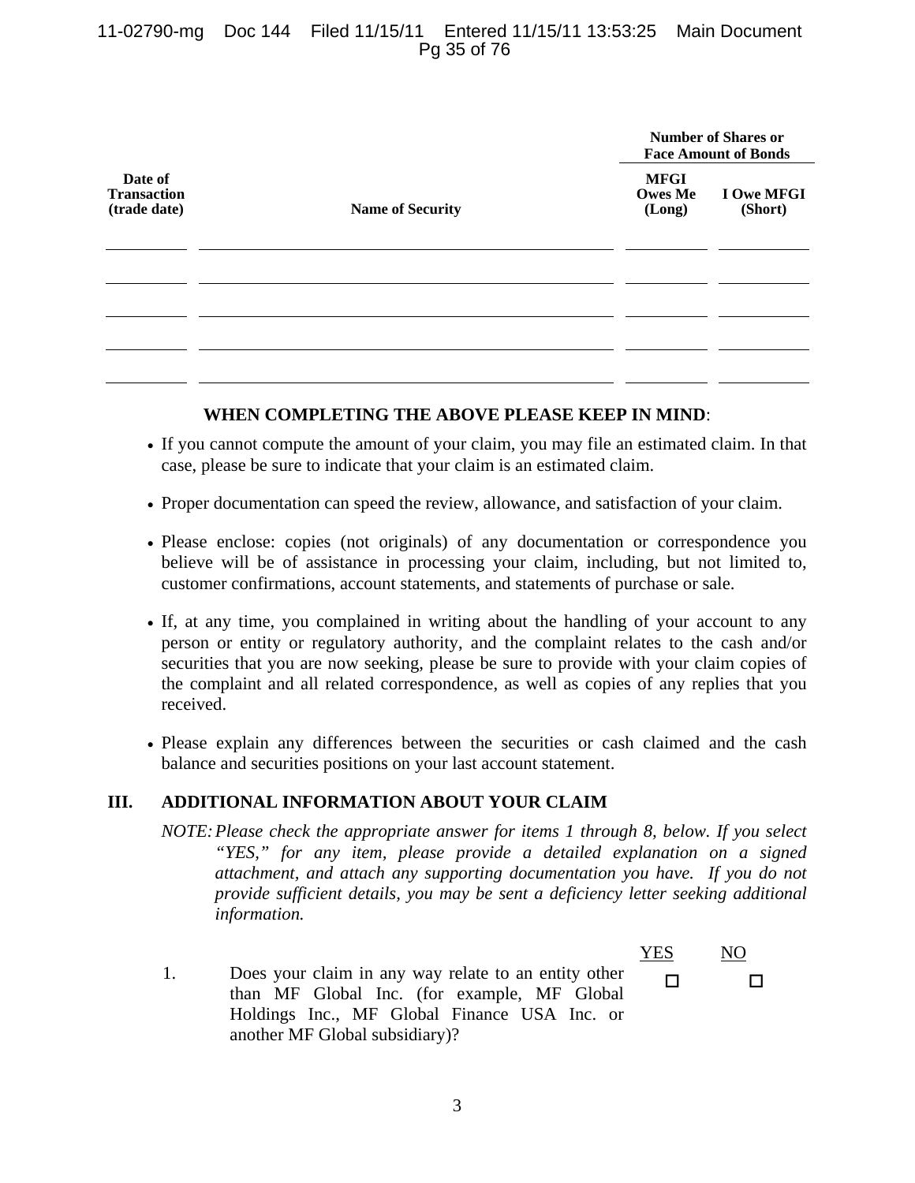| Date of Transaction (trade date) | Name of Security | Number of Shares or Face Amount of Bonds | |
|---|---|---|---|
| | | MFGI Owes Me (Long) | I Owe MFGI (Short) |
| | | | |
| | | | |
| | | | |
| | | | |
| | | | |

**WHEN COMPLETING THE ABOVE PLEASE KEEP IN MIND**:

- If you cannot compute the amount of your claim, you may file an estimated claim. In that case, please be sure to indicate that your claim is an estimated claim.
- Proper documentation can speed the review, allowance, and satisfaction of your claim.
- Please enclose: copies (not originals) of any documentation or correspondence you believe will be of assistance in processing your claim, including, but not limited to, customer confirmations, account statements, and statements of purchase or sale.
- If, at any time, you complained in writing about the handling of your account to any person or entity or regulatory authority, and the complaint relates to the cash and/or securities that you are now seeking, please be sure to provide with your claim copies of the complaint and all related correspondence, as well as copies of any replies that you received.
- Please explain any differences between the securities or cash claimed and the cash balance and securities positions on your last account statement.

## III. ADDITIONAL INFORMATION ABOUT YOUR CLAIM

*NOTE: Please check the appropriate answer for items 1 through 8, below. If you select "YES," for any item, please provide a detailed explanation on a signed attachment, and attach any supporting documentation you have. If you do not provide sufficient details, you may be sent a deficiency letter seeking additional information.*

| | | YES | NO |
|---|---|---|---|
| 1. | Does your claim in any way relate to an entity other than MF Global Inc. (for example, MF Global Holdings Inc., MF Global Finance USA Inc. or another MF Global subsidiary)? | ☐ | ☐ |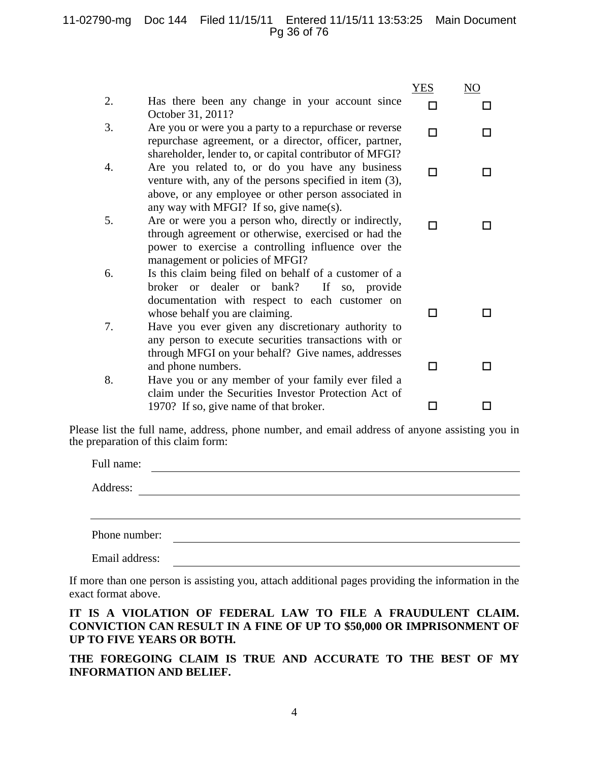| | | YES | NO |
|---|---|---|---|
| 2. | Has there been any change in your account since October 31, 2011? | ☐ | ☐ |
| 3. | Are you or were you a party to a repurchase or reverse repurchase agreement, or a director, officer, partner, shareholder, lender to, or capital contributor of MFGI? | ☐ | ☐ |
| 4. | Are you related to, or do you have any business venture with, any of the persons specified in item (3), above, or any employee or other person associated in any way with MFGI? If so, give name(s). | ☐ | ☐ |
| 5. | Are or were you a person who, directly or indirectly, through agreement or otherwise, exercised or had the power to exercise a controlling influence over the management or policies of MFGI? | ☐ | ☐ |
| 6. | Is this claim being filed on behalf of a customer of a broker or dealer or bank? If so, provide documentation with respect to each customer on whose behalf you are claiming. | ☐ | ☐ |
| 7. | Have you ever given any discretionary authority to any person to execute securities transactions with or through MFGI on your behalf? Give names, addresses and phone numbers. | ☐ | ☐ |
| 8. | Have you or any member of your family ever filed a claim under the Securities Investor Protection Act of 1970? If so, give name of that broker. | ☐ | ☐ |

Please list the full name, address, phone number, and email address of anyone assisting you in the preparation of this claim form:

Full name: ____________________________________________

Address: ____________________________________________

____________________________________________

Phone number: ____________________________________________

Email address: ____________________________________________

If more than one person is assisting you, attach additional pages providing the information in the exact format above.

**IT IS A VIOLATION OF FEDERAL LAW TO FILE A FRAUDULENT CLAIM. CONVICTION CAN RESULT IN A FINE OF UP TO $50,000 OR IMPRISONMENT OF UP TO FIVE YEARS OR BOTH.**

**THE FOREGOING CLAIM IS TRUE AND ACCURATE TO THE BEST OF MY INFORMATION AND BELIEF.**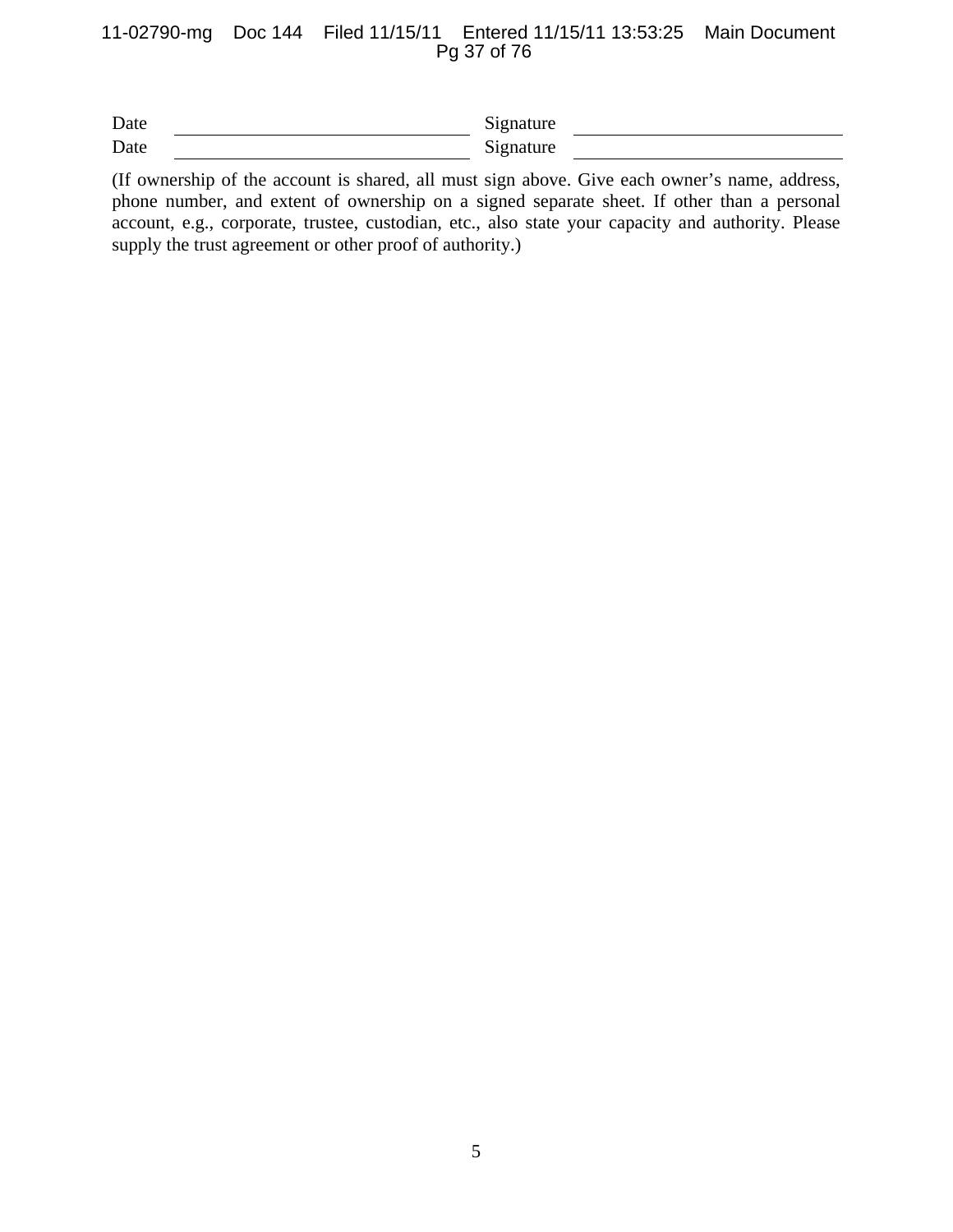| Date | ______________________ | Signature | ______________________ |
|---|---|---|---|
| Date | ______________________ | Signature | ______________________ |

(If ownership of the account is shared, all must sign above. Give each owner's name, address, phone number, and extent of ownership on a signed separate sheet. If other than a personal account, e.g., corporate, trustee, custodian, etc., also state your capacity and authority. Please supply the trust agreement or other proof of authority.)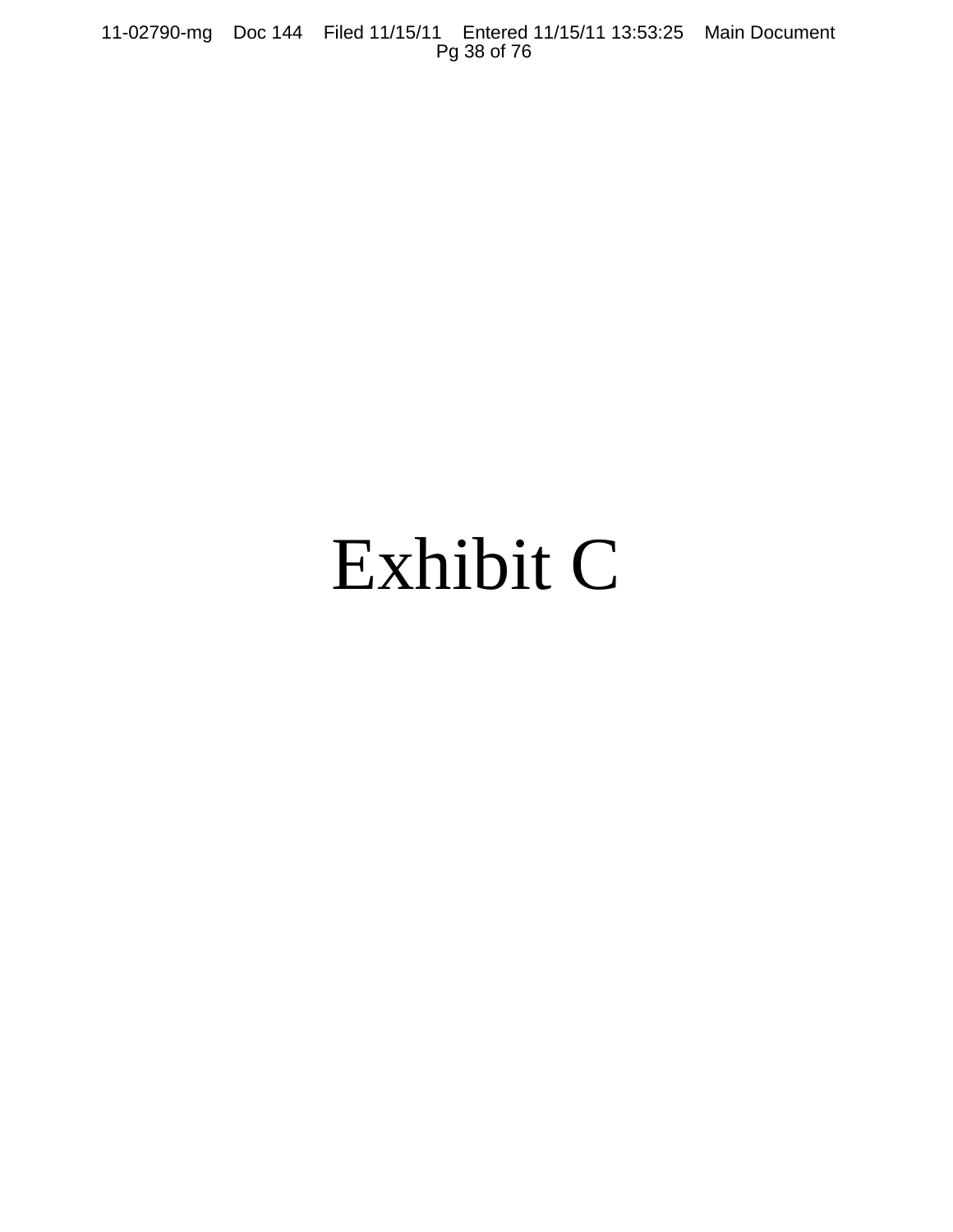# Exhibit C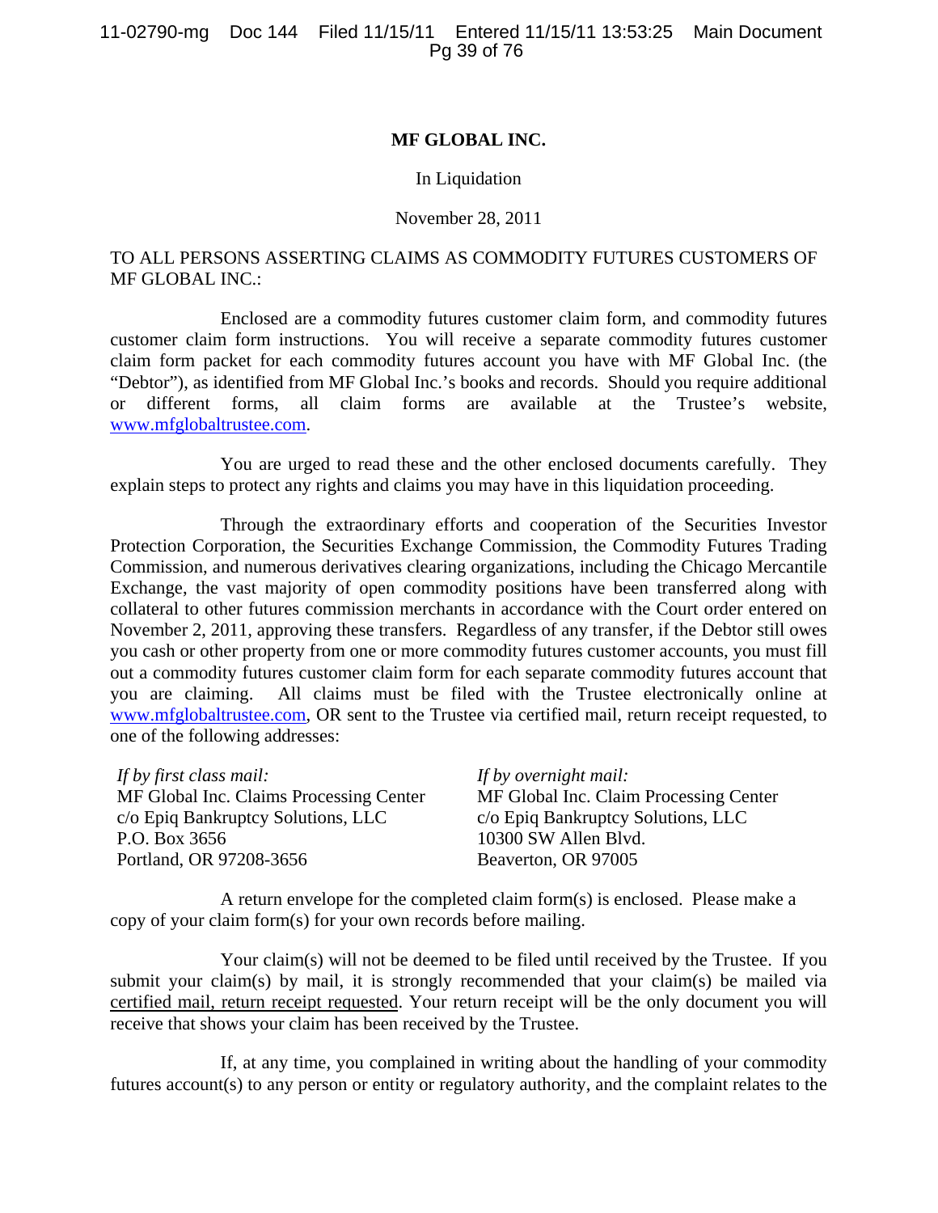**MF GLOBAL INC.**

In Liquidation

November 28, 2011

TO ALL PERSONS ASSERTING CLAIMS AS COMMODITY FUTURES CUSTOMERS OF MF GLOBAL INC.:

Enclosed are a commodity futures customer claim form, and commodity futures customer claim form instructions. You will receive a separate commodity futures customer claim form packet for each commodity futures account you have with MF Global Inc. (the "Debtor"), as identified from MF Global Inc.'s books and records. Should you require additional or different forms, all claim forms are available at the Trustee's website, www.mfglobaltrustee.com.

You are urged to read these and the other enclosed documents carefully. They explain steps to protect any rights and claims you may have in this liquidation proceeding.

Through the extraordinary efforts and cooperation of the Securities Investor Protection Corporation, the Securities Exchange Commission, the Commodity Futures Trading Commission, and numerous derivatives clearing organizations, including the Chicago Mercantile Exchange, the vast majority of open commodity positions have been transferred along with collateral to other futures commission merchants in accordance with the Court order entered on November 2, 2011, approving these transfers. Regardless of any transfer, if the Debtor still owes you cash or other property from one or more commodity futures customer accounts, you must fill out a commodity futures customer claim form for each separate commodity futures account that you are claiming. All claims must be filed with the Trustee electronically online at www.mfglobaltrustee.com, OR sent to the Trustee via certified mail, return receipt requested, to one of the following addresses:

*If by first class mail:*
MF Global Inc. Claims Processing Center
c/o Epiq Bankruptcy Solutions, LLC
P.O. Box 3656
Portland, OR 97208-3656

*If by overnight mail:*
MF Global Inc. Claim Processing Center
c/o Epiq Bankruptcy Solutions, LLC
10300 SW Allen Blvd.
Beaverton, OR 97005

A return envelope for the completed claim form(s) is enclosed. Please make a copy of your claim form(s) for your own records before mailing.

Your claim(s) will not be deemed to be filed until received by the Trustee. If you submit your claim(s) by mail, it is strongly recommended that your claim(s) be mailed via certified mail, return receipt requested. Your return receipt will be the only document you will receive that shows your claim has been received by the Trustee.

If, at any time, you complained in writing about the handling of your commodity futures account(s) to any person or entity or regulatory authority, and the complaint relates to the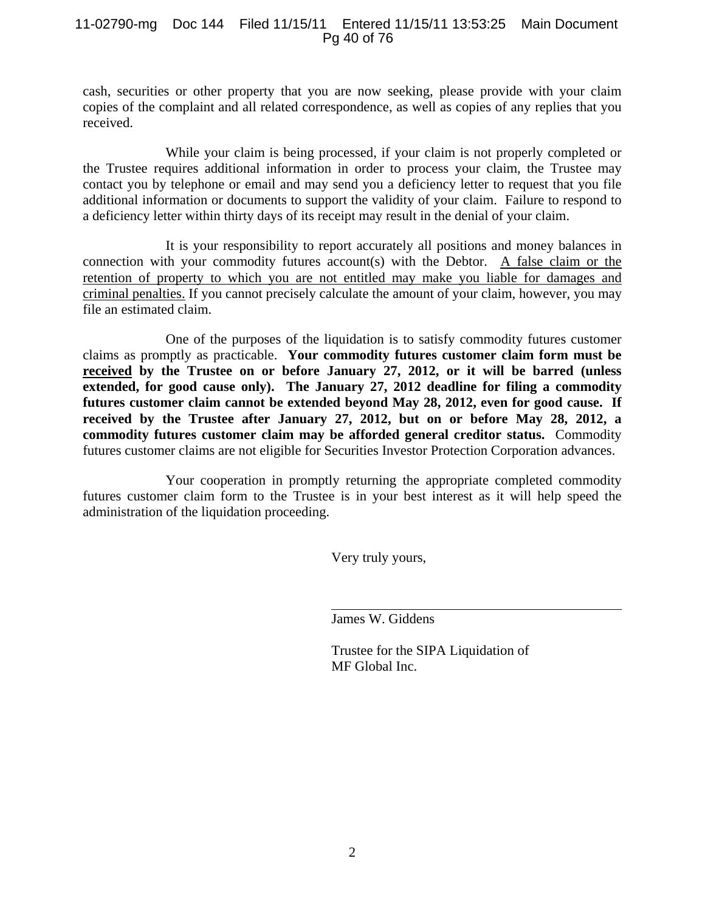cash, securities or other property that you are now seeking, please provide with your claim copies of the complaint and all related correspondence, as well as copies of any replies that you received.

While your claim is being processed, if your claim is not properly completed or the Trustee requires additional information in order to process your claim, the Trustee may contact you by telephone or email and may send you a deficiency letter to request that you file additional information or documents to support the validity of your claim. Failure to respond to a deficiency letter within thirty days of its receipt may result in the denial of your claim.

It is your responsibility to report accurately all positions and money balances in connection with your commodity futures account(s) with the Debtor. <u>A false claim or the retention of property to which you are not entitled may make you liable for damages and criminal penalties.</u> If you cannot precisely calculate the amount of your claim, however, you may file an estimated claim.

One of the purposes of the liquidation is to satisfy commodity futures customer claims as promptly as practicable. **Your commodity futures customer claim form must be <u>received</u> by the Trustee on or before January 27, 2012, or it will be barred (unless extended, for good cause only). The January 27, 2012 deadline for filing a commodity futures customer claim cannot be extended beyond May 28, 2012, even for good cause. If received by the Trustee after January 27, 2012, but on or before May 28, 2012, a commodity futures customer claim may be afforded general creditor status.** Commodity futures customer claims are not eligible for Securities Investor Protection Corporation advances.

Your cooperation in promptly returning the appropriate completed commodity futures customer claim form to the Trustee is in your best interest as it will help speed the administration of the liquidation proceeding.

Very truly yours,

James W. Giddens

Trustee for the SIPA Liquidation of
MF Global Inc.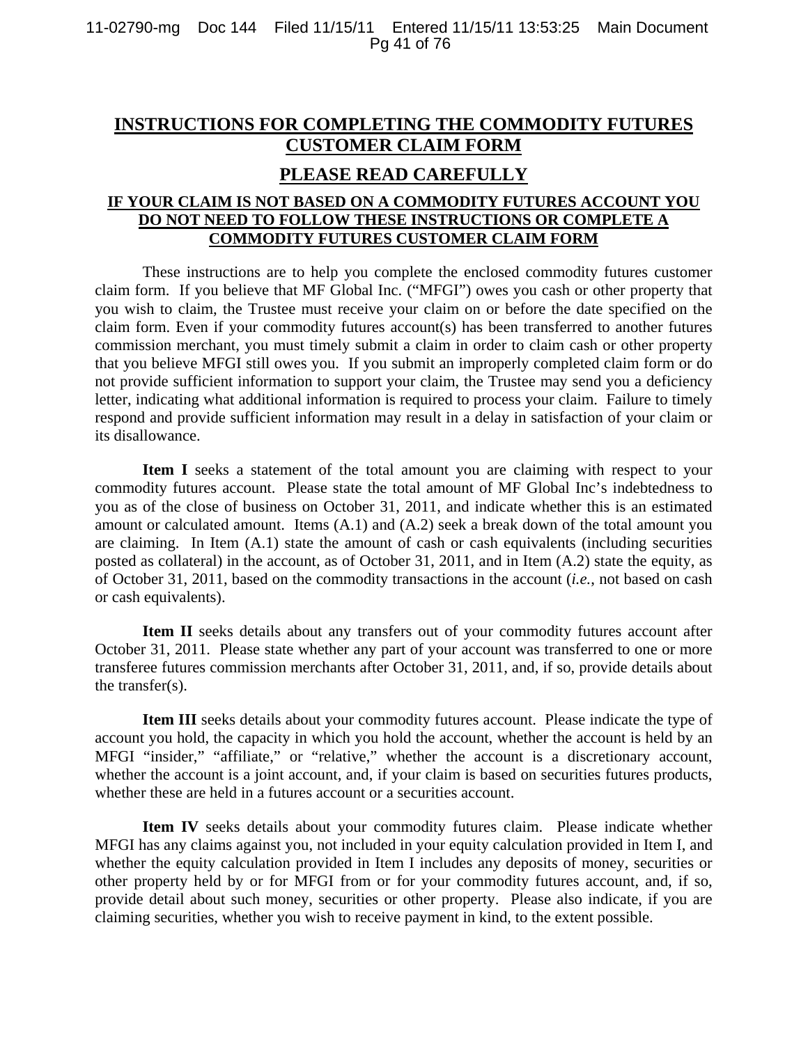# INSTRUCTIONS FOR COMPLETING THE COMMODITY FUTURES CUSTOMER CLAIM FORM

## PLEASE READ CAREFULLY

### IF YOUR CLAIM IS NOT BASED ON A COMMODITY FUTURES ACCOUNT YOU DO NOT NEED TO FOLLOW THESE INSTRUCTIONS OR COMPLETE A COMMODITY FUTURES CUSTOMER CLAIM FORM

These instructions are to help you complete the enclosed commodity futures customer claim form. If you believe that MF Global Inc. ("MFGI") owes you cash or other property that you wish to claim, the Trustee must receive your claim on or before the date specified on the claim form. Even if your commodity futures account(s) has been transferred to another futures commission merchant, you must timely submit a claim in order to claim cash or other property that you believe MFGI still owes you. If you submit an improperly completed claim form or do not provide sufficient information to support your claim, the Trustee may send you a deficiency letter, indicating what additional information is required to process your claim. Failure to timely respond and provide sufficient information may result in a delay in satisfaction of your claim or its disallowance.

**Item I** seeks a statement of the total amount you are claiming with respect to your commodity futures account. Please state the total amount of MF Global Inc's indebtedness to you as of the close of business on October 31, 2011, and indicate whether this is an estimated amount or calculated amount. Items (A.1) and (A.2) seek a break down of the total amount you are claiming. In Item (A.1) state the amount of cash or cash equivalents (including securities posted as collateral) in the account, as of October 31, 2011, and in Item (A.2) state the equity, as of October 31, 2011, based on the commodity transactions in the account (*i.e.*, not based on cash or cash equivalents).

**Item II** seeks details about any transfers out of your commodity futures account after October 31, 2011. Please state whether any part of your account was transferred to one or more transferee futures commission merchants after October 31, 2011, and, if so, provide details about the transfer(s).

**Item III** seeks details about your commodity futures account. Please indicate the type of account you hold, the capacity in which you hold the account, whether the account is held by an MFGI "insider," "affiliate," or "relative," whether the account is a discretionary account, whether the account is a joint account, and, if your claim is based on securities futures products, whether these are held in a futures account or a securities account.

**Item IV** seeks details about your commodity futures claim. Please indicate whether MFGI has any claims against you, not included in your equity calculation provided in Item I, and whether the equity calculation provided in Item I includes any deposits of money, securities or other property held by or for MFGI from or for your commodity futures account, and, if so, provide detail about such money, securities or other property. Please also indicate, if you are claiming securities, whether you wish to receive payment in kind, to the extent possible.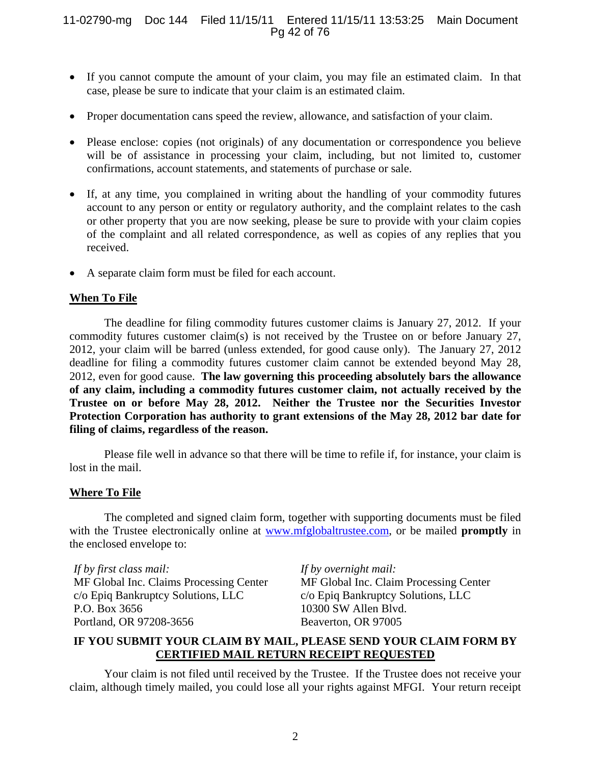- If you cannot compute the amount of your claim, you may file an estimated claim. In that case, please be sure to indicate that your claim is an estimated claim.

- Proper documentation cans speed the review, allowance, and satisfaction of your claim.

- Please enclose: copies (not originals) of any documentation or correspondence you believe will be of assistance in processing your claim, including, but not limited to, customer confirmations, account statements, and statements of purchase or sale.

- If, at any time, you complained in writing about the handling of your commodity futures account to any person or entity or regulatory authority, and the complaint relates to the cash or other property that you are now seeking, please be sure to provide with your claim copies of the complaint and all related correspondence, as well as copies of any replies that you received.

- A separate claim form must be filed for each account.

**When To File**

The deadline for filing commodity futures customer claims is January 27, 2012. If your commodity futures customer claim(s) is not received by the Trustee on or before January 27, 2012, your claim will be barred (unless extended, for good cause only). The January 27, 2012 deadline for filing a commodity futures customer claim cannot be extended beyond May 28, 2012, even for good cause. **The law governing this proceeding absolutely bars the allowance of any claim, including a commodity futures customer claim, not actually received by the Trustee on or before May 28, 2012. Neither the Trustee nor the Securities Investor Protection Corporation has authority to grant extensions of the May 28, 2012 bar date for filing of claims, regardless of the reason.**

Please file well in advance so that there will be time to refile if, for instance, your claim is lost in the mail.

**Where To File**

The completed and signed claim form, together with supporting documents must be filed with the Trustee electronically online at www.mfglobaltrustee.com, or be mailed **promptly** in the enclosed envelope to:

*If by first class mail:*
MF Global Inc. Claims Processing Center
c/o Epiq Bankruptcy Solutions, LLC
P.O. Box 3656
Portland, OR 97208-3656

*If by overnight mail:*
MF Global Inc. Claim Processing Center
c/o Epiq Bankruptcy Solutions, LLC
10300 SW Allen Blvd.
Beaverton, OR 97005

**IF YOU SUBMIT YOUR CLAIM BY MAIL, PLEASE SEND YOUR CLAIM FORM BY CERTIFIED MAIL RETURN RECEIPT REQUESTED**

Your claim is not filed until received by the Trustee. If the Trustee does not receive your claim, although timely mailed, you could lose all your rights against MFGI. Your return receipt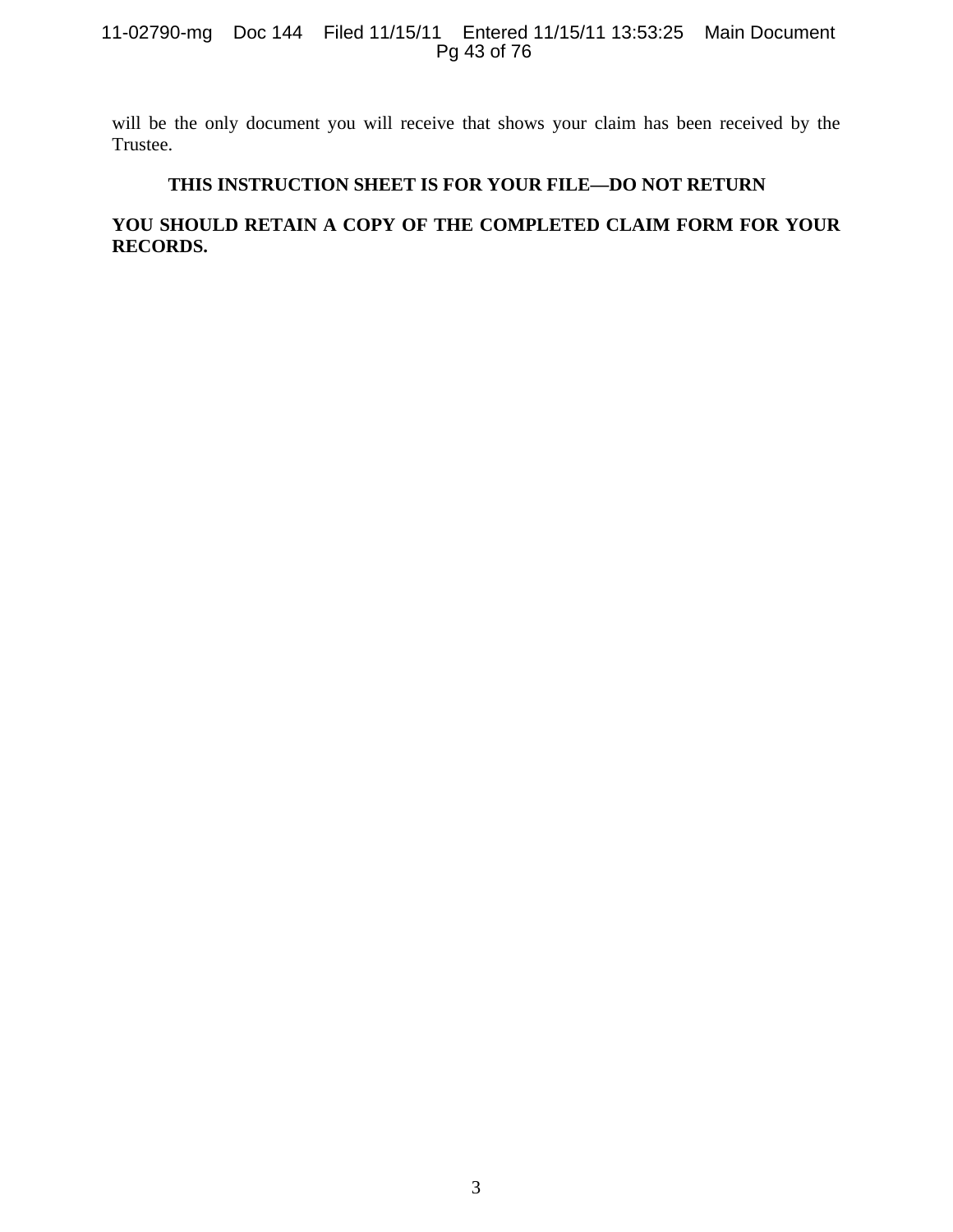will be the only document you will receive that shows your claim has been received by the Trustee.

**THIS INSTRUCTION SHEET IS FOR YOUR FILE—DO NOT RETURN**

**YOU SHOULD RETAIN A COPY OF THE COMPLETED CLAIM FORM FOR YOUR RECORDS.**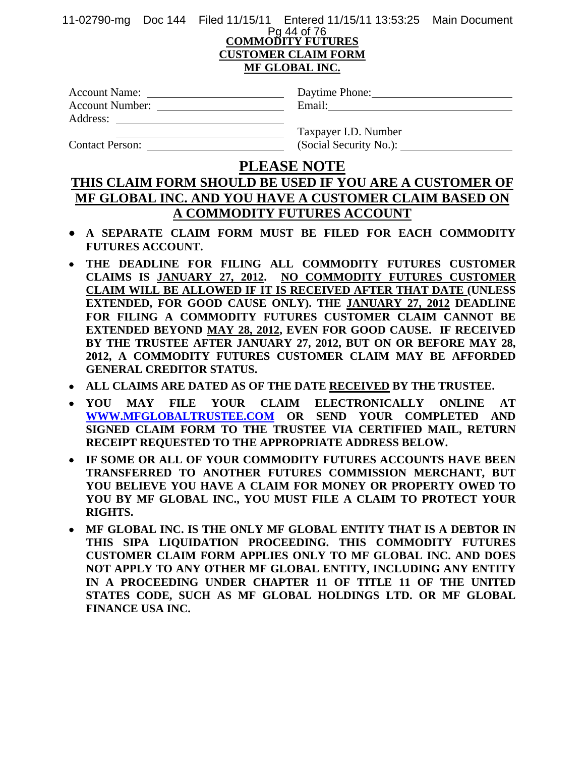**COMMODITY FUTURES**
**CUSTOMER CLAIM FORM**
**MF GLOBAL INC.**

| | |
|---|---|
| Account Name: ______________________ | Daytime Phone: ______________________ |
| Account Number: ______________________ | Email: ______________________ |
| Address: ______________________ | |
| ______________________ | Taxpayer I.D. Number |
| Contact Person: ______________________ | (Social Security No.): ______________________ |

# PLEASE NOTE

## THIS CLAIM FORM SHOULD BE USED IF YOU ARE A CUSTOMER OF MF GLOBAL INC. AND YOU HAVE A CUSTOMER CLAIM BASED ON A COMMODITY FUTURES ACCOUNT

- **A SEPARATE CLAIM FORM MUST BE FILED FOR EACH COMMODITY FUTURES ACCOUNT.**
- **THE DEADLINE FOR FILING ALL COMMODITY FUTURES CUSTOMER CLAIMS IS JANUARY 27, 2012. NO COMMODITY FUTURES CUSTOMER CLAIM WILL BE ALLOWED IF IT IS RECEIVED AFTER THAT DATE (UNLESS EXTENDED, FOR GOOD CAUSE ONLY). THE JANUARY 27, 2012 DEADLINE FOR FILING A COMMODITY FUTURES CUSTOMER CLAIM CANNOT BE EXTENDED BEYOND MAY 28, 2012, EVEN FOR GOOD CAUSE. IF RECEIVED BY THE TRUSTEE AFTER JANUARY 27, 2012, BUT ON OR BEFORE MAY 28, 2012, A COMMODITY FUTURES CUSTOMER CLAIM MAY BE AFFORDED GENERAL CREDITOR STATUS.**
- **ALL CLAIMS ARE DATED AS OF THE DATE RECEIVED BY THE TRUSTEE.**
- **YOU MAY FILE YOUR CLAIM ELECTRONICALLY ONLINE AT WWW.MFGLOBALTRUSTEE.COM OR SEND YOUR COMPLETED AND SIGNED CLAIM FORM TO THE TRUSTEE VIA CERTIFIED MAIL, RETURN RECEIPT REQUESTED TO THE APPROPRIATE ADDRESS BELOW.**
- **IF SOME OR ALL OF YOUR COMMODITY FUTURES ACCOUNTS HAVE BEEN TRANSFERRED TO ANOTHER FUTURES COMMISSION MERCHANT, BUT YOU BELIEVE YOU HAVE A CLAIM FOR MONEY OR PROPERTY OWED TO YOU BY MF GLOBAL INC., YOU MUST FILE A CLAIM TO PROTECT YOUR RIGHTS.**
- **MF GLOBAL INC. IS THE ONLY MF GLOBAL ENTITY THAT IS A DEBTOR IN THIS SIPA LIQUIDATION PROCEEDING. THIS COMMODITY FUTURES CUSTOMER CLAIM FORM APPLIES ONLY TO MF GLOBAL INC. AND DOES NOT APPLY TO ANY OTHER MF GLOBAL ENTITY, INCLUDING ANY ENTITY IN A PROCEEDING UNDER CHAPTER 11 OF TITLE 11 OF THE UNITED STATES CODE, SUCH AS MF GLOBAL HOLDINGS LTD. OR MF GLOBAL FINANCE USA INC.**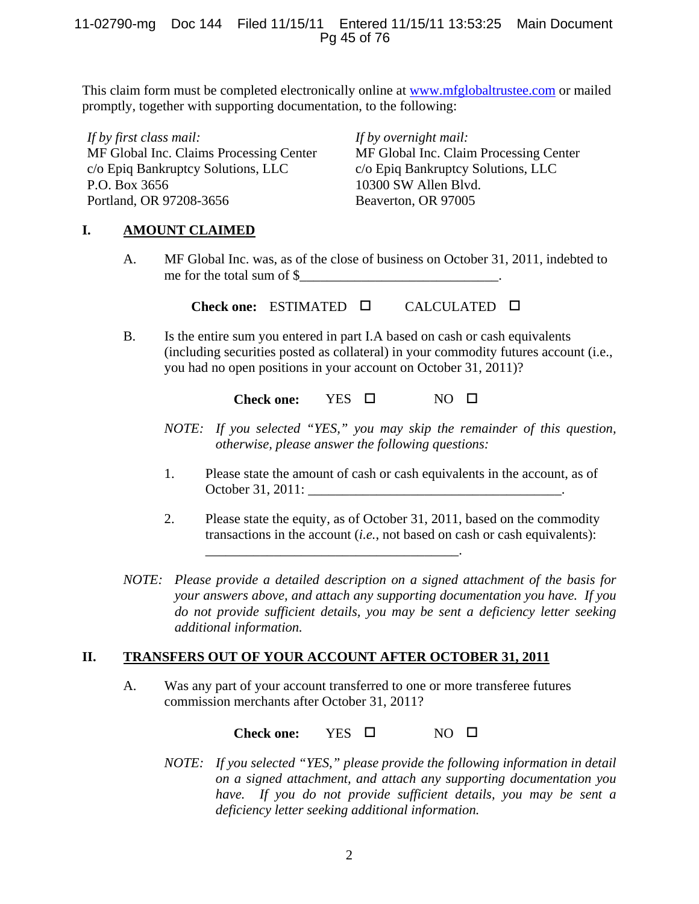This claim form must be completed electronically online at www.mfglobaltrustee.com or mailed promptly, together with supporting documentation, to the following:

*If by first class mail:*
MF Global Inc. Claims Processing Center
c/o Epiq Bankruptcy Solutions, LLC
P.O. Box 3656
Portland, OR 97208-3656

*If by overnight mail:*
MF Global Inc. Claim Processing Center
c/o Epiq Bankruptcy Solutions, LLC
10300 SW Allen Blvd.
Beaverton, OR 97005

## I. AMOUNT CLAIMED

A. MF Global Inc. was, as of the close of business on October 31, 2011, indebted to me for the total sum of $_____________________________.

**Check one:** ESTIMATED ☐ CALCULATED ☐

B. Is the entire sum you entered in part I.A based on cash or cash equivalents (including securities posted as collateral) in your commodity futures account (i.e., you had no open positions in your account on October 31, 2011)?

**Check one:** YES ☐ NO ☐

*NOTE: If you selected "YES," you may skip the remainder of this question, otherwise, please answer the following questions:*

1. Please state the amount of cash or cash equivalents in the account, as of October 31, 2011: _____________________________________.

2. Please state the equity, as of October 31, 2011, based on the commodity transactions in the account (*i.e.*, not based on cash or cash equivalents): _____________________________________.

*NOTE: Please provide a detailed description on a signed attachment of the basis for your answers above, and attach any supporting documentation you have. If you do not provide sufficient details, you may be sent a deficiency letter seeking additional information.*

## II. TRANSFERS OUT OF YOUR ACCOUNT AFTER OCTOBER 31, 2011

A. Was any part of your account transferred to one or more transferee futures commission merchants after October 31, 2011?

**Check one:** YES ☐ NO ☐

*NOTE: If you selected "YES," please provide the following information in detail on a signed attachment, and attach any supporting documentation you have. If you do not provide sufficient details, you may be sent a deficiency letter seeking additional information.*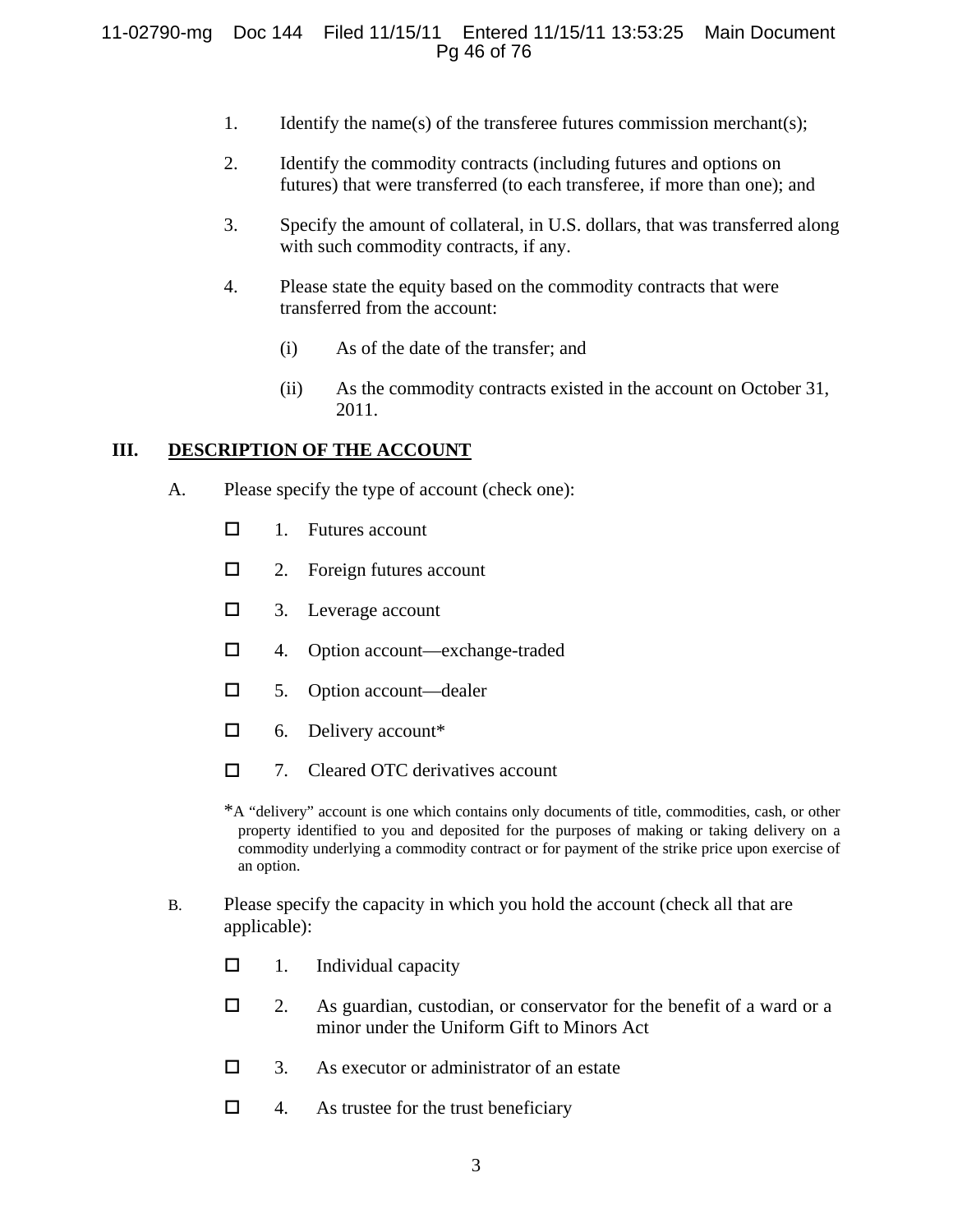1. Identify the name(s) of the transferee futures commission merchant(s);

2. Identify the commodity contracts (including futures and options on futures) that were transferred (to each transferee, if more than one); and

3. Specify the amount of collateral, in U.S. dollars, that was transferred along with such commodity contracts, if any.

4. Please state the equity based on the commodity contracts that were transferred from the account:

   (i) As of the date of the transfer; and

   (ii) As the commodity contracts existed in the account on October 31, 2011.

## III. DESCRIPTION OF THE ACCOUNT

A. Please specify the type of account (check one):

- ☐ 1. Futures account
- ☐ 2. Foreign futures account
- ☐ 3. Leverage account
- ☐ 4. Option account—exchange-traded
- ☐ 5. Option account—dealer
- ☐ 6. Delivery account*
- ☐ 7. Cleared OTC derivatives account

*A "delivery" account is one which contains only documents of title, commodities, cash, or other property identified to you and deposited for the purposes of making or taking delivery on a commodity underlying a commodity contract or for payment of the strike price upon exercise of an option.

B. Please specify the capacity in which you hold the account (check all that are applicable):

- ☐ 1. Individual capacity
- ☐ 2. As guardian, custodian, or conservator for the benefit of a ward or a minor under the Uniform Gift to Minors Act
- ☐ 3. As executor or administrator of an estate
- ☐ 4. As trustee for the trust beneficiary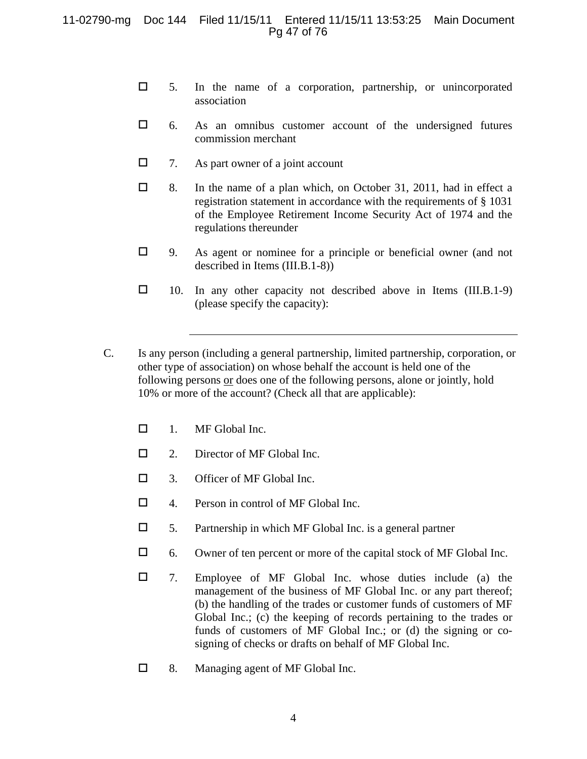- ☐ 5. In the name of a corporation, partnership, or unincorporated association

- ☐ 6. As an omnibus customer account of the undersigned futures commission merchant

- ☐ 7. As part owner of a joint account

- ☐ 8. In the name of a plan which, on October 31, 2011, had in effect a registration statement in accordance with the requirements of § 1031 of the Employee Retirement Income Security Act of 1974 and the regulations thereunder

- ☐ 9. As agent or nominee for a principle or beneficial owner (and not described in Items (III.B.1-8))

- ☐ 10. In any other capacity not described above in Items (III.B.1-9) (please specify the capacity):

______________________________________________

C. Is any person (including a general partnership, limited partnership, corporation, or other type of association) on whose behalf the account is held one of the following persons <u>or</u> does one of the following persons, alone or jointly, hold 10% or more of the account? (Check all that are applicable):

- ☐ 1. MF Global Inc.

- ☐ 2. Director of MF Global Inc.

- ☐ 3. Officer of MF Global Inc.

- ☐ 4. Person in control of MF Global Inc.

- ☐ 5. Partnership in which MF Global Inc. is a general partner

- ☐ 6. Owner of ten percent or more of the capital stock of MF Global Inc.

- ☐ 7. Employee of MF Global Inc. whose duties include (a) the management of the business of MF Global Inc. or any part thereof; (b) the handling of the trades or customer funds of customers of MF Global Inc.; (c) the keeping of records pertaining to the trades or funds of customers of MF Global Inc.; or (d) the signing or co-signing of checks or drafts on behalf of MF Global Inc.

- ☐ 8. Managing agent of MF Global Inc.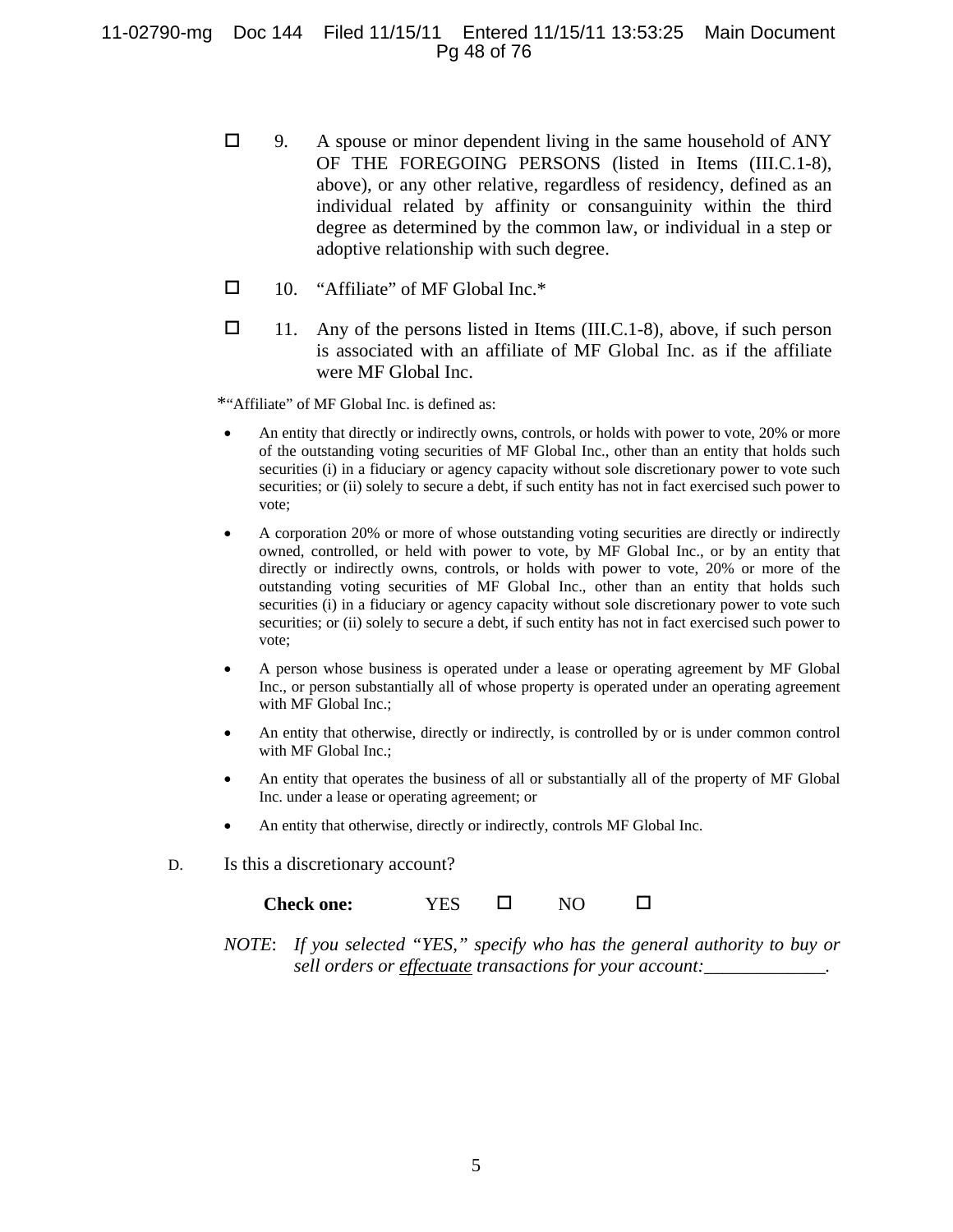☐ 9. A spouse or minor dependent living in the same household of ANY OF THE FOREGOING PERSONS (listed in Items (III.C.1-8), above), or any other relative, regardless of residency, defined as an individual related by affinity or consanguinity within the third degree as determined by the common law, or individual in a step or adoptive relationship with such degree.

☐ 10. "Affiliate" of MF Global Inc.*

☐ 11. Any of the persons listed in Items (III.C.1-8), above, if such person is associated with an affiliate of MF Global Inc. as if the affiliate were MF Global Inc.

*"Affiliate" of MF Global Inc. is defined as:

- An entity that directly or indirectly owns, controls, or holds with power to vote, 20% or more of the outstanding voting securities of MF Global Inc., other than an entity that holds such securities (i) in a fiduciary or agency capacity without sole discretionary power to vote such securities; or (ii) solely to secure a debt, if such entity has not in fact exercised such power to vote;
- A corporation 20% or more of whose outstanding voting securities are directly or indirectly owned, controlled, or held with power to vote, by MF Global Inc., or by an entity that directly or indirectly owns, controls, or holds with power to vote, 20% or more of the outstanding voting securities of MF Global Inc., other than an entity that holds such securities (i) in a fiduciary or agency capacity without sole discretionary power to vote such securities; or (ii) solely to secure a debt, if such entity has not in fact exercised such power to vote;
- A person whose business is operated under a lease or operating agreement by MF Global Inc., or person substantially all of whose property is operated under an operating agreement with MF Global Inc.;
- An entity that otherwise, directly or indirectly, is controlled by or is under common control with MF Global Inc.;
- An entity that operates the business of all or substantially all of the property of MF Global Inc. under a lease or operating agreement; or
- An entity that otherwise, directly or indirectly, controls MF Global Inc.

D. Is this a discretionary account?

**Check one:** YES ☐ NO ☐

*NOTE*: *If you selected "YES," specify who has the general authority to buy or sell orders or* *<u>effectuate</u>* *transactions for your account:_____________.*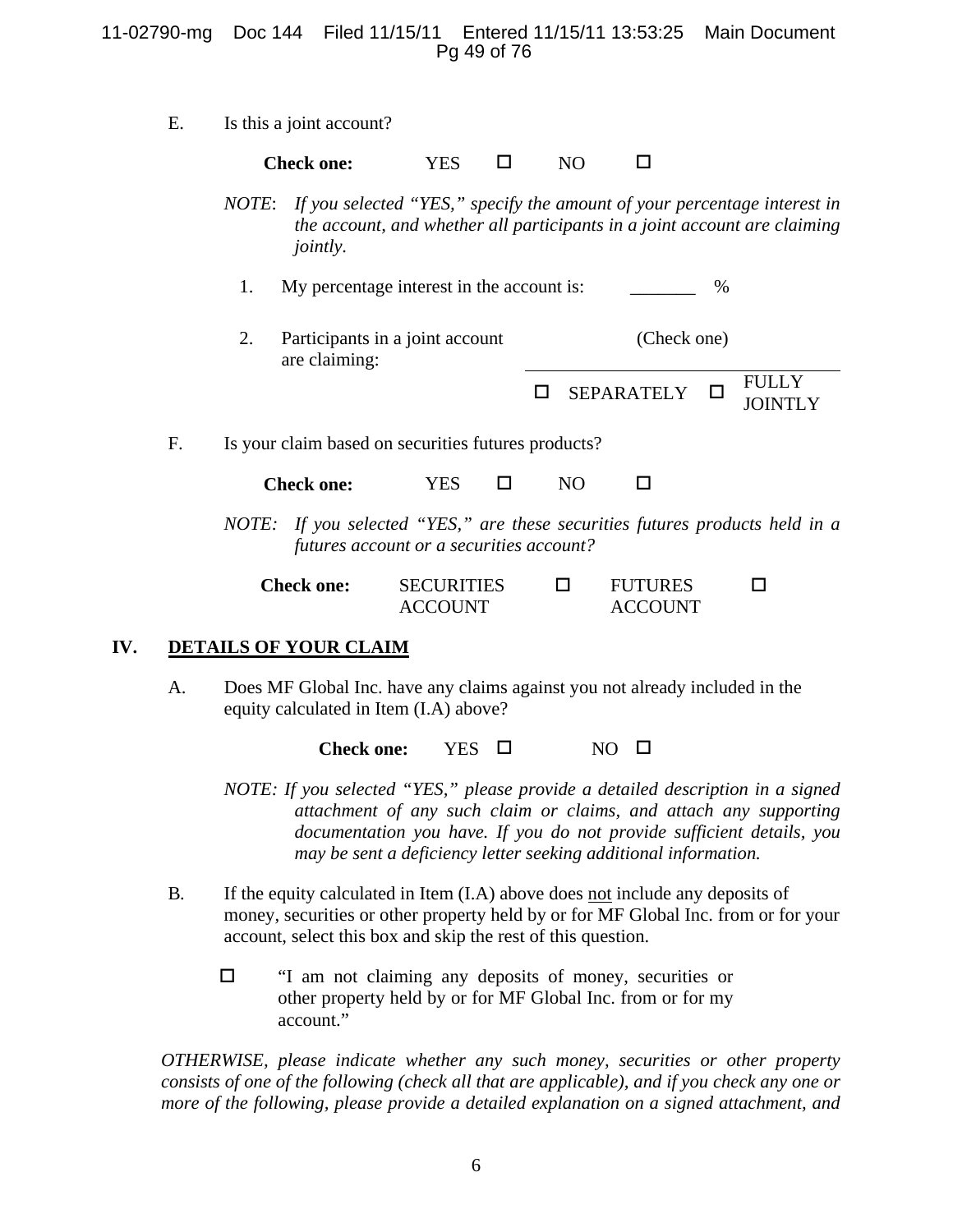E. Is this a joint account?

**Check one:** YES ☐ NO ☐

*NOTE*: *If you selected "YES," specify the amount of your percentage interest in the account, and whether all participants in a joint account are claiming jointly.*

1. My percentage interest in the account is: _______ %

2. Participants in a joint account are claiming: (Check one)

   ☐ SEPARATELY ☐ FULLY JOINTLY

F. Is your claim based on securities futures products?

**Check one:** YES ☐ NO ☐

*NOTE: If you selected "YES," are these securities futures products held in a futures account or a securities account?*

**Check one:** SECURITIES ACCOUNT ☐ FUTURES ACCOUNT ☐

## IV. DETAILS OF YOUR CLAIM

A. Does MF Global Inc. have any claims against you not already included in the equity calculated in Item (I.A) above?

**Check one:** YES ☐ NO ☐

*NOTE: If you selected "YES," please provide a detailed description in a signed attachment of any such claim or claims, and attach any supporting documentation you have. If you do not provide sufficient details, you may be sent a deficiency letter seeking additional information.*

B. If the equity calculated in Item (I.A) above does not include any deposits of money, securities or other property held by or for MF Global Inc. from or for your account, select this box and skip the rest of this question.

☐ "I am not claiming any deposits of money, securities or other property held by or for MF Global Inc. from or for my account."

*OTHERWISE, please indicate whether any such money, securities or other property consists of one of the following (check all that are applicable), and if you check any one or more of the following, please provide a detailed explanation on a signed attachment, and*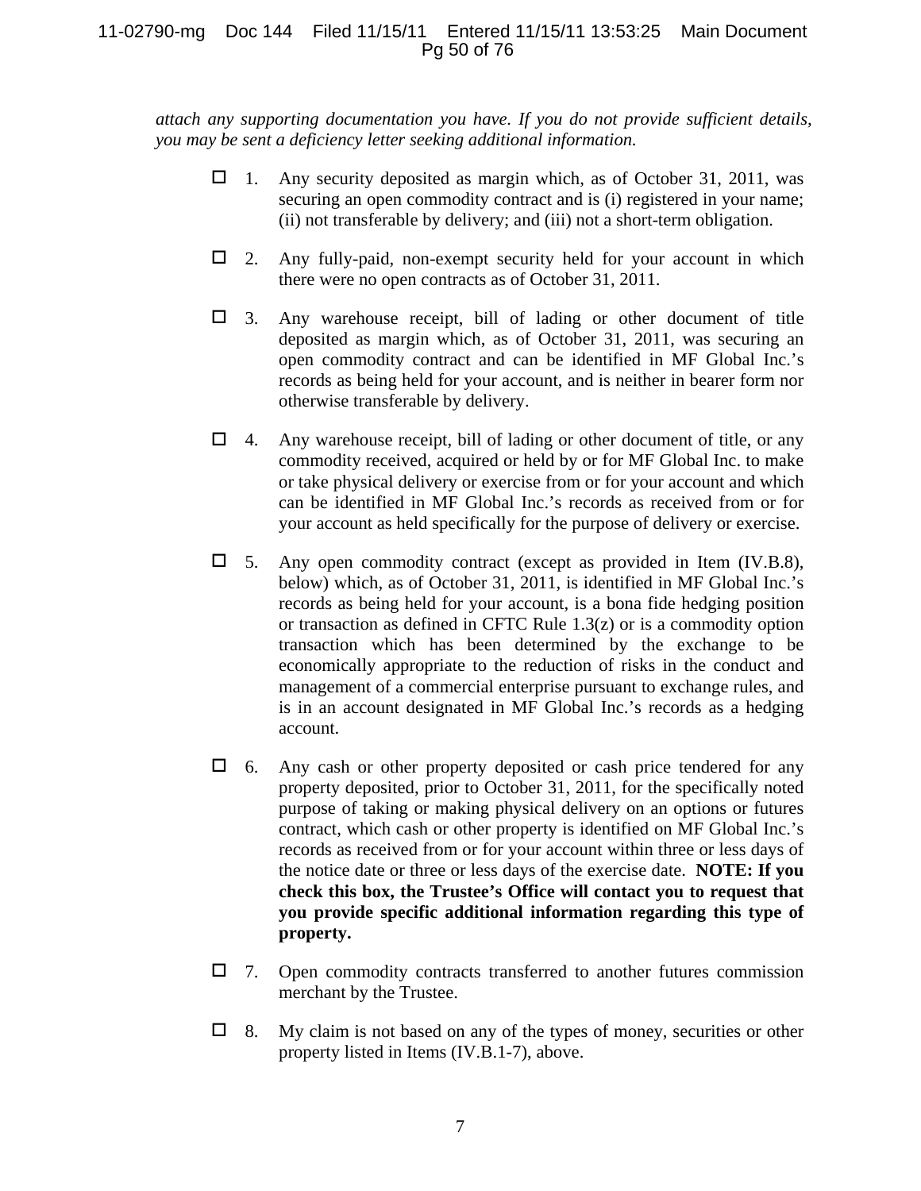*attach any supporting documentation you have. If you do not provide sufficient details, you may be sent a deficiency letter seeking additional information.*

- ☐ 1. Any security deposited as margin which, as of October 31, 2011, was securing an open commodity contract and is (i) registered in your name; (ii) not transferable by delivery; and (iii) not a short-term obligation.

- ☐ 2. Any fully-paid, non-exempt security held for your account in which there were no open contracts as of October 31, 2011.

- ☐ 3. Any warehouse receipt, bill of lading or other document of title deposited as margin which, as of October 31, 2011, was securing an open commodity contract and can be identified in MF Global Inc.'s records as being held for your account, and is neither in bearer form nor otherwise transferable by delivery.

- ☐ 4. Any warehouse receipt, bill of lading or other document of title, or any commodity received, acquired or held by or for MF Global Inc. to make or take physical delivery or exercise from or for your account and which can be identified in MF Global Inc.'s records as received from or for your account as held specifically for the purpose of delivery or exercise.

- ☐ 5. Any open commodity contract (except as provided in Item (IV.B.8), below) which, as of October 31, 2011, is identified in MF Global Inc.'s records as being held for your account, is a bona fide hedging position or transaction as defined in CFTC Rule 1.3(z) or is a commodity option transaction which has been determined by the exchange to be economically appropriate to the reduction of risks in the conduct and management of a commercial enterprise pursuant to exchange rules, and is in an account designated in MF Global Inc.'s records as a hedging account.

- ☐ 6. Any cash or other property deposited or cash price tendered for any property deposited, prior to October 31, 2011, for the specifically noted purpose of taking or making physical delivery on an options or futures contract, which cash or other property is identified on MF Global Inc.'s records as received from or for your account within three or less days of the notice date or three or less days of the exercise date. **NOTE: If you check this box, the Trustee's Office will contact you to request that you provide specific additional information regarding this type of property.**

- ☐ 7. Open commodity contracts transferred to another futures commission merchant by the Trustee.

- ☐ 8. My claim is not based on any of the types of money, securities or other property listed in Items (IV.B.1-7), above.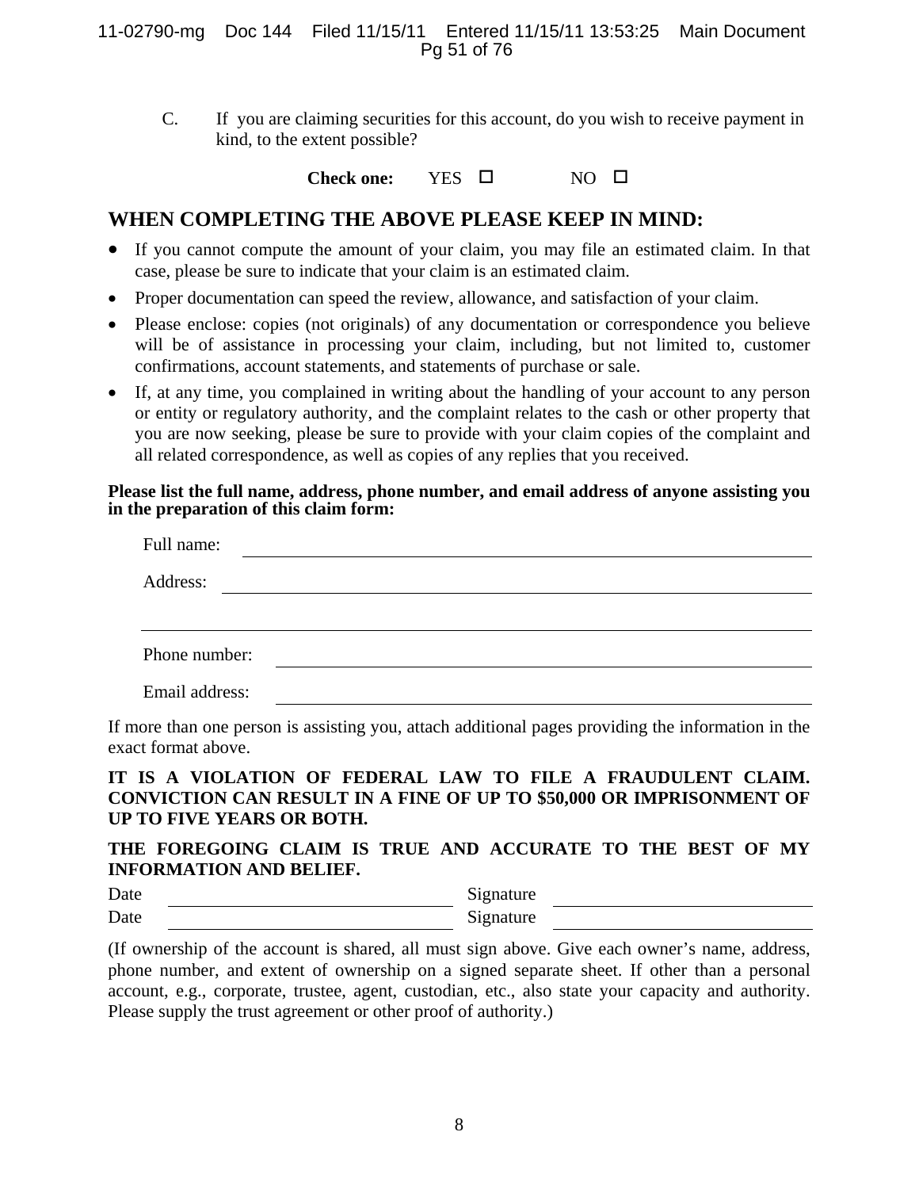C. If you are claiming securities for this account, do you wish to receive payment in kind, to the extent possible?

**Check one:** YES ☐ NO ☐

## WHEN COMPLETING THE ABOVE PLEASE KEEP IN MIND:

- If you cannot compute the amount of your claim, you may file an estimated claim. In that case, please be sure to indicate that your claim is an estimated claim.
- Proper documentation can speed the review, allowance, and satisfaction of your claim.
- Please enclose: copies (not originals) of any documentation or correspondence you believe will be of assistance in processing your claim, including, but not limited to, customer confirmations, account statements, and statements of purchase or sale.
- If, at any time, you complained in writing about the handling of your account to any person or entity or regulatory authority, and the complaint relates to the cash or other property that you are now seeking, please be sure to provide with your claim copies of the complaint and all related correspondence, as well as copies of any replies that you received.

**Please list the full name, address, phone number, and email address of anyone assisting you in the preparation of this claim form:**

Full name: ______________________________

Address: ______________________________

______________________________

Phone number: ______________________________

Email address: ______________________________

If more than one person is assisting you, attach additional pages providing the information in the exact format above.

**IT IS A VIOLATION OF FEDERAL LAW TO FILE A FRAUDULENT CLAIM. CONVICTION CAN RESULT IN A FINE OF UP TO $50,000 OR IMPRISONMENT OF UP TO FIVE YEARS OR BOTH.**

**THE FOREGOING CLAIM IS TRUE AND ACCURATE TO THE BEST OF MY INFORMATION AND BELIEF.**

Date ______________________ Signature ______________________

Date ______________________ Signature ______________________

(If ownership of the account is shared, all must sign above. Give each owner's name, address, phone number, and extent of ownership on a signed separate sheet. If other than a personal account, e.g., corporate, trustee, agent, custodian, etc., also state your capacity and authority. Please supply the trust agreement or other proof of authority.)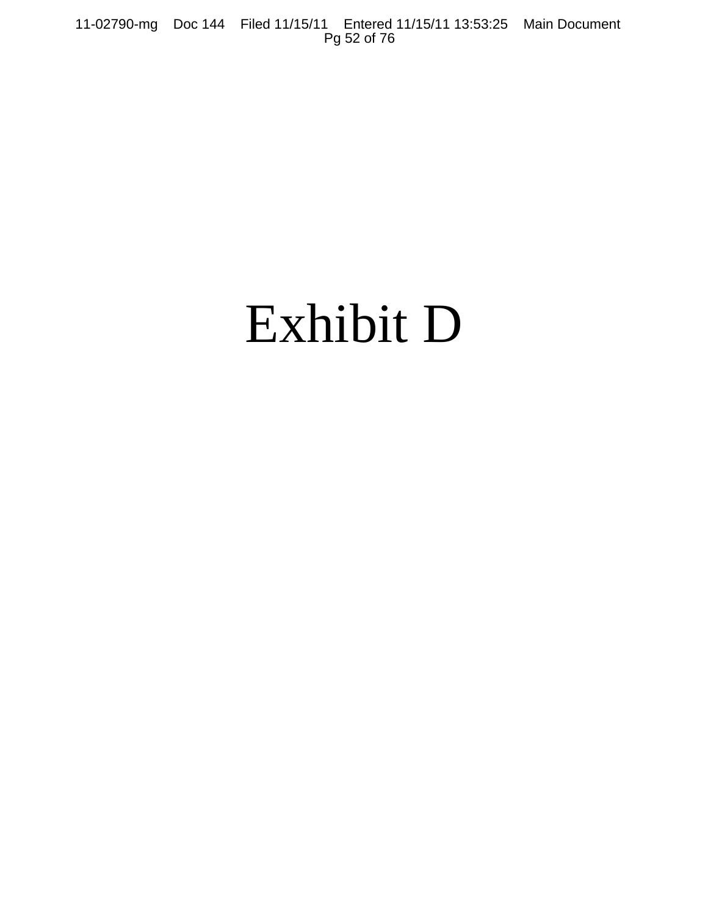# Exhibit D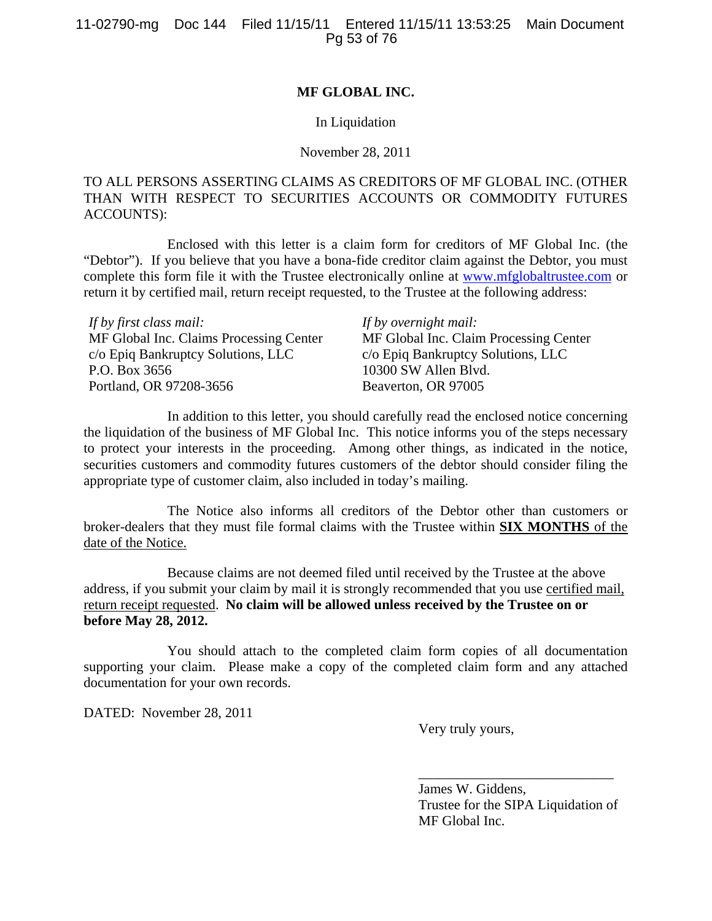**MF GLOBAL INC.**

In Liquidation

November 28, 2011

TO ALL PERSONS ASSERTING CLAIMS AS CREDITORS OF MF GLOBAL INC. (OTHER THAN WITH RESPECT TO SECURITIES ACCOUNTS OR COMMODITY FUTURES ACCOUNTS):

Enclosed with this letter is a claim form for creditors of MF Global Inc. (the "Debtor"). If you believe that you have a bona-fide creditor claim against the Debtor, you must complete this form file it with the Trustee electronically online at www.mfglobaltrustee.com or return it by certified mail, return receipt requested, to the Trustee at the following address:

*If by first class mail:*
MF Global Inc. Claims Processing Center
c/o Epiq Bankruptcy Solutions, LLC
P.O. Box 3656
Portland, OR 97208-3656

*If by overnight mail:*
MF Global Inc. Claim Processing Center
c/o Epiq Bankruptcy Solutions, LLC
10300 SW Allen Blvd.
Beaverton, OR 97005

In addition to this letter, you should carefully read the enclosed notice concerning the liquidation of the business of MF Global Inc. This notice informs you of the steps necessary to protect your interests in the proceeding. Among other things, as indicated in the notice, securities customers and commodity futures customers of the debtor should consider filing the appropriate type of customer claim, also included in today's mailing.

The Notice also informs all creditors of the Debtor other than customers or broker-dealers that they must file formal claims with the Trustee within **SIX MONTHS** of the date of the Notice.

Because claims are not deemed filed until received by the Trustee at the above address, if you submit your claim by mail it is strongly recommended that you use certified mail, return receipt requested. **No claim will be allowed unless received by the Trustee on or before May 28, 2012.**

You should attach to the completed claim form copies of all documentation supporting your claim. Please make a copy of the completed claim form and any attached documentation for your own records.

DATED: November 28, 2011

Very truly yours,

\_\_\_\_\_\_\_\_\_\_\_\_\_\_\_\_\_\_\_\_\_\_\_\_\_\_\_\_

James W. Giddens,
Trustee for the SIPA Liquidation of
MF Global Inc.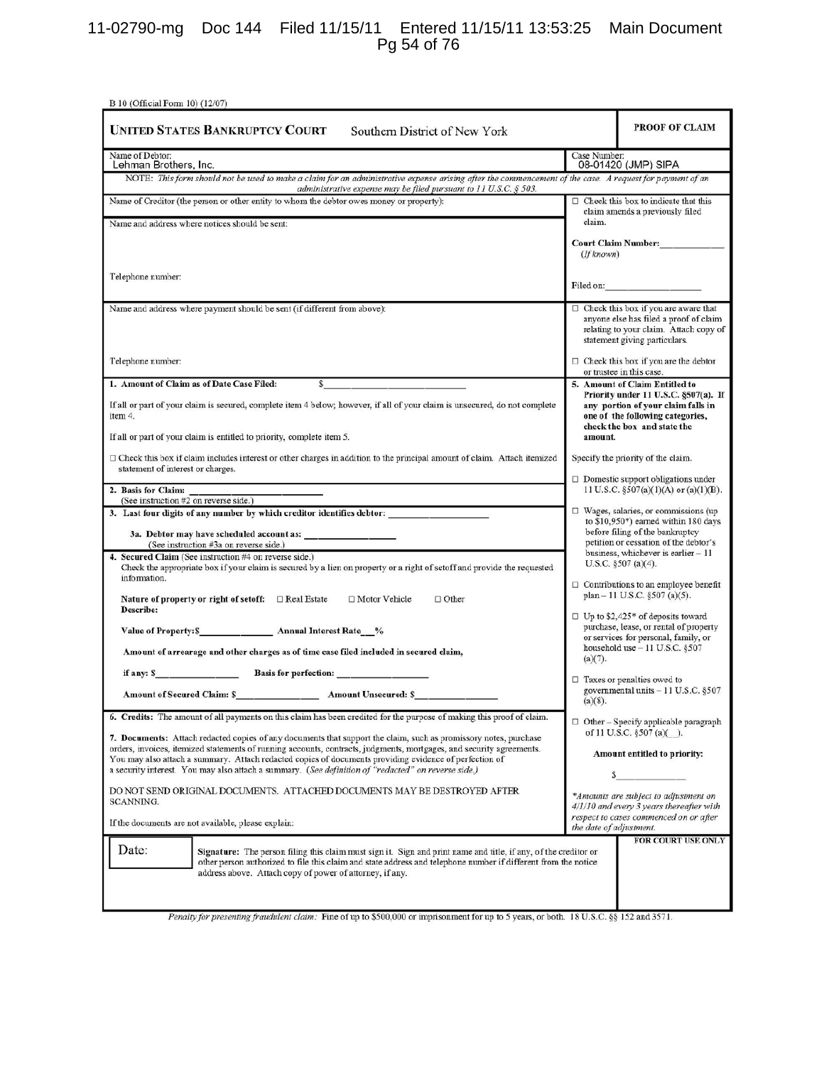B 10 (Official Form 10) (12/07)

| **UNITED STATES BANKRUPTCY COURT** Southern District of New York | **PROOF OF CLAIM** |
|---|---|
| Name of Debtor: Lehman Brothers, Inc. | Case Number: 08-01420 (JMP) SIPA |

NOTE: *This form should not be used to make a claim for an administrative expense arising after the commencement of the case. A request for payment of an administrative expense may be filed pursuant to 11 U.S.C. § 503.*

Name of Creditor (the person or other entity to whom the debtor owes money or property):

Name and address where notices should be sent:

Telephone number:

☐ Check this box to indicate that this claim amends a previously filed claim.

**Court Claim Number:**\_\_\_\_\_\_\_\_\_\_\_\_
*(If known)*

Filed on:\_\_\_\_\_\_\_\_\_\_\_\_\_\_\_\_\_\_

Name and address where payment should be sent (if different from above):

Telephone number:

☐ Check this box if you are aware that anyone else has filed a proof of claim relating to your claim. Attach copy of statement giving particulars.

☐ Check this box if you are the debtor or trustee in this case.

**1. Amount of Claim as of Date Case Filed:** $\_\_\_\_\_\_\_\_\_\_\_\_\_\_\_\_\_\_\_\_\_\_\_\_

If all or part of your claim is secured, complete item 4 below; however, if all of your claim is unsecured, do not complete item 4.

If all or part of your claim is entitled to priority, complete item 5.

☐ Check this box if claim includes interest or other charges in addition to the principal amount of claim. Attach itemized statement of interest or charges.

**2. Basis for Claim:** \_\_\_\_\_\_\_\_\_\_\_\_\_\_\_\_\_\_\_\_\_\_\_\_
(See instruction #2 on reverse side.)

**3. Last four digits of any number by which creditor identifies debtor:** \_\_\_\_\_\_\_\_\_\_\_\_\_\_\_\_\_\_

**3a. Debtor may have scheduled account as:** \_\_\_\_\_\_\_\_\_\_\_\_\_\_\_\_\_\_
(See instruction #3a on reverse side.)

**4. Secured Claim** (See instruction #4 on reverse side.)
Check the appropriate box if your claim is secured by a lien on property or a right of setoff and provide the requested information.

**Nature of property or right of setoff:** ☐ Real Estate ☐ Motor Vehicle ☐ Other
**Describe:**

**Value of Property:$**\_\_\_\_\_\_\_\_\_\_\_\_\_\_ **Annual Interest Rate**\_\_\_%

**Amount of arrearage and other charges as of time case filed included in secured claim,**

**if any: $**\_\_\_\_\_\_\_\_\_\_\_\_\_\_\_\_ **Basis for perfection:** \_\_\_\_\_\_\_\_\_\_\_\_\_\_\_\_\_\_

**Amount of Secured Claim: $**\_\_\_\_\_\_\_\_\_\_\_\_\_\_\_\_ **Amount Unsecured: $**\_\_\_\_\_\_\_\_\_\_\_\_\_\_\_\_

**5. Amount of Claim Entitled to Priority under 11 U.S.C. §507(a). If any portion of your claim falls in one of the following categories, check the box and state the amount.**

Specify the priority of the claim.

☐ Domestic support obligations under 11 U.S.C. §507(a)(1)(A) or (a)(1)(B).

☐ Wages, salaries, or commissions (up to $10,950*) earned within 180 days before filing of the bankruptcy petition or cessation of the debtor's business, whichever is earlier – 11 U.S.C. §507 (a)(4).

☐ Contributions to an employee benefit plan – 11 U.S.C. §507 (a)(5).

☐ Up to $2,425* of deposits toward purchase, lease, or rental of property or services for personal, family, or household use – 11 U.S.C. §507 (a)(7).

☐ Taxes or penalties owed to governmental units – 11 U.S.C. §507 (a)(8).

☐ Other – Specify applicable paragraph of 11 U.S.C. §507 (a)(\_\_).

**Amount entitled to priority:**

$\_\_\_\_\_\_\_\_\_\_\_\_\_\_

*\*Amounts are subject to adjustment on 4/1/10 and every 3 years thereafter with respect to cases commenced on or after the date of adjustment.*

**6. Credits:** The amount of all payments on this claim has been credited for the purpose of making this proof of claim.

**7. Documents:** Attach redacted copies of any documents that support the claim, such as promissory notes, purchase orders, invoices, itemized statements of running accounts, contracts, judgments, mortgages, and security agreements. You may also attach a summary. Attach redacted copies of documents providing evidence of perfection of a security interest. You may also attach a summary. *(See definition of "redacted" on reverse side.)*

DO NOT SEND ORIGINAL DOCUMENTS. ATTACHED DOCUMENTS MAY BE DESTROYED AFTER SCANNING.

If the documents are not available, please explain:

| Date: | **Signature:** The person filing this claim must sign it. Sign and print name and title, if any, of the creditor or other person authorized to file this claim and state address and telephone number if different from the notice address above. Attach copy of power of attorney, if any. | **FOR COURT USE ONLY** |
|---|---|---|

*Penalty for presenting fraudulent claim:* Fine of up to $500,000 or imprisonment for up to 5 years, or both. 18 U.S.C. §§ 152 and 3571.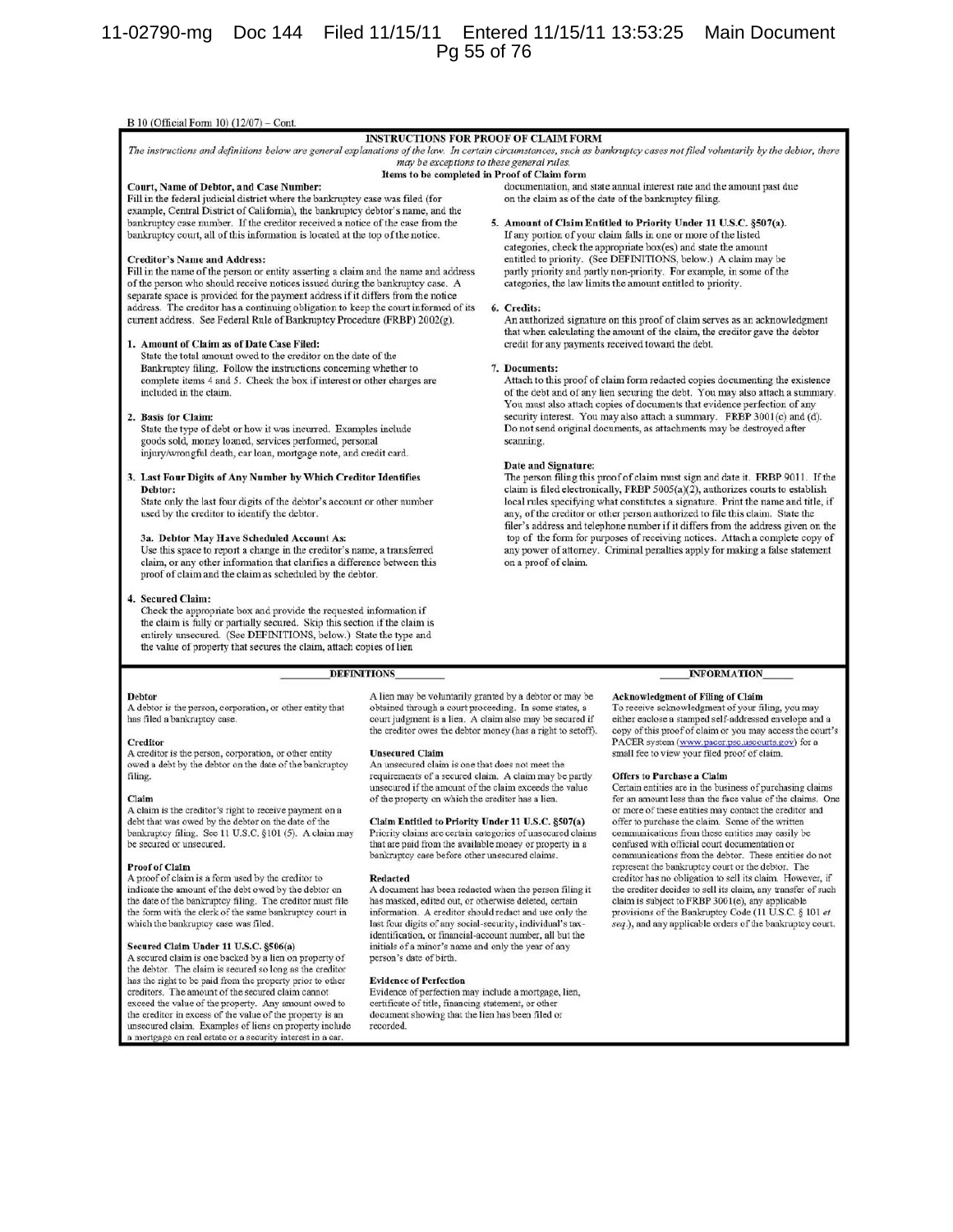B 10 (Official Form 10) (12/07) – Cont.

## INSTRUCTIONS FOR PROOF OF CLAIM FORM

*The instructions and definitions below are general explanations of the law. In certain circumstances, such as bankruptcy cases not filed voluntarily by the debtor, there may be exceptions to these general rules.*

### Items to be completed in Proof of Claim form

**Court, Name of Debtor, and Case Number:**
Fill in the federal judicial district where the bankruptcy case was filed (for example, Central District of California), the bankruptcy debtor's name, and the bankruptcy case number. If the creditor received a notice of the case from the bankruptcy court, all of this information is located at the top of the notice.

**Creditor's Name and Address:**
Fill in the name of the person or entity asserting a claim and the name and address of the person who should receive notices issued during the bankruptcy case. A separate space is provided for the payment address if it differs from the notice address. The creditor has a continuing obligation to keep the court informed of its current address. See Federal Rule of Bankruptcy Procedure (FRBP) 2002(g).

**1. Amount of Claim as of Date Case Filed:**
State the total amount owed to the creditor on the date of the Bankruptcy filing. Follow the instructions concerning whether to complete items 4 and 5. Check the box if interest or other charges are included in the claim.

**2. Basis for Claim:**
State the type of debt or how it was incurred. Examples include goods sold, money loaned, services performed, personal injury/wrongful death, car loan, mortgage note, and credit card.

**3. Last Four Digits of Any Number by Which Creditor Identifies Debtor:**
State only the last four digits of the debtor's account or other number used by the creditor to identify the debtor.

**3a. Debtor May Have Scheduled Account As:**
Use this space to report a change in the creditor's name, a transferred claim, or any other information that clarifies a difference between this proof of claim and the claim as scheduled by the debtor.

**4. Secured Claim:**
Check the appropriate box and provide the requested information if the claim is fully or partially secured. Skip this section if the claim is entirely unsecured. (See DEFINITIONS, below.) State the type and the value of property that secures the claim, attach copies of lien documentation, and state annual interest rate and the amount past due on the claim as of the date of the bankruptcy filing.

**5. Amount of Claim Entitled to Priority Under 11 U.S.C. §507(a).**
If any portion of your claim falls in one or more of the listed categories, check the appropriate box(es) and state the amount entitled to priority. (See DEFINITIONS, below.) A claim may be partly priority and partly non-priority. For example, in some of the categories, the law limits the amount entitled to priority.

**6. Credits:**
An authorized signature on this proof of claim serves as an acknowledgment that when calculating the amount of the claim, the creditor gave the debtor credit for any payments received toward the debt.

**7. Documents:**
Attach to this proof of claim form redacted copies documenting the existence of the debt and of any lien securing the debt. You may also attach a summary. You must also attach copies of documents that evidence perfection of any security interest. You may also attach a summary. FRBP 3001(c) and (d). Do not send original documents, as attachments may be destroyed after scanning.

**Date and Signature:**
The person filing this proof of claim must sign and date it. FRBP 9011. If the claim is filed electronically, FRBP 5005(a)(2), authorizes courts to establish local rules specifying what constitutes a signature. Print the name and title, if any, of the creditor or other person authorized to file this claim. State the filer's address and telephone number if it differs from the address given on the top of the form for purposes of receiving notices. Attach a complete copy of any power of attorney. Criminal penalties apply for making a false statement on a proof of claim.

## DEFINITIONS

**Debtor**
A debtor is the person, corporation, or other entity that has filed a bankruptcy case.

**Creditor**
A creditor is the person, corporation, or other entity owed a debt by the debtor on the date of the bankruptcy filing.

**Claim**
A claim is the creditor's right to receive payment on a debt that was owed by the debtor on the date of the bankruptcy filing. See 11 U.S.C. §101 (5). A claim may be secured or unsecured.

**Proof of Claim**
A proof of claim is a form used by the creditor to indicate the amount of the debt owed by the debtor on the date of the bankruptcy filing. The creditor must file the form with the clerk of the same bankruptcy court in which the bankruptcy case was filed.

**Secured Claim Under 11 U.S.C. §506(a)**
A secured claim is one backed by a lien on property of the debtor. The claim is secured so long as the creditor has the right to be paid from the property prior to other creditors. The amount of the secured claim cannot exceed the value of the property. Any amount owed to the creditor in excess of the value of the property is an unsecured claim. Examples of liens on property include a mortgage on real estate or a security interest in a car. A lien may be voluntarily granted by a debtor or may be obtained through a court proceeding. In some states, a court judgment is a lien. A claim also may be secured if the creditor owes the debtor money (has a right to setoff).

**Unsecured Claim**
An unsecured claim is one that does not meet the requirements of a secured claim. A claim may be partly unsecured if the amount of the claim exceeds the value of the property on which the creditor has a lien.

**Claim Entitled to Priority Under 11 U.S.C. §507(a)**
Priority claims are certain categories of unsecured claims that are paid from the available money or property in a bankruptcy case before other unsecured claims.

**Redacted**
A document has been redacted when the person filing it has masked, edited out, or otherwise deleted, certain information. A creditor should redact and use only the last four digits of any social-security, individual's tax-identification, or financial-account number, all but the initials of a minor's name and only the year of any person's date of birth.

**Evidence of Perfection**
Evidence of perfection may include a mortgage, lien, certificate of title, financing statement, or other document showing that the lien has been filed or recorded.

## INFORMATION

**Acknowledgment of Filing of Claim**
To receive acknowledgment of your filing, you may either enclose a stamped self-addressed envelope and a copy of this proof of claim or you may access the court's PACER system (www.pacer.psc.uscourts.gov) for a small fee to view your filed proof of claim.

**Offers to Purchase a Claim**
Certain entities are in the business of purchasing claims for an amount less than the face value of the claims. One or more of these entities may contact the creditor and offer to purchase the claim. Some of the written communications from these entities may easily be confused with official court documentation or communications from the debtor. These entities do not represent the bankruptcy court or the debtor. The creditor has no obligation to sell its claim. However, if the creditor decides to sell its claim, any transfer of such claim is subject to FRBP 3001(e), any applicable provisions of the Bankruptcy Code (11 U.S.C. § 101 *et seq.*), and any applicable orders of the bankruptcy court.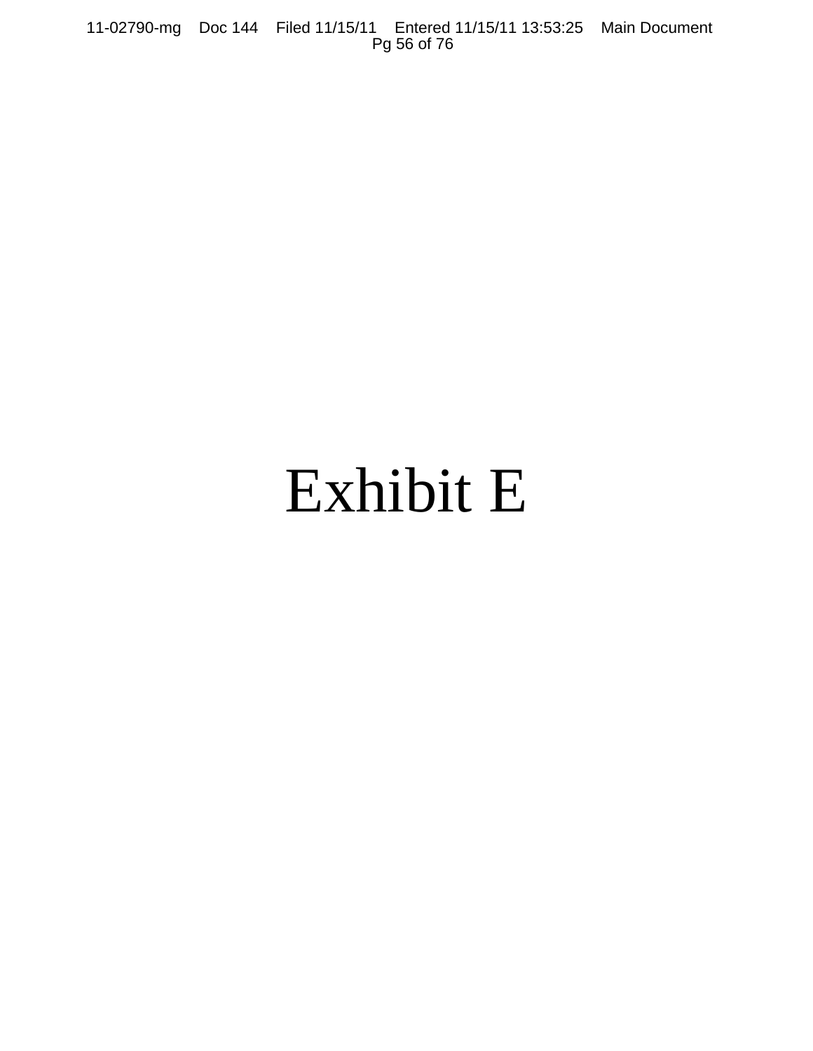# Exhibit E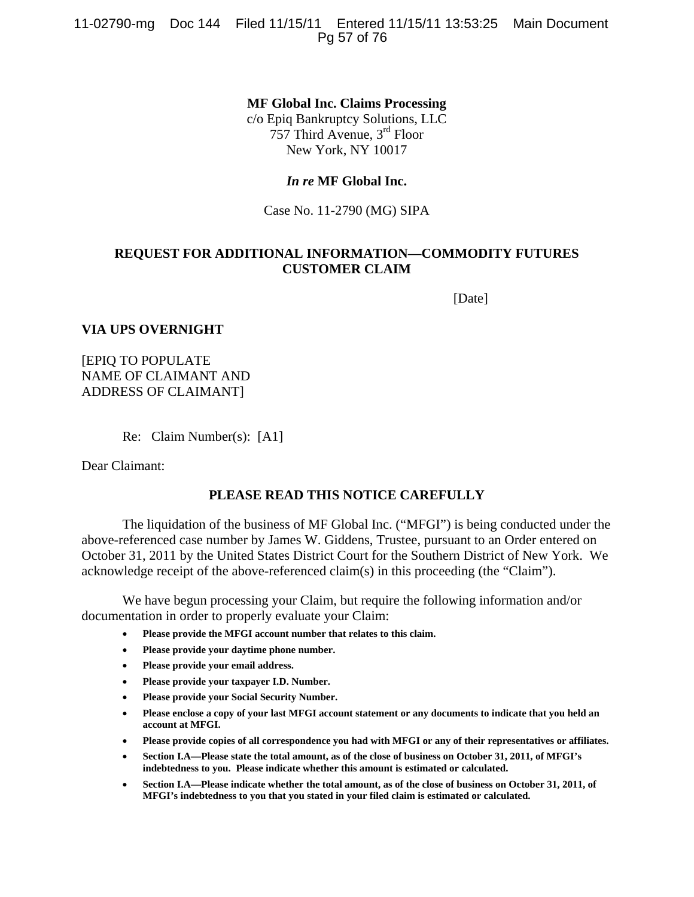**MF Global Inc. Claims Processing**
c/o Epiq Bankruptcy Solutions, LLC
757 Third Avenue, 3rd Floor
New York, NY 10017

***In re* MF Global Inc.**

Case No. 11-2790 (MG) SIPA

**REQUEST FOR ADDITIONAL INFORMATION—COMMODITY FUTURES CUSTOMER CLAIM**

[Date]

**VIA UPS OVERNIGHT**

[EPIQ TO POPULATE
NAME OF CLAIMANT AND
ADDRESS OF CLAIMANT]

Re: Claim Number(s): [A1]

Dear Claimant:

**PLEASE READ THIS NOTICE CAREFULLY**

The liquidation of the business of MF Global Inc. ("MFGI") is being conducted under the above-referenced case number by James W. Giddens, Trustee, pursuant to an Order entered on October 31, 2011 by the United States District Court for the Southern District of New York. We acknowledge receipt of the above-referenced claim(s) in this proceeding (the "Claim").

We have begun processing your Claim, but require the following information and/or documentation in order to properly evaluate your Claim:

- **Please provide the MFGI account number that relates to this claim.**
- **Please provide your daytime phone number.**
- **Please provide your email address.**
- **Please provide your taxpayer I.D. Number.**
- **Please provide your Social Security Number.**
- **Please enclose a copy of your last MFGI account statement or any documents to indicate that you held an account at MFGI.**
- **Please provide copies of all correspondence you had with MFGI or any of their representatives or affiliates.**
- **Section I.A—Please state the total amount, as of the close of business on October 31, 2011, of MFGI's indebtedness to you. Please indicate whether this amount is estimated or calculated.**
- **Section I.A—Please indicate whether the total amount, as of the close of business on October 31, 2011, of MFGI's indebtedness to you that you stated in your filed claim is estimated or calculated.**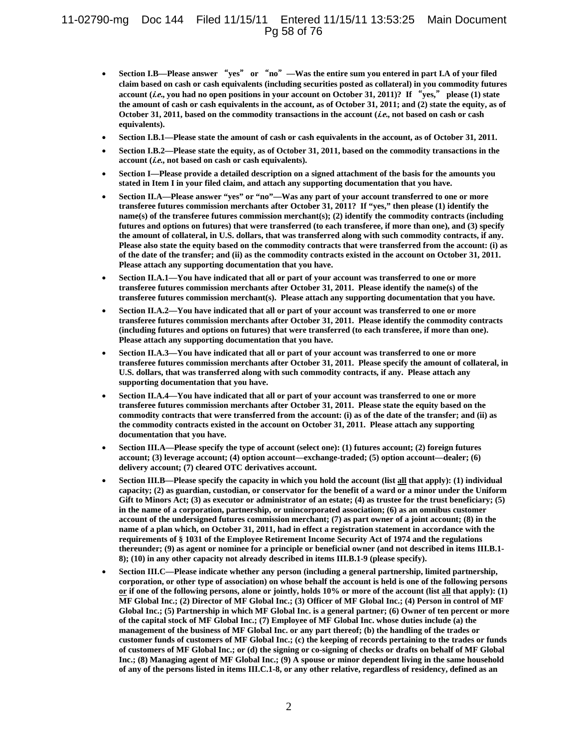- **Section I.B—Please answer "yes" or "no"—Was the entire sum you entered in part I.A of your filed claim based on cash or cash equivalents (including securities posted as collateral) in you commodity futures account (*i.e.*, you had no open positions in your account on October 31, 2011)? If "yes," please (1) state the amount of cash or cash equivalents in the account, as of October 31, 2011; and (2) state the equity, as of October 31, 2011, based on the commodity transactions in the account (*i.e.*, not based on cash or cash equivalents).**
- **Section I.B.1—Please state the amount of cash or cash equivalents in the account, as of October 31, 2011.**
- **Section I.B.2—Please state the equity, as of October 31, 2011, based on the commodity transactions in the account (*i.e.*, not based on cash or cash equivalents).**
- **Section I—Please provide a detailed description on a signed attachment of the basis for the amounts you stated in Item I in your filed claim, and attach any supporting documentation that you have.**
- **Section II.A—Please answer "yes" or "no"—Was any part of your account transferred to one or more transferee futures commission merchants after October 31, 2011? If "yes," then please (1) identify the name(s) of the transferee futures commission merchant(s); (2) identify the commodity contracts (including futures and options on futures) that were transferred (to each transferee, if more than one), and (3) specify the amount of collateral, in U.S. dollars, that was transferred along with such commodity contracts, if any. Please also state the equity based on the commodity contracts that were transferred from the account: (i) as of the date of the transfer; and (ii) as the commodity contracts existed in the account on October 31, 2011. Please attach any supporting documentation that you have.**
- **Section II.A.1—You have indicated that all or part of your account was transferred to one or more transferee futures commission merchants after October 31, 2011. Please identify the name(s) of the transferee futures commission merchant(s). Please attach any supporting documentation that you have.**
- **Section II.A.2—You have indicated that all or part of your account was transferred to one or more transferee futures commission merchants after October 31, 2011. Please identify the commodity contracts (including futures and options on futures) that were transferred (to each transferee, if more than one). Please attach any supporting documentation that you have.**
- **Section II.A.3—You have indicated that all or part of your account was transferred to one or more transferee futures commission merchants after October 31, 2011. Please specify the amount of collateral, in U.S. dollars, that was transferred along with such commodity contracts, if any. Please attach any supporting documentation that you have.**
- **Section II.A.4—You have indicated that all or part of your account was transferred to one or more transferee futures commission merchants after October 31, 2011. Please state the equity based on the commodity contracts that were transferred from the account: (i) as of the date of the transfer; and (ii) as the commodity contracts existed in the account on October 31, 2011. Please attach any supporting documentation that you have.**
- **Section III.A—Please specify the type of account (select one): (1) futures account; (2) foreign futures account; (3) leverage account; (4) option account—exchange-traded; (5) option account—dealer; (6) delivery account; (7) cleared OTC derivatives account.**
- **Section III.B—Please specify the capacity in which you hold the account (list <u>all</u> that apply): (1) individual capacity; (2) as guardian, custodian, or conservator for the benefit of a ward or a minor under the Uniform Gift to Minors Act; (3) as executor or administrator of an estate; (4) as trustee for the trust beneficiary; (5) in the name of a corporation, partnership, or unincorporated association; (6) as an omnibus customer account of the undersigned futures commission merchant; (7) as part owner of a joint account; (8) in the name of a plan which, on October 31, 2011, had in effect a registration statement in accordance with the requirements of § 1031 of the Employee Retirement Income Security Act of 1974 and the regulations thereunder; (9) as agent or nominee for a principle or beneficial owner (and not described in items III.B.1-8); (10) in any other capacity not already described in items III.B.1-9 (please specify).**
- **Section III.C—Please indicate whether any person (including a general partnership, limited partnership, corporation, or other type of association) on whose behalf the account is held is one of the following persons <u>or</u> if one of the following persons, alone or jointly, holds 10% or more of the account (list <u>all</u> that apply): (1) MF Global Inc.; (2) Director of MF Global Inc.; (3) Officer of MF Global Inc.; (4) Person in control of MF Global Inc.; (5) Partnership in which MF Global Inc. is a general partner; (6) Owner of ten percent or more of the capital stock of MF Global Inc.; (7) Employee of MF Global Inc. whose duties include (a) the management of the business of MF Global Inc. or any part thereof; (b) the handling of the trades or customer funds of customers of MF Global Inc.; (c) the keeping of records pertaining to the trades or funds of customers of MF Global Inc.; or (d) the signing or co-signing of checks or drafts on behalf of MF Global Inc.; (8) Managing agent of MF Global Inc.; (9) A spouse or minor dependent living in the same household of any of the persons listed in items III.C.1-8, or any other relative, regardless of residency, defined as an**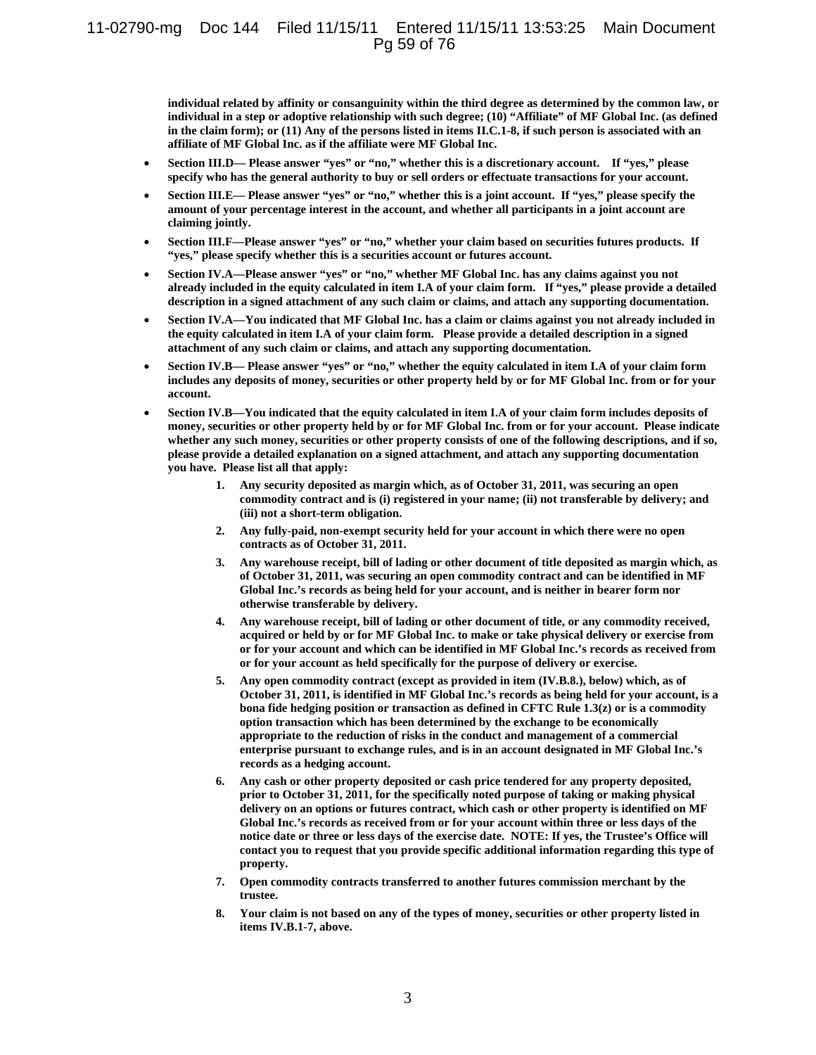**individual related by affinity or consanguinity within the third degree as determined by the common law, or individual in a step or adoptive relationship with such degree; (10) "Affiliate" of MF Global Inc. (as defined in the claim form); or (11) Any of the persons listed in items II.C.1-8, if such person is associated with an affiliate of MF Global Inc. as if the affiliate were MF Global Inc.**

- **Section III.D— Please answer "yes" or "no," whether this is a discretionary account. If "yes," please specify who has the general authority to buy or sell orders or effectuate transactions for your account.**
- **Section III.E— Please answer "yes" or "no," whether this is a joint account. If "yes," please specify the amount of your percentage interest in the account, and whether all participants in a joint account are claiming jointly.**
- **Section III.F—Please answer "yes" or "no," whether your claim based on securities futures products. If "yes," please specify whether this is a securities account or futures account.**
- **Section IV.A—Please answer "yes" or "no," whether MF Global Inc. has any claims against you not already included in the equity calculated in item I.A of your claim form. If "yes," please provide a detailed description in a signed attachment of any such claim or claims, and attach any supporting documentation.**
- **Section IV.A—You indicated that MF Global Inc. has a claim or claims against you not already included in the equity calculated in item I.A of your claim form. Please provide a detailed description in a signed attachment of any such claim or claims, and attach any supporting documentation.**
- **Section IV.B— Please answer "yes" or "no," whether the equity calculated in item I.A of your claim form includes any deposits of money, securities or other property held by or for MF Global Inc. from or for your account.**
- **Section IV.B—You indicated that the equity calculated in item I.A of your claim form includes deposits of money, securities or other property held by or for MF Global Inc. from or for your account. Please indicate whether any such money, securities or other property consists of one of the following descriptions, and if so, please provide a detailed explanation on a signed attachment, and attach any supporting documentation you have. Please list all that apply:**
  1. **Any security deposited as margin which, as of October 31, 2011, was securing an open commodity contract and is (i) registered in your name; (ii) not transferable by delivery; and (iii) not a short-term obligation.**
  2. **Any fully-paid, non-exempt security held for your account in which there were no open contracts as of October 31, 2011.**
  3. **Any warehouse receipt, bill of lading or other document of title deposited as margin which, as of October 31, 2011, was securing an open commodity contract and can be identified in MF Global Inc.'s records as being held for your account, and is neither in bearer form nor otherwise transferable by delivery.**
  4. **Any warehouse receipt, bill of lading or other document of title, or any commodity received, acquired or held by or for MF Global Inc. to make or take physical delivery or exercise from or for your account and which can be identified in MF Global Inc.'s records as received from or for your account as held specifically for the purpose of delivery or exercise.**
  5. **Any open commodity contract (except as provided in item (IV.B.8.), below) which, as of October 31, 2011, is identified in MF Global Inc.'s records as being held for your account, is a bona fide hedging position or transaction as defined in CFTC Rule 1.3(z) or is a commodity option transaction which has been determined by the exchange to be economically appropriate to the reduction of risks in the conduct and management of a commercial enterprise pursuant to exchange rules, and is in an account designated in MF Global Inc.'s records as a hedging account.**
  6. **Any cash or other property deposited or cash price tendered for any property deposited, prior to October 31, 2011, for the specifically noted purpose of taking or making physical delivery on an options or futures contract, which cash or other property is identified on MF Global Inc.'s records as received from or for your account within three or less days of the notice date or three or less days of the exercise date. NOTE: If yes, the Trustee's Office will contact you to request that you provide specific additional information regarding this type of property.**
  7. **Open commodity contracts transferred to another futures commission merchant by the trustee.**
  8. **Your claim is not based on any of the types of money, securities or other property listed in items IV.B.1-7, above.**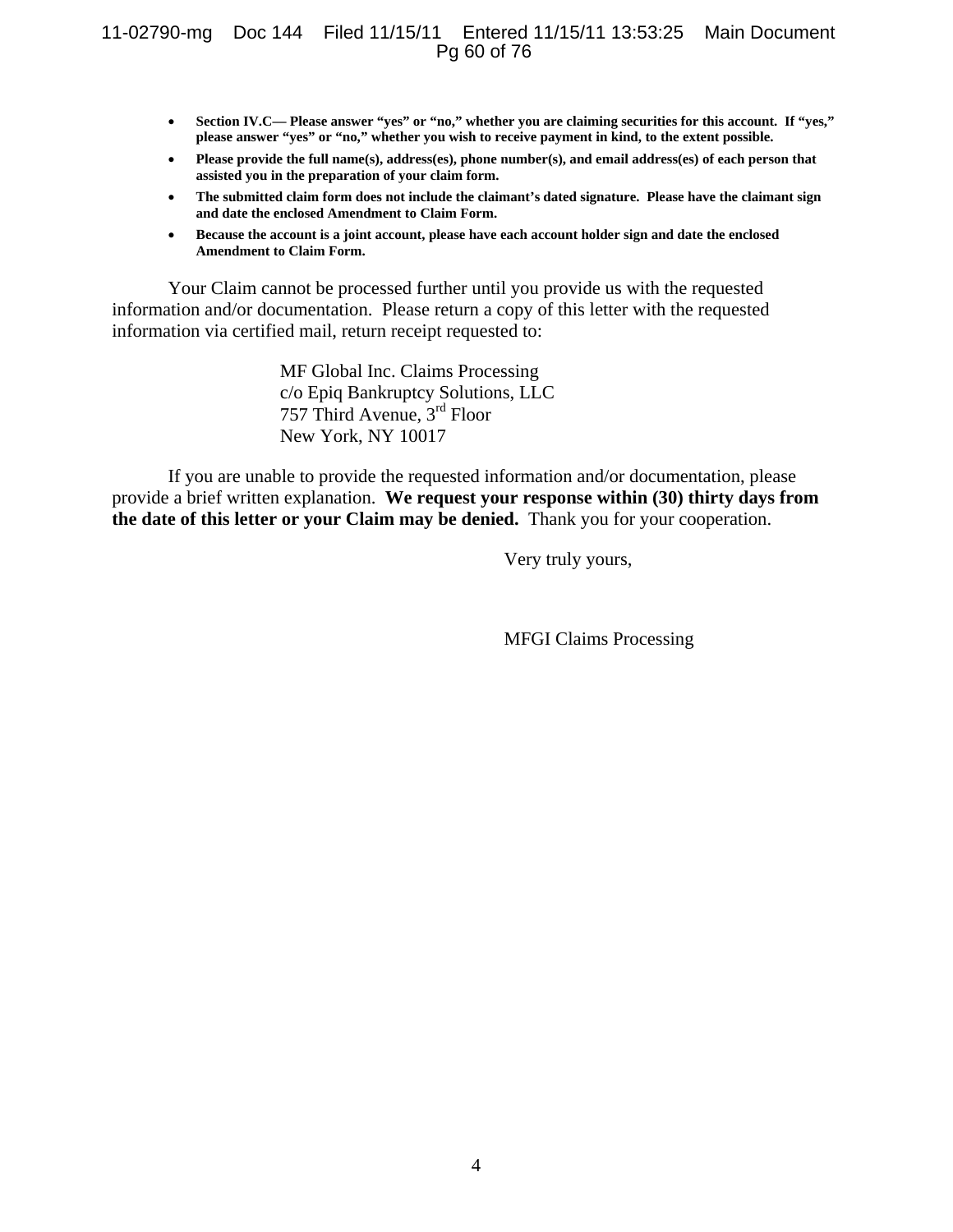- **Section IV.C— Please answer "yes" or "no," whether you are claiming securities for this account. If "yes," please answer "yes" or "no," whether you wish to receive payment in kind, to the extent possible.**
- **Please provide the full name(s), address(es), phone number(s), and email address(es) of each person that assisted you in the preparation of your claim form.**
- **The submitted claim form does not include the claimant's dated signature. Please have the claimant sign and date the enclosed Amendment to Claim Form.**
- **Because the account is a joint account, please have each account holder sign and date the enclosed Amendment to Claim Form.**

Your Claim cannot be processed further until you provide us with the requested information and/or documentation. Please return a copy of this letter with the requested information via certified mail, return receipt requested to:

MF Global Inc. Claims Processing
c/o Epiq Bankruptcy Solutions, LLC
757 Third Avenue, 3rd Floor
New York, NY 10017

If you are unable to provide the requested information and/or documentation, please provide a brief written explanation. **We request your response within (30) thirty days from the date of this letter or your Claim may be denied.** Thank you for your cooperation.

Very truly yours,

MFGI Claims Processing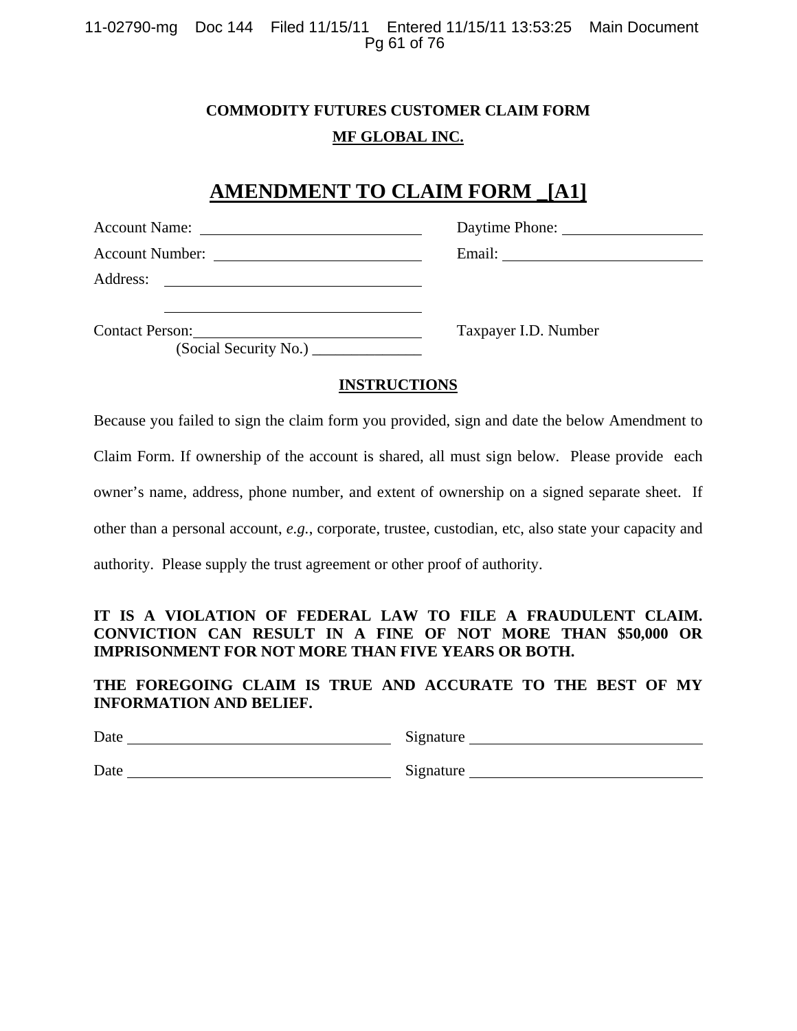**COMMODITY FUTURES CUSTOMER CLAIM FORM**

**MF GLOBAL INC.**

# AMENDMENT TO CLAIM FORM _[A1]

Account Name: ______________________________ Daytime Phone: ____________________

Account Number: ____________________________ Email: ____________________________

Address: ___________________________________

___________________________________

Contact Person: ______________________________ Taxpayer I.D. Number

(Social Security No.) ______________

**INSTRUCTIONS**

Because you failed to sign the claim form you provided, sign and date the below Amendment to Claim Form. If ownership of the account is shared, all must sign below. Please provide each owner's name, address, phone number, and extent of ownership on a signed separate sheet. If other than a personal account, *e.g.*, corporate, trustee, custodian, etc, also state your capacity and authority. Please supply the trust agreement or other proof of authority.

**IT IS A VIOLATION OF FEDERAL LAW TO FILE A FRAUDULENT CLAIM. CONVICTION CAN RESULT IN A FINE OF NOT MORE THAN $50,000 OR IMPRISONMENT FOR NOT MORE THAN FIVE YEARS OR BOTH.**

**THE FOREGOING CLAIM IS TRUE AND ACCURATE TO THE BEST OF MY INFORMATION AND BELIEF.**

Date ______________________________ Signature ______________________________

Date ______________________________ Signature ______________________________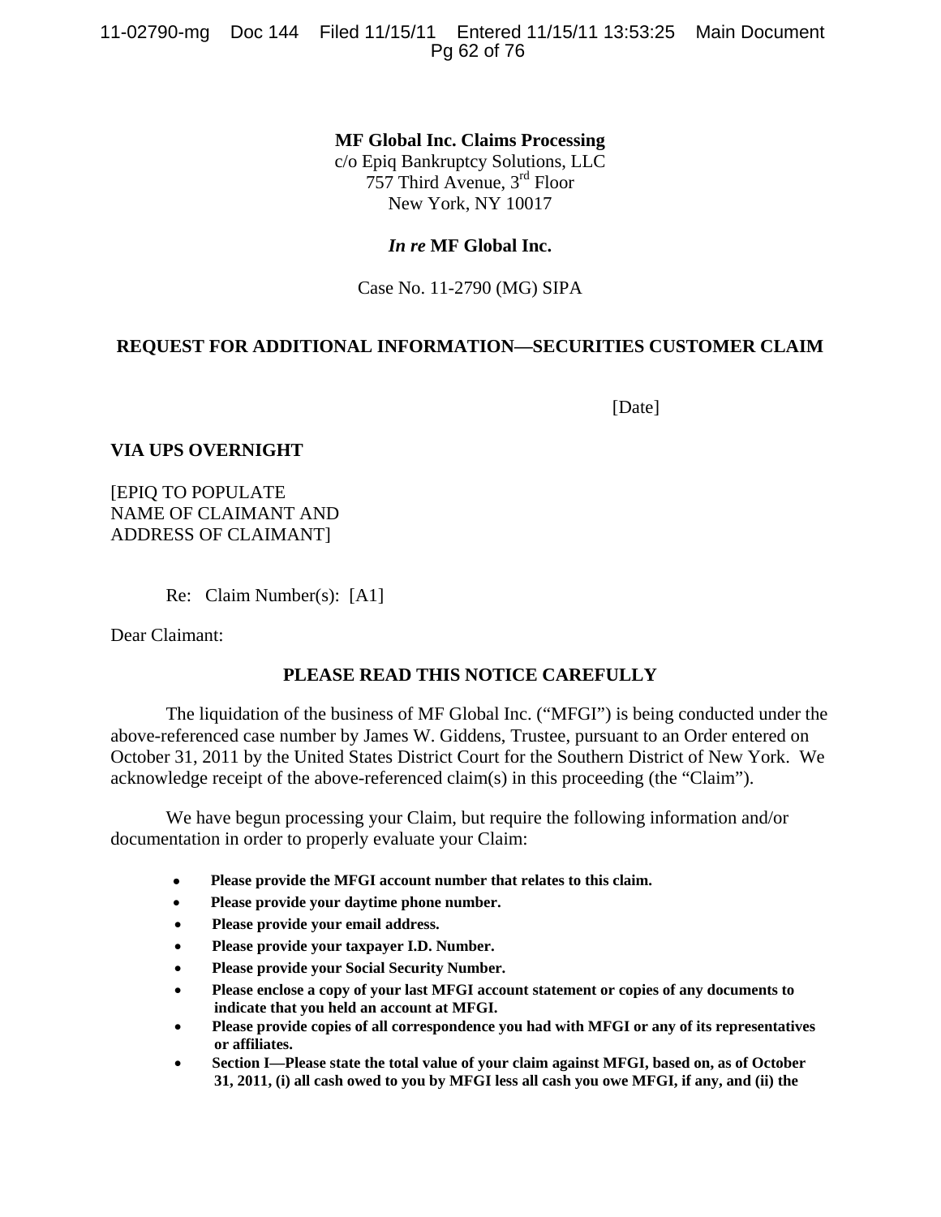**MF Global Inc. Claims Processing**
c/o Epiq Bankruptcy Solutions, LLC
757 Third Avenue, 3rd Floor
New York, NY 10017

***In re* MF Global Inc.**

Case No. 11-2790 (MG) SIPA

**REQUEST FOR ADDITIONAL INFORMATION—SECURITIES CUSTOMER CLAIM**

[Date]

**VIA UPS OVERNIGHT**

[EPIQ TO POPULATE
NAME OF CLAIMANT AND
ADDRESS OF CLAIMANT]

Re: Claim Number(s): [A1]

Dear Claimant:

**PLEASE READ THIS NOTICE CAREFULLY**

The liquidation of the business of MF Global Inc. ("MFGI") is being conducted under the above-referenced case number by James W. Giddens, Trustee, pursuant to an Order entered on October 31, 2011 by the United States District Court for the Southern District of New York. We acknowledge receipt of the above-referenced claim(s) in this proceeding (the "Claim").

We have begun processing your Claim, but require the following information and/or documentation in order to properly evaluate your Claim:

- **Please provide the MFGI account number that relates to this claim.**
- **Please provide your daytime phone number.**
- **Please provide your email address.**
- **Please provide your taxpayer I.D. Number.**
- **Please provide your Social Security Number.**
- **Please enclose a copy of your last MFGI account statement or copies of any documents to indicate that you held an account at MFGI.**
- **Please provide copies of all correspondence you had with MFGI or any of its representatives or affiliates.**
- **Section I—Please state the total value of your claim against MFGI, based on, as of October 31, 2011, (i) all cash owed to you by MFGI less all cash you owe MFGI, if any, and (ii) the**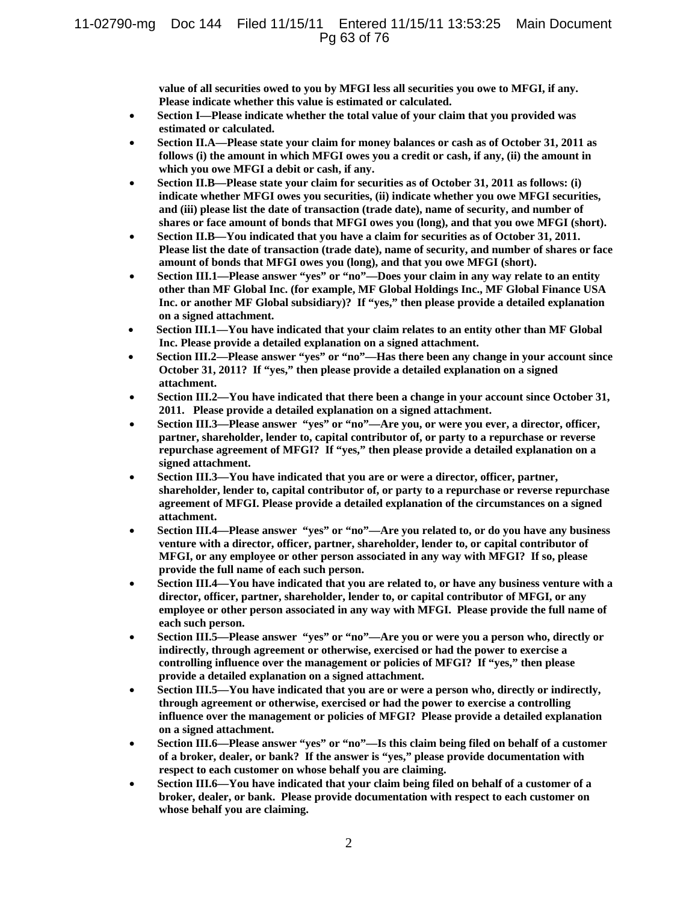**value of all securities owed to you by MFGI less all securities you owe to MFGI, if any. Please indicate whether this value is estimated or calculated.**

- **Section I—Please indicate whether the total value of your claim that you provided was estimated or calculated.**
- **Section II.A—Please state your claim for money balances or cash as of October 31, 2011 as follows (i) the amount in which MFGI owes you a credit or cash, if any, (ii) the amount in which you owe MFGI a debit or cash, if any.**
- **Section II.B—Please state your claim for securities as of October 31, 2011 as follows: (i) indicate whether MFGI owes you securities, (ii) indicate whether you owe MFGI securities, and (iii) please list the date of transaction (trade date), name of security, and number of shares or face amount of bonds that MFGI owes you (long), and that you owe MFGI (short).**
- **Section II.B—You indicated that you have a claim for securities as of October 31, 2011. Please list the date of transaction (trade date), name of security, and number of shares or face amount of bonds that MFGI owes you (long), and that you owe MFGI (short).**
- **Section III.1—Please answer "yes" or "no"—Does your claim in any way relate to an entity other than MF Global Inc. (for example, MF Global Holdings Inc., MF Global Finance USA Inc. or another MF Global subsidiary)? If "yes," then please provide a detailed explanation on a signed attachment.**
- **Section III.1—You have indicated that your claim relates to an entity other than MF Global Inc. Please provide a detailed explanation on a signed attachment.**
- **Section III.2—Please answer "yes" or "no"—Has there been any change in your account since October 31, 2011? If "yes," then please provide a detailed explanation on a signed attachment.**
- **Section III.2—You have indicated that there been a change in your account since October 31, 2011. Please provide a detailed explanation on a signed attachment.**
- **Section III.3—Please answer "yes" or "no"—Are you, or were you ever, a director, officer, partner, shareholder, lender to, capital contributor of, or party to a repurchase or reverse repurchase agreement of MFGI? If "yes," then please provide a detailed explanation on a signed attachment.**
- **Section III.3—You have indicated that you are or were a director, officer, partner, shareholder, lender to, capital contributor of, or party to a repurchase or reverse repurchase agreement of MFGI. Please provide a detailed explanation of the circumstances on a signed attachment.**
- **Section III.4—Please answer "yes" or "no"—Are you related to, or do you have any business venture with a director, officer, partner, shareholder, lender to, or capital contributor of MFGI, or any employee or other person associated in any way with MFGI? If so, please provide the full name of each such person.**
- **Section III.4—You have indicated that you are related to, or have any business venture with a director, officer, partner, shareholder, lender to, or capital contributor of MFGI, or any employee or other person associated in any way with MFGI. Please provide the full name of each such person.**
- **Section III.5—Please answer "yes" or "no"—Are you or were you a person who, directly or indirectly, through agreement or otherwise, exercised or had the power to exercise a controlling influence over the management or policies of MFGI? If "yes," then please provide a detailed explanation on a signed attachment.**
- **Section III.5—You have indicated that you are or were a person who, directly or indirectly, through agreement or otherwise, exercised or had the power to exercise a controlling influence over the management or policies of MFGI? Please provide a detailed explanation on a signed attachment.**
- **Section III.6—Please answer "yes" or "no"—Is this claim being filed on behalf of a customer of a broker, dealer, or bank? If the answer is "yes," please provide documentation with respect to each customer on whose behalf you are claiming.**
- **Section III.6—You have indicated that your claim being filed on behalf of a customer of a broker, dealer, or bank. Please provide documentation with respect to each customer on whose behalf you are claiming.**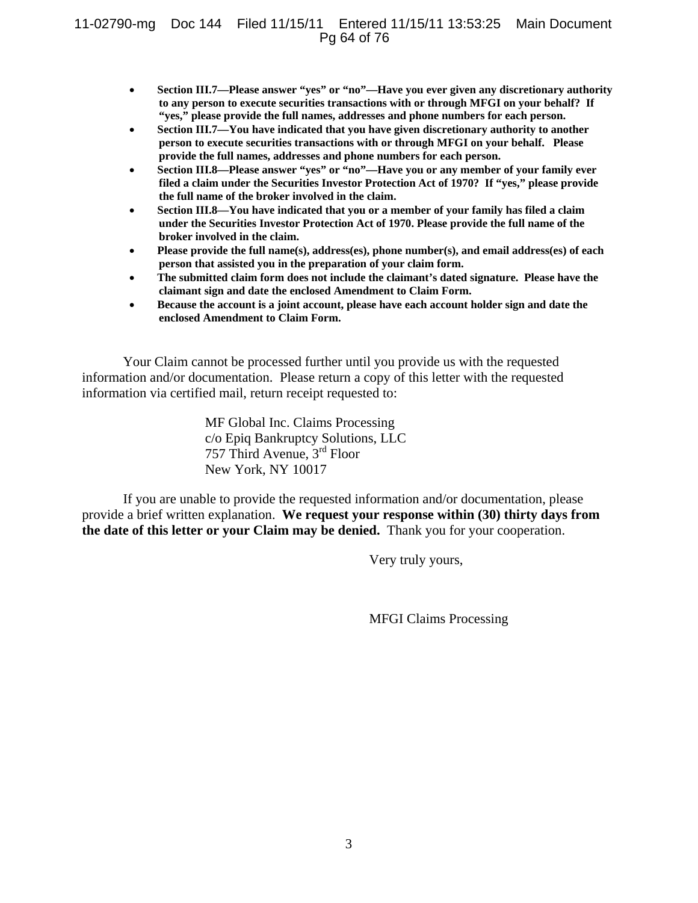- **Section III.7—Please answer "yes" or "no"—Have you ever given any discretionary authority to any person to execute securities transactions with or through MFGI on your behalf? If "yes," please provide the full names, addresses and phone numbers for each person.**
- **Section III.7—You have indicated that you have given discretionary authority to another person to execute securities transactions with or through MFGI on your behalf. Please provide the full names, addresses and phone numbers for each person.**
- **Section III.8—Please answer "yes" or "no"—Have you or any member of your family ever filed a claim under the Securities Investor Protection Act of 1970? If "yes," please provide the full name of the broker involved in the claim.**
- **Section III.8—You have indicated that you or a member of your family has filed a claim under the Securities Investor Protection Act of 1970. Please provide the full name of the broker involved in the claim.**
- **Please provide the full name(s), address(es), phone number(s), and email address(es) of each person that assisted you in the preparation of your claim form.**
- **The submitted claim form does not include the claimant's dated signature. Please have the claimant sign and date the enclosed Amendment to Claim Form.**
- **Because the account is a joint account, please have each account holder sign and date the enclosed Amendment to Claim Form.**

Your Claim cannot be processed further until you provide us with the requested information and/or documentation. Please return a copy of this letter with the requested information via certified mail, return receipt requested to:

MF Global Inc. Claims Processing
c/o Epiq Bankruptcy Solutions, LLC
757 Third Avenue, 3rd Floor
New York, NY 10017

If you are unable to provide the requested information and/or documentation, please provide a brief written explanation. **We request your response within (30) thirty days from the date of this letter or your Claim may be denied.** Thank you for your cooperation.

Very truly yours,

MFGI Claims Processing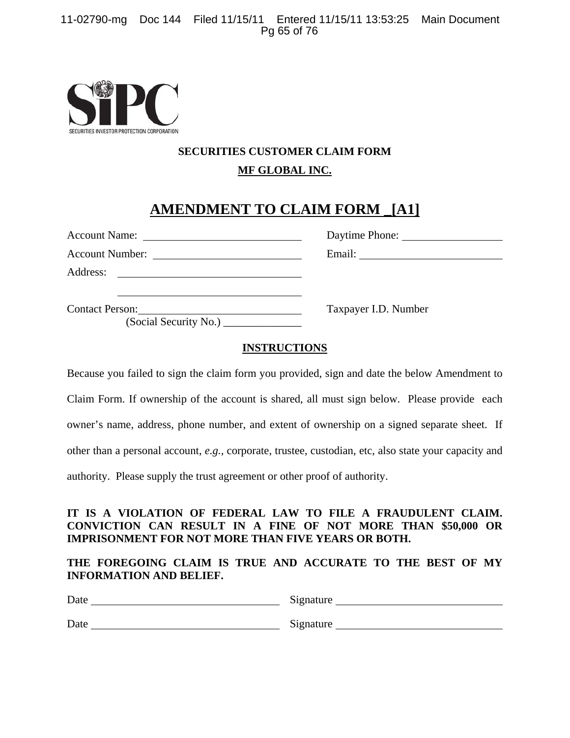SIPC

SECURITIES INVESTOR PROTECTION CORPORATION

**SECURITIES CUSTOMER CLAIM FORM**

**MF GLOBAL INC.**

# AMENDMENT TO CLAIM FORM _[A1]

Account Name: ____________________________ Daytime Phone: __________________

Account Number: __________________________ Email: ___________________________

Address: ________________________________

________________________________

Contact Person:____________________________ Taxpayer I.D. Number

(Social Security No.) ______________

**INSTRUCTIONS**

Because you failed to sign the claim form you provided, sign and date the below Amendment to Claim Form. If ownership of the account is shared, all must sign below. Please provide each owner's name, address, phone number, and extent of ownership on a signed separate sheet. If other than a personal account, *e.g.*, corporate, trustee, custodian, etc, also state your capacity and authority. Please supply the trust agreement or other proof of authority.

**IT IS A VIOLATION OF FEDERAL LAW TO FILE A FRAUDULENT CLAIM. CONVICTION CAN RESULT IN A FINE OF NOT MORE THAN $50,000 OR IMPRISONMENT FOR NOT MORE THAN FIVE YEARS OR BOTH.**

**THE FOREGOING CLAIM IS TRUE AND ACCURATE TO THE BEST OF MY INFORMATION AND BELIEF.**

Date ________________________________ Signature ______________________________

Date ________________________________ Signature ______________________________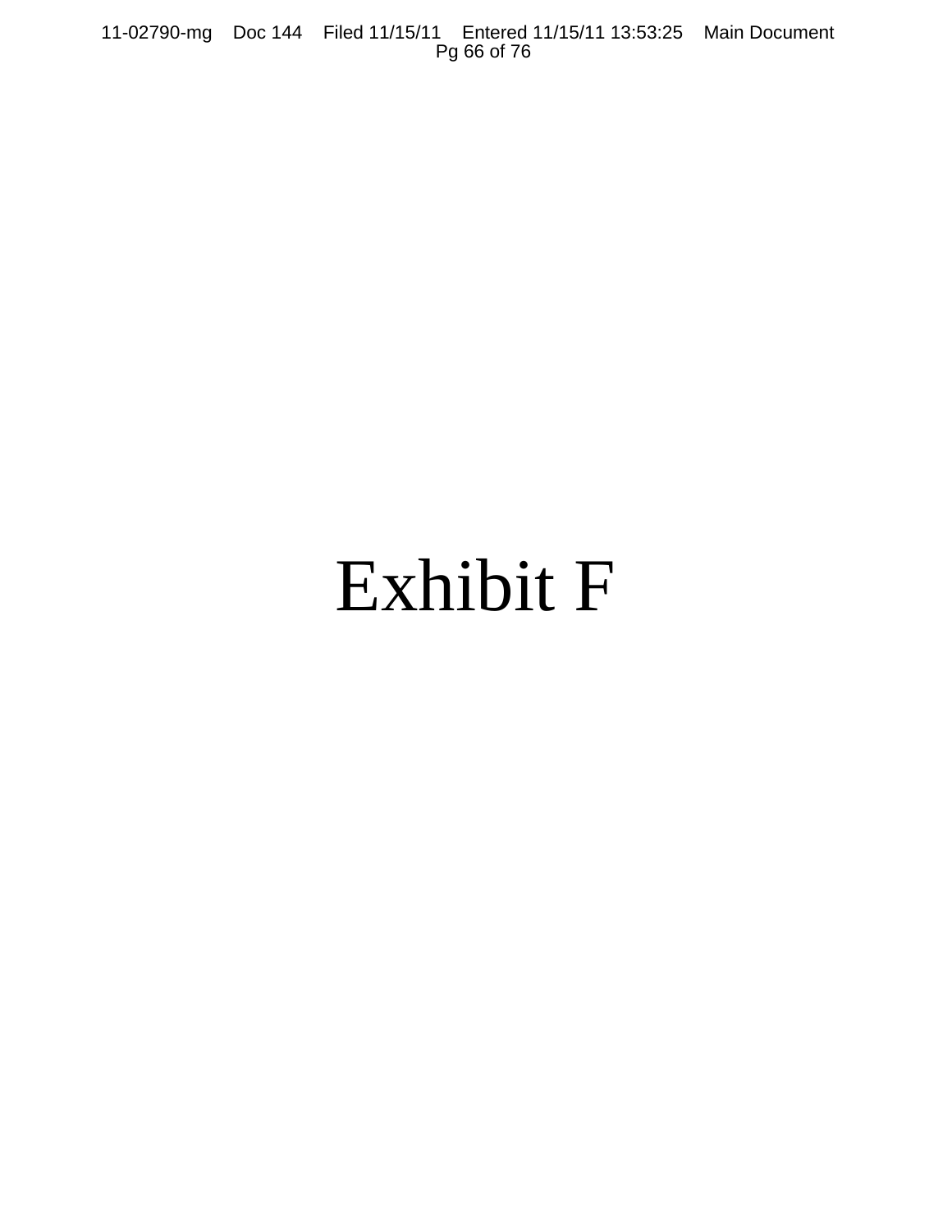# Exhibit F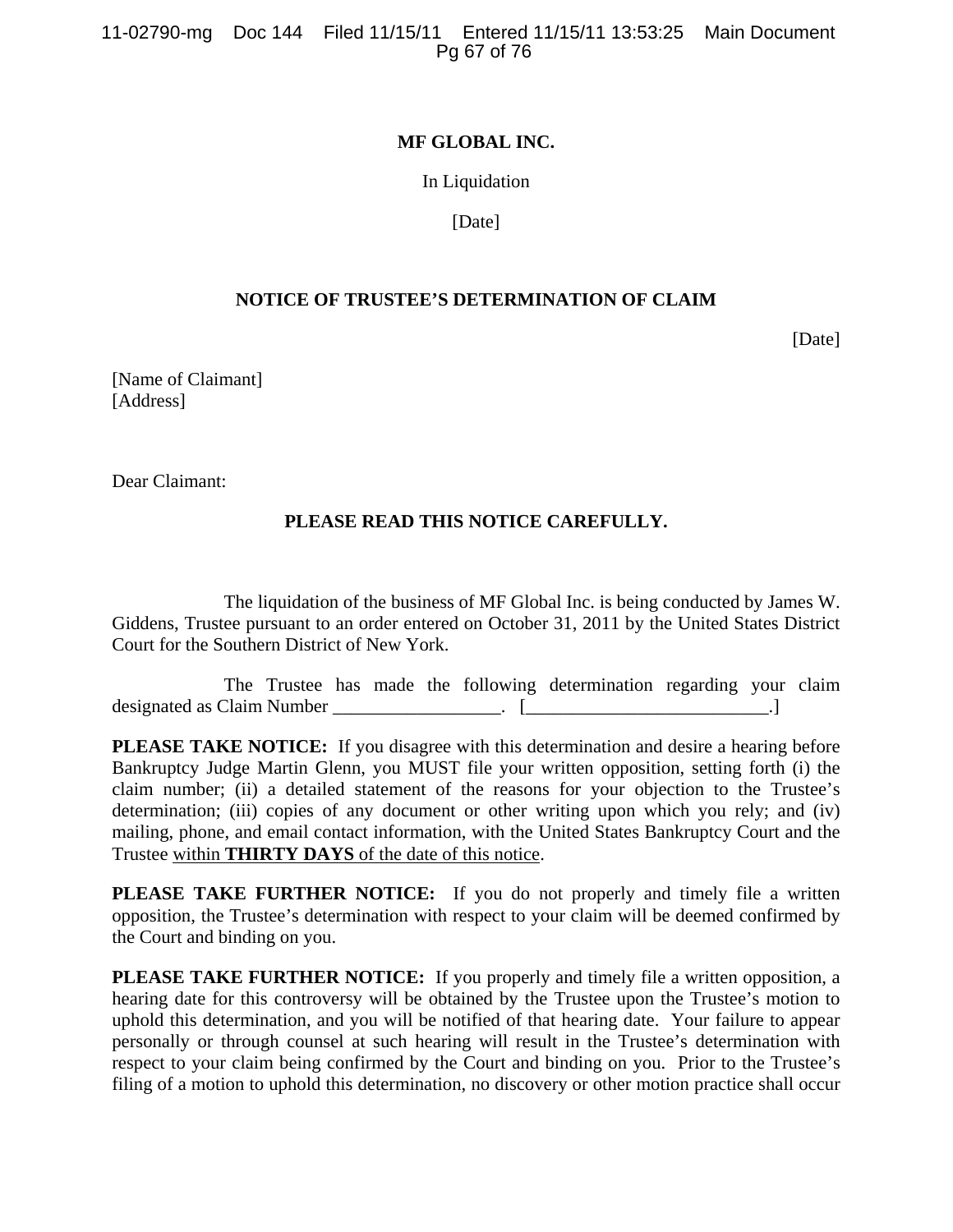**MF GLOBAL INC.**

In Liquidation

[Date]

**NOTICE OF TRUSTEE'S DETERMINATION OF CLAIM**

[Date]

[Name of Claimant]
[Address]

Dear Claimant:

**PLEASE READ THIS NOTICE CAREFULLY.**

The liquidation of the business of MF Global Inc. is being conducted by James W. Giddens, Trustee pursuant to an order entered on October 31, 2011 by the United States District Court for the Southern District of New York.

The Trustee has made the following determination regarding your claim designated as Claim Number __________________. [__________________________.]

**PLEASE TAKE NOTICE:** If you disagree with this determination and desire a hearing before Bankruptcy Judge Martin Glenn, you MUST file your written opposition, setting forth (i) the claim number; (ii) a detailed statement of the reasons for your objection to the Trustee's determination; (iii) copies of any document or other writing upon which you rely; and (iv) mailing, phone, and email contact information, with the United States Bankruptcy Court and the Trustee within **THIRTY DAYS** of the date of this notice.

**PLEASE TAKE FURTHER NOTICE:** If you do not properly and timely file a written opposition, the Trustee's determination with respect to your claim will be deemed confirmed by the Court and binding on you.

**PLEASE TAKE FURTHER NOTICE:** If you properly and timely file a written opposition, a hearing date for this controversy will be obtained by the Trustee upon the Trustee's motion to uphold this determination, and you will be notified of that hearing date. Your failure to appear personally or through counsel at such hearing will result in the Trustee's determination with respect to your claim being confirmed by the Court and binding on you. Prior to the Trustee's filing of a motion to uphold this determination, no discovery or other motion practice shall occur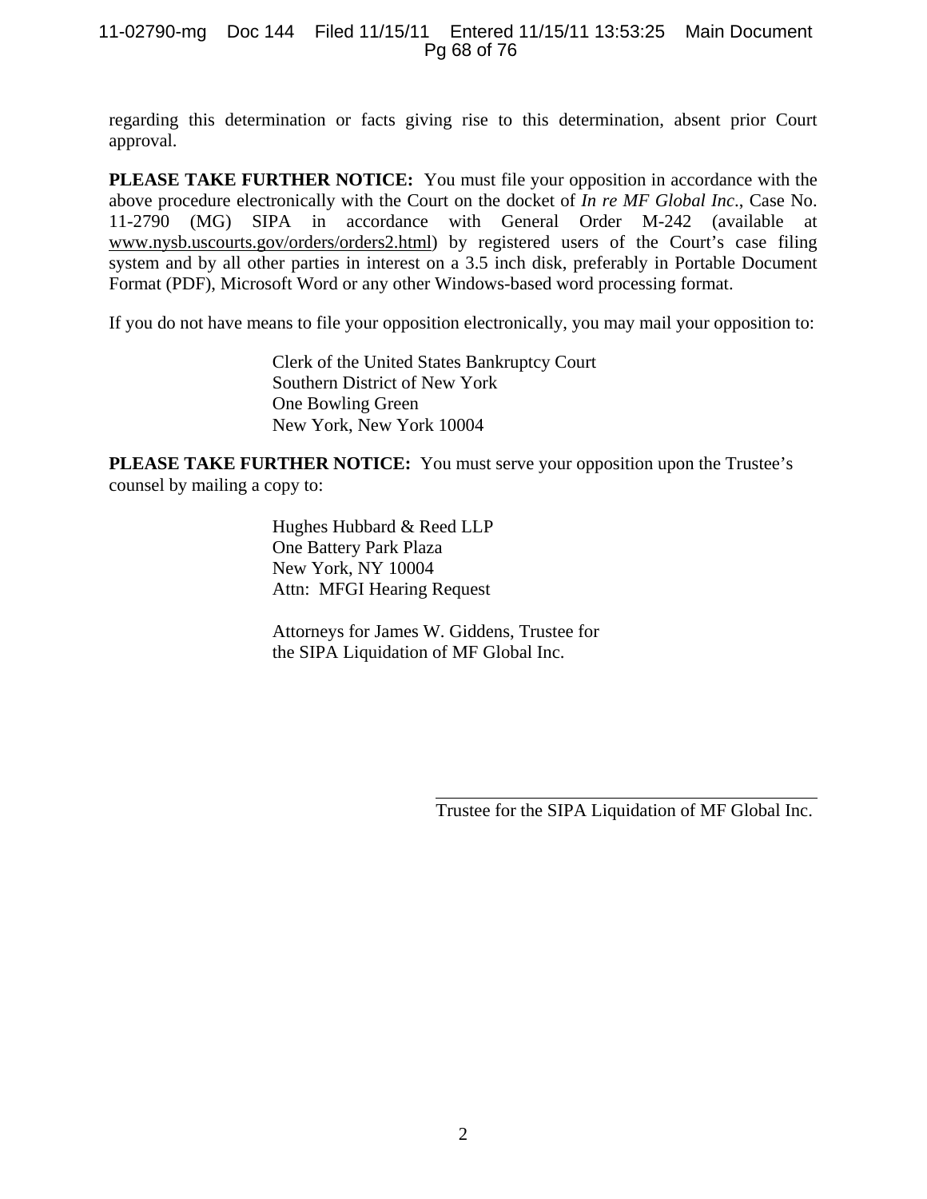regarding this determination or facts giving rise to this determination, absent prior Court approval.

**PLEASE TAKE FURTHER NOTICE:** You must file your opposition in accordance with the above procedure electronically with the Court on the docket of *In re MF Global Inc*., Case No. 11-2790 (MG) SIPA in accordance with General Order M-242 (available at www.nysb.uscourts.gov/orders/orders2.html) by registered users of the Court's case filing system and by all other parties in interest on a 3.5 inch disk, preferably in Portable Document Format (PDF), Microsoft Word or any other Windows-based word processing format.

If you do not have means to file your opposition electronically, you may mail your opposition to:

> Clerk of the United States Bankruptcy Court
> Southern District of New York
> One Bowling Green
> New York, New York 10004

**PLEASE TAKE FURTHER NOTICE:** You must serve your opposition upon the Trustee's counsel by mailing a copy to:

> Hughes Hubbard & Reed LLP
> One Battery Park Plaza
> New York, NY 10004
> Attn: MFGI Hearing Request
>
> Attorneys for James W. Giddens, Trustee for the SIPA Liquidation of MF Global Inc.

\_\_\_\_\_\_\_\_\_\_\_\_\_\_\_\_\_\_\_\_\_\_\_\_\_\_\_\_\_\_\_\_\_\_\_\_\_\_\_\_
Trustee for the SIPA Liquidation of MF Global Inc.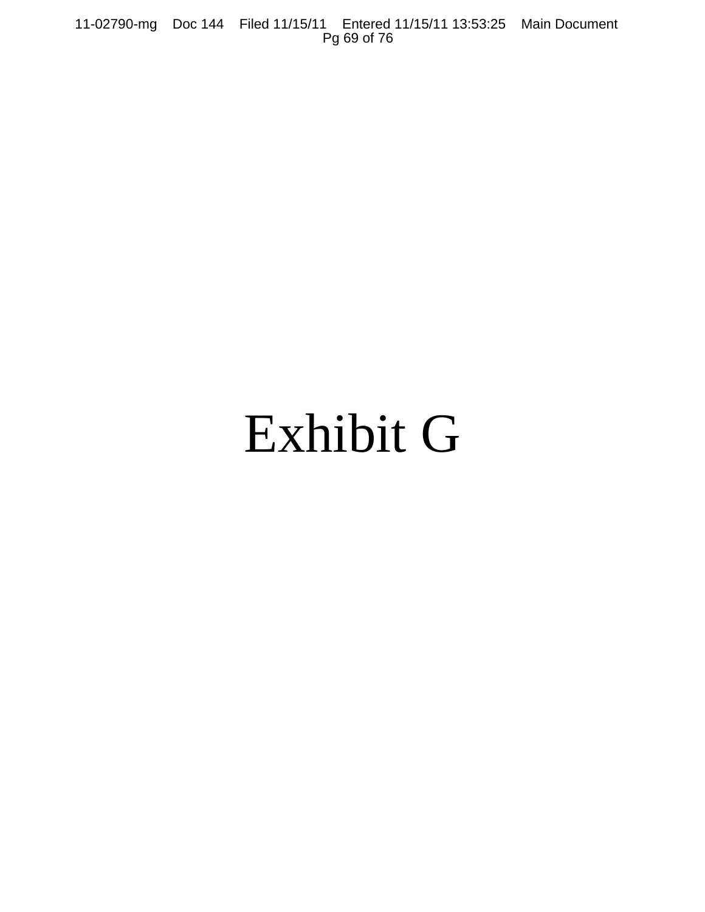# Exhibit G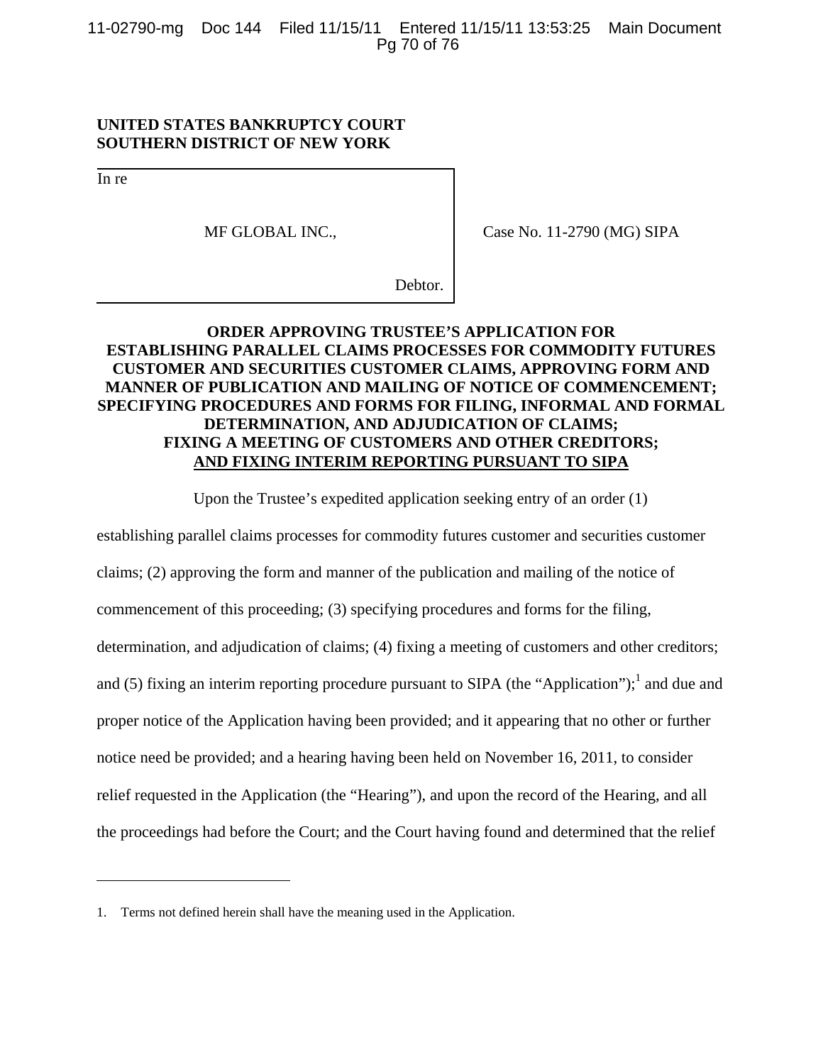**UNITED STATES BANKRUPTCY COURT**
**SOUTHERN DISTRICT OF NEW YORK**

| | |
|---|---|
| In re<br><br>MF GLOBAL INC.,<br><br>Debtor. | Case No. 11-2790 (MG) SIPA |

**ORDER APPROVING TRUSTEE'S APPLICATION FOR ESTABLISHING PARALLEL CLAIMS PROCESSES FOR COMMODITY FUTURES CUSTOMER AND SECURITIES CUSTOMER CLAIMS, APPROVING FORM AND MANNER OF PUBLICATION AND MAILING OF NOTICE OF COMMENCEMENT; SPECIFYING PROCEDURES AND FORMS FOR FILING, INFORMAL AND FORMAL DETERMINATION, AND ADJUDICATION OF CLAIMS; FIXING A MEETING OF CUSTOMERS AND OTHER CREDITORS; AND FIXING INTERIM REPORTING PURSUANT TO SIPA**

Upon the Trustee's expedited application seeking entry of an order (1) establishing parallel claims processes for commodity futures customer and securities customer claims; (2) approving the form and manner of the publication and mailing of the notice of commencement of this proceeding; (3) specifying procedures and forms for the filing, determination, and adjudication of claims; (4) fixing a meeting of customers and other creditors; and (5) fixing an interim reporting procedure pursuant to SIPA (the "Application");[1] and due and proper notice of the Application having been provided; and it appearing that no other or further notice need be provided; and a hearing having been held on November 16, 2011, to consider relief requested in the Application (the "Hearing"), and upon the record of the Hearing, and all the proceedings had before the Court; and the Court having found and determined that the relief

1. Terms not defined herein shall have the meaning used in the Application.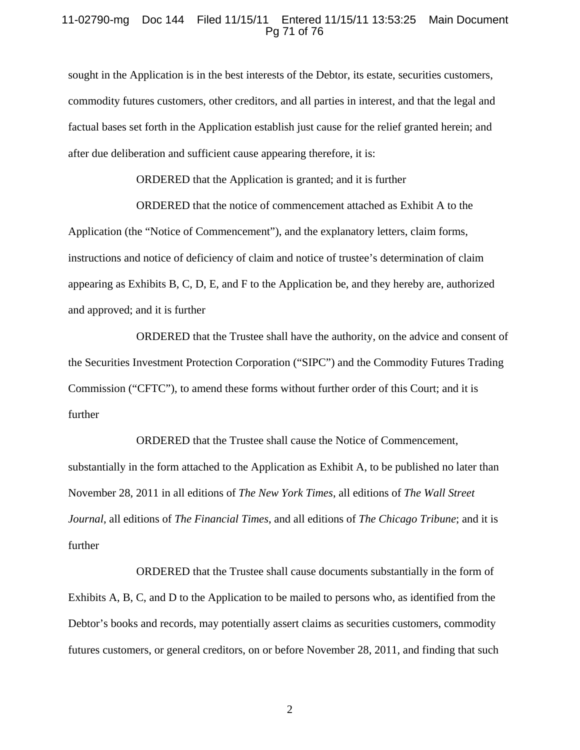sought in the Application is in the best interests of the Debtor, its estate, securities customers, commodity futures customers, other creditors, and all parties in interest, and that the legal and factual bases set forth in the Application establish just cause for the relief granted herein; and after due deliberation and sufficient cause appearing therefore, it is:

ORDERED that the Application is granted; and it is further

ORDERED that the notice of commencement attached as Exhibit A to the Application (the "Notice of Commencement"), and the explanatory letters, claim forms, instructions and notice of deficiency of claim and notice of trustee's determination of claim appearing as Exhibits B, C, D, E, and F to the Application be, and they hereby are, authorized and approved; and it is further

ORDERED that the Trustee shall have the authority, on the advice and consent of the Securities Investment Protection Corporation ("SIPC") and the Commodity Futures Trading Commission ("CFTC"), to amend these forms without further order of this Court; and it is further

ORDERED that the Trustee shall cause the Notice of Commencement, substantially in the form attached to the Application as Exhibit A, to be published no later than November 28, 2011 in all editions of *The New York Times*, all editions of *The Wall Street Journal*, all editions of *The Financial Times*, and all editions of *The Chicago Tribune*; and it is further

ORDERED that the Trustee shall cause documents substantially in the form of Exhibits A, B, C, and D to the Application to be mailed to persons who, as identified from the Debtor's books and records, may potentially assert claims as securities customers, commodity futures customers, or general creditors, on or before November 28, 2011, and finding that such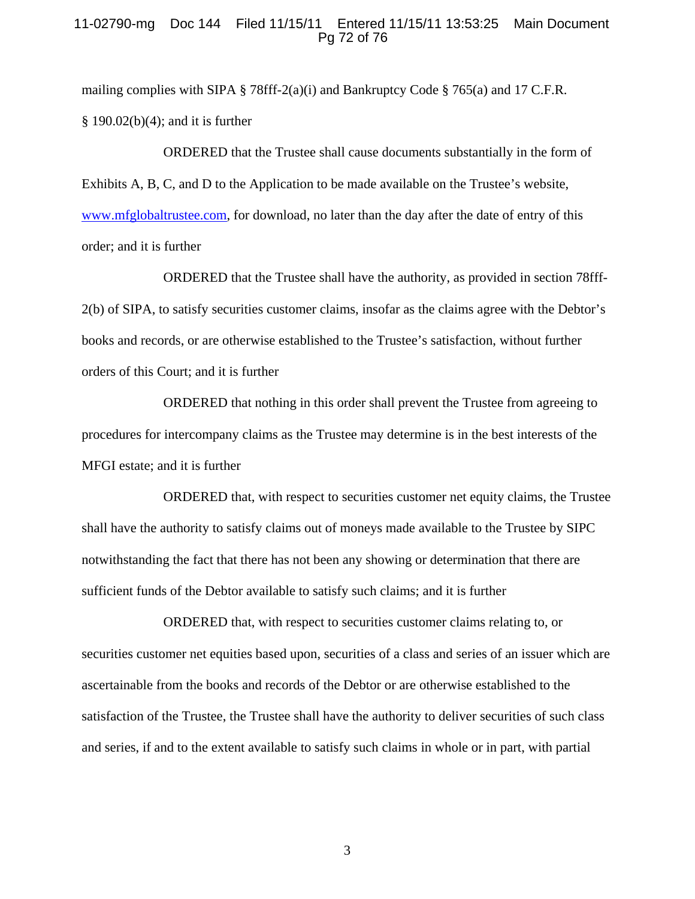mailing complies with SIPA § 78fff-2(a)(i) and Bankruptcy Code § 765(a) and 17 C.F.R. § 190.02(b)(4); and it is further

ORDERED that the Trustee shall cause documents substantially in the form of Exhibits A, B, C, and D to the Application to be made available on the Trustee's website, www.mfglobaltrustee.com, for download, no later than the day after the date of entry of this order; and it is further

ORDERED that the Trustee shall have the authority, as provided in section 78fff-2(b) of SIPA, to satisfy securities customer claims, insofar as the claims agree with the Debtor's books and records, or are otherwise established to the Trustee's satisfaction, without further orders of this Court; and it is further

ORDERED that nothing in this order shall prevent the Trustee from agreeing to procedures for intercompany claims as the Trustee may determine is in the best interests of the MFGI estate; and it is further

ORDERED that, with respect to securities customer net equity claims, the Trustee shall have the authority to satisfy claims out of moneys made available to the Trustee by SIPC notwithstanding the fact that there has not been any showing or determination that there are sufficient funds of the Debtor available to satisfy such claims; and it is further

ORDERED that, with respect to securities customer claims relating to, or securities customer net equities based upon, securities of a class and series of an issuer which are ascertainable from the books and records of the Debtor or are otherwise established to the satisfaction of the Trustee, the Trustee shall have the authority to deliver securities of such class and series, if and to the extent available to satisfy such claims in whole or in part, with partial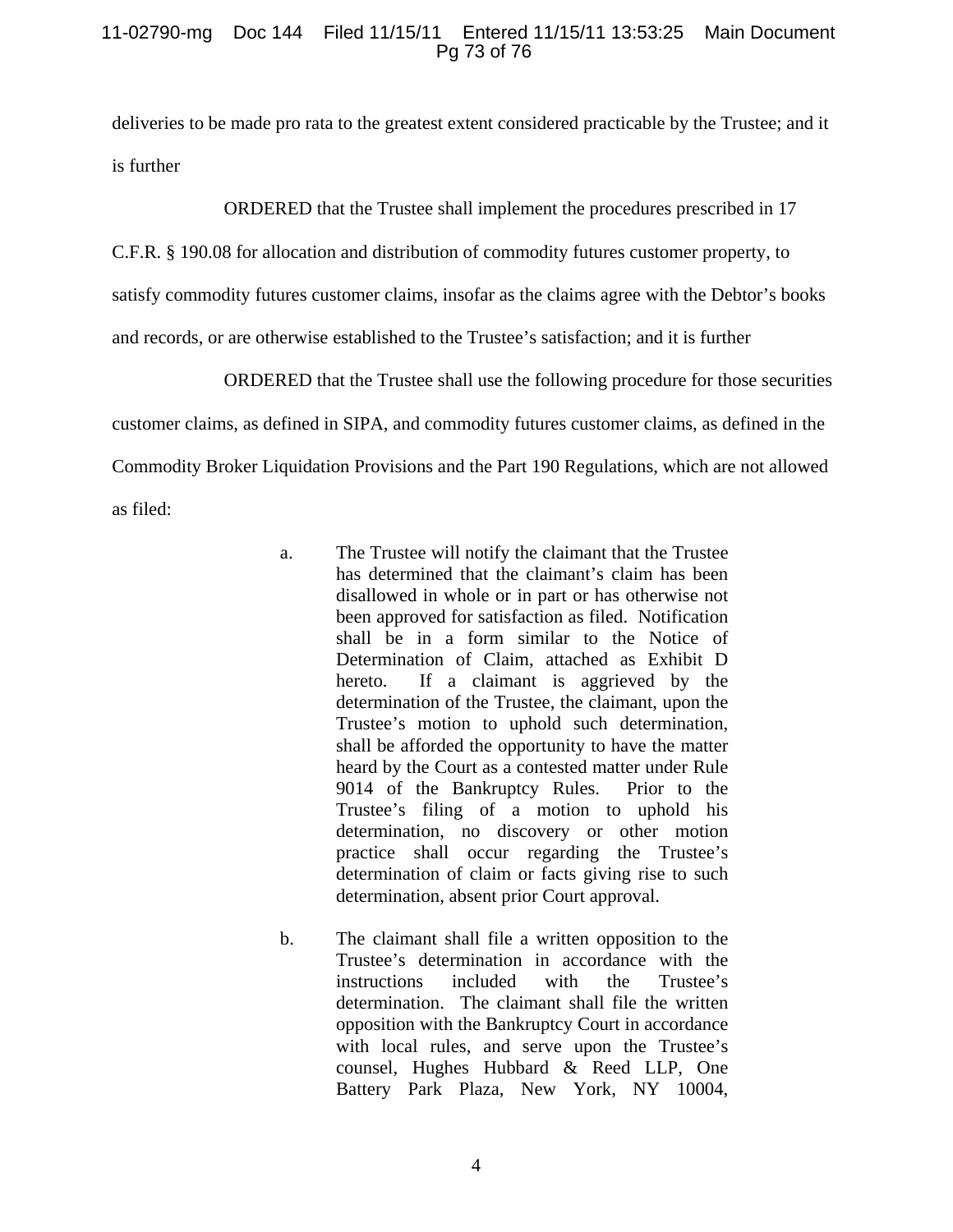deliveries to be made pro rata to the greatest extent considered practicable by the Trustee; and it is further

ORDERED that the Trustee shall implement the procedures prescribed in 17 C.F.R. § 190.08 for allocation and distribution of commodity futures customer property, to satisfy commodity futures customer claims, insofar as the claims agree with the Debtor's books and records, or are otherwise established to the Trustee's satisfaction; and it is further

ORDERED that the Trustee shall use the following procedure for those securities customer claims, as defined in SIPA, and commodity futures customer claims, as defined in the Commodity Broker Liquidation Provisions and the Part 190 Regulations, which are not allowed as filed:

a. The Trustee will notify the claimant that the Trustee has determined that the claimant's claim has been disallowed in whole or in part or has otherwise not been approved for satisfaction as filed. Notification shall be in a form similar to the Notice of Determination of Claim, attached as Exhibit D hereto. If a claimant is aggrieved by the determination of the Trustee, the claimant, upon the Trustee's motion to uphold such determination, shall be afforded the opportunity to have the matter heard by the Court as a contested matter under Rule 9014 of the Bankruptcy Rules. Prior to the Trustee's filing of a motion to uphold his determination, no discovery or other motion practice shall occur regarding the Trustee's determination of claim or facts giving rise to such determination, absent prior Court approval.

b. The claimant shall file a written opposition to the Trustee's determination in accordance with the instructions included with the Trustee's determination. The claimant shall file the written opposition with the Bankruptcy Court in accordance with local rules, and serve upon the Trustee's counsel, Hughes Hubbard & Reed LLP, One Battery Park Plaza, New York, NY 10004,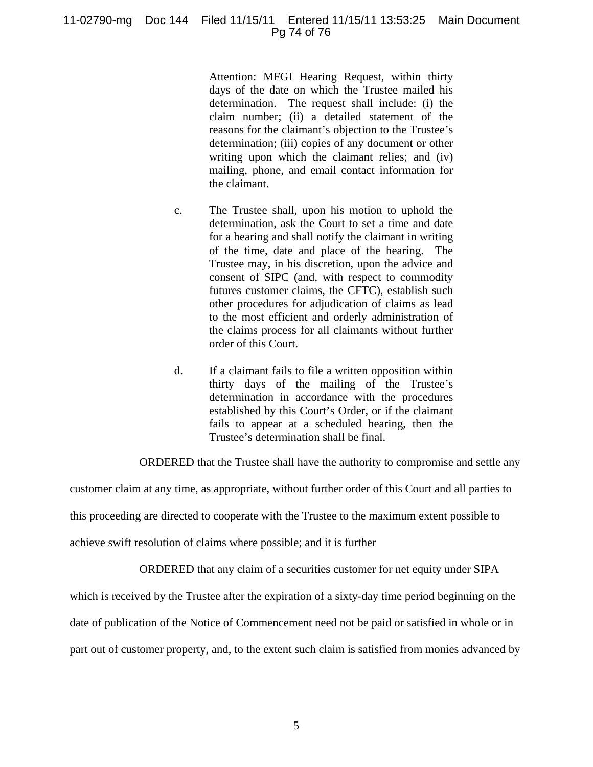Attention: MFGI Hearing Request, within thirty days of the date on which the Trustee mailed his determination. The request shall include: (i) the claim number; (ii) a detailed statement of the reasons for the claimant's objection to the Trustee's determination; (iii) copies of any document or other writing upon which the claimant relies; and (iv) mailing, phone, and email contact information for the claimant.

c. The Trustee shall, upon his motion to uphold the determination, ask the Court to set a time and date for a hearing and shall notify the claimant in writing of the time, date and place of the hearing. The Trustee may, in his discretion, upon the advice and consent of SIPC (and, with respect to commodity futures customer claims, the CFTC), establish such other procedures for adjudication of claims as lead to the most efficient and orderly administration of the claims process for all claimants without further order of this Court.

d. If a claimant fails to file a written opposition within thirty days of the mailing of the Trustee's determination in accordance with the procedures established by this Court's Order, or if the claimant fails to appear at a scheduled hearing, then the Trustee's determination shall be final.

ORDERED that the Trustee shall have the authority to compromise and settle any customer claim at any time, as appropriate, without further order of this Court and all parties to this proceeding are directed to cooperate with the Trustee to the maximum extent possible to achieve swift resolution of claims where possible; and it is further

ORDERED that any claim of a securities customer for net equity under SIPA which is received by the Trustee after the expiration of a sixty-day time period beginning on the date of publication of the Notice of Commencement need not be paid or satisfied in whole or in part out of customer property, and, to the extent such claim is satisfied from monies advanced by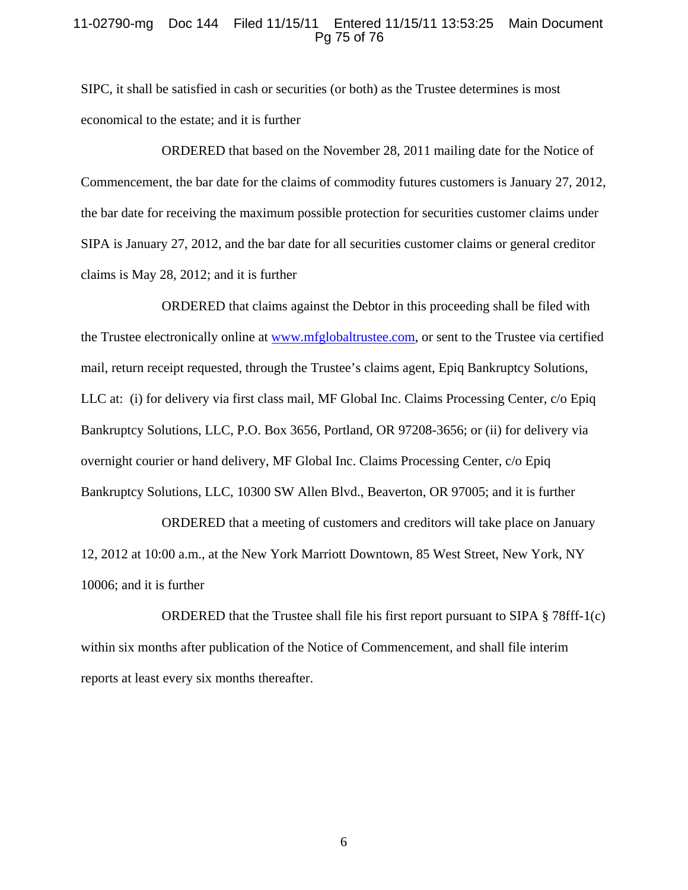SIPC, it shall be satisfied in cash or securities (or both) as the Trustee determines is most economical to the estate; and it is further

ORDERED that based on the November 28, 2011 mailing date for the Notice of Commencement, the bar date for the claims of commodity futures customers is January 27, 2012, the bar date for receiving the maximum possible protection for securities customer claims under SIPA is January 27, 2012, and the bar date for all securities customer claims or general creditor claims is May 28, 2012; and it is further

ORDERED that claims against the Debtor in this proceeding shall be filed with the Trustee electronically online at www.mfglobaltrustee.com, or sent to the Trustee via certified mail, return receipt requested, through the Trustee's claims agent, Epiq Bankruptcy Solutions, LLC at: (i) for delivery via first class mail, MF Global Inc. Claims Processing Center, c/o Epiq Bankruptcy Solutions, LLC, P.O. Box 3656, Portland, OR 97208-3656; or (ii) for delivery via overnight courier or hand delivery, MF Global Inc. Claims Processing Center, c/o Epiq Bankruptcy Solutions, LLC, 10300 SW Allen Blvd., Beaverton, OR 97005; and it is further

ORDERED that a meeting of customers and creditors will take place on January 12, 2012 at 10:00 a.m., at the New York Marriott Downtown, 85 West Street, New York, NY 10006; and it is further

ORDERED that the Trustee shall file his first report pursuant to SIPA § 78fff-1(c) within six months after publication of the Notice of Commencement, and shall file interim reports at least every six months thereafter.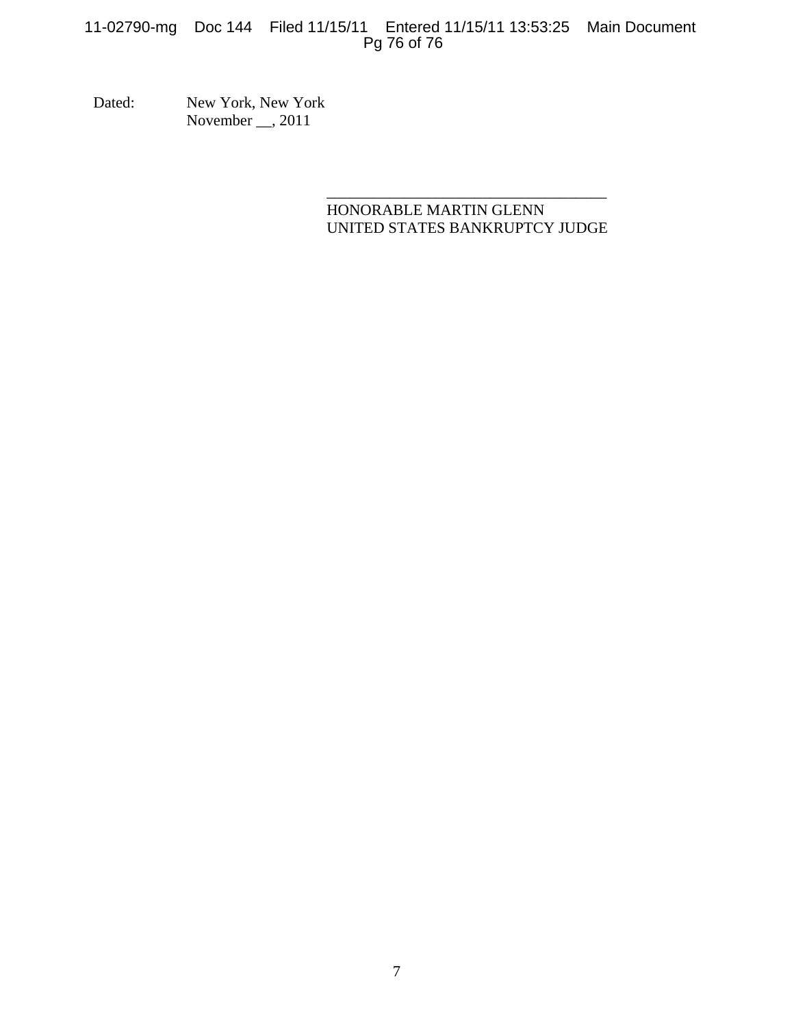Dated: New York, New York
November __, 2011

\_\_\_\_\_\_\_\_\_\_\_\_\_\_\_\_\_\_\_\_\_\_\_\_\_\_\_\_\_\_\_\_\_\_\_\_\_\_

HONORABLE MARTIN GLENN
UNITED STATES BANKRUPTCY JUDGE